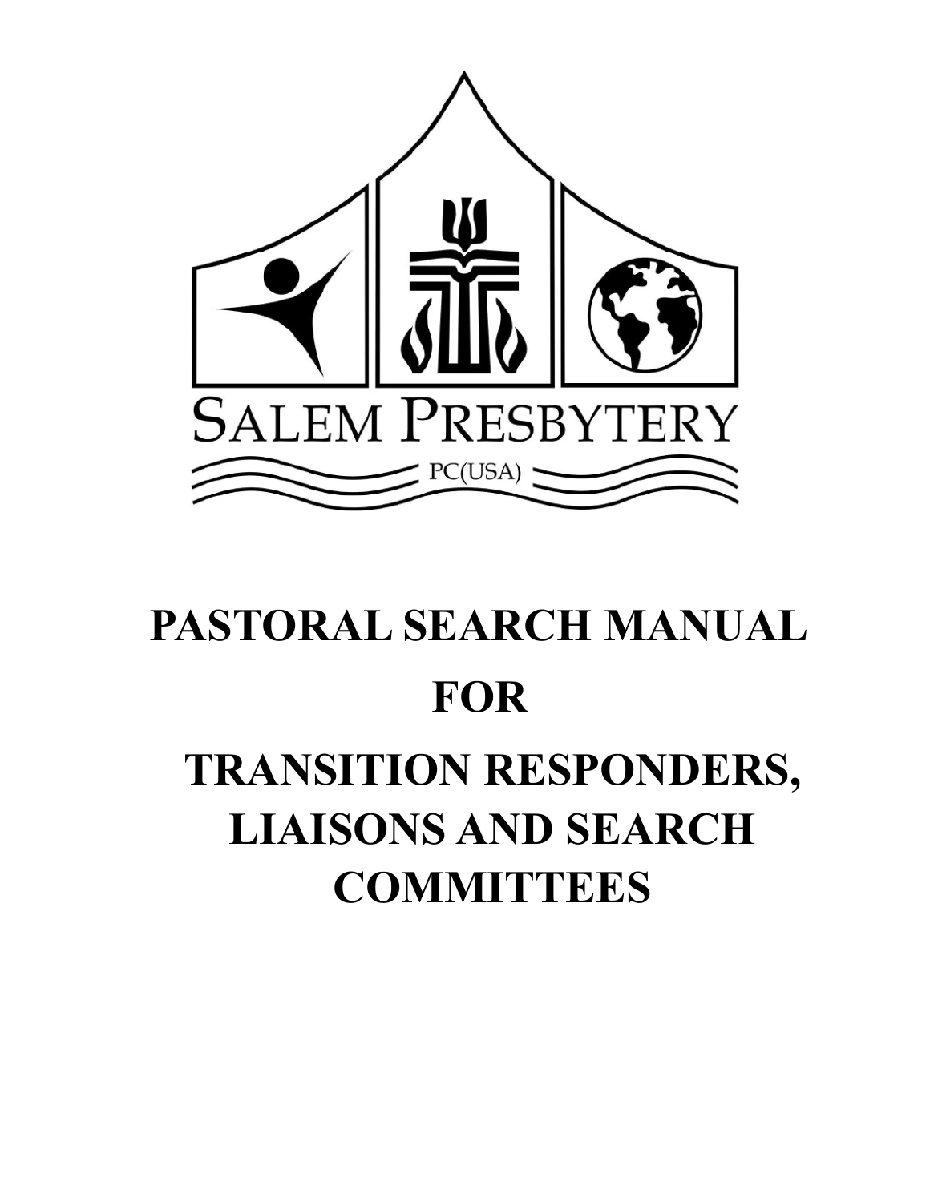SALEM PRESBYTERY

PC(USA)

# PASTORAL SEARCH MANUAL FOR TRANSITION RESPONDERS, LIAISONS AND SEARCH COMMITTEES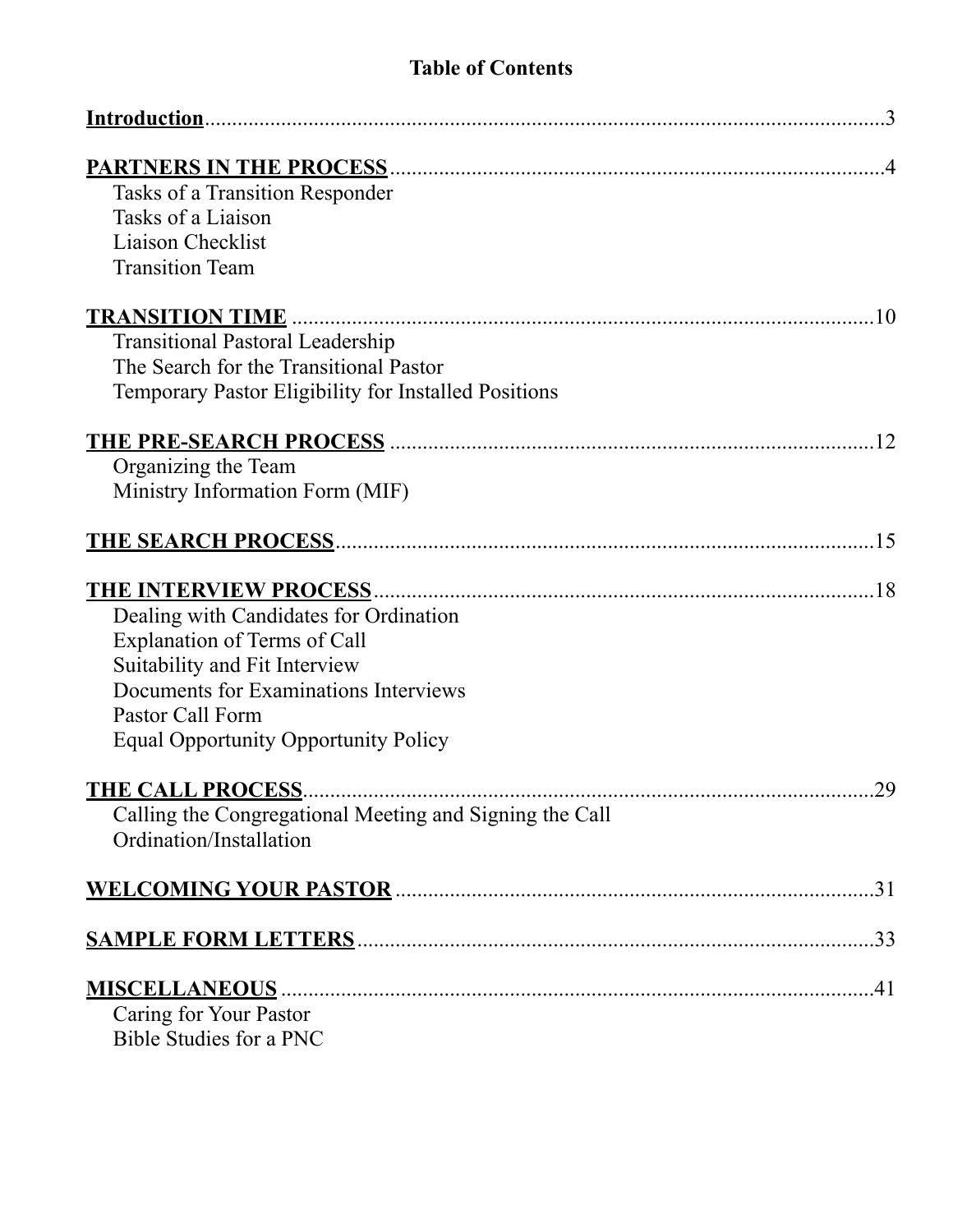# Table of Contents

**Introduction** .......... 3

**PARTNERS IN THE PROCESS** .......... 4
- Tasks of a Transition Responder
- Tasks of a Liaison
- Liaison Checklist
- Transition Team

**TRANSITION TIME** .......... 10
- Transitional Pastoral Leadership
- The Search for the Transitional Pastor
- Temporary Pastor Eligibility for Installed Positions

**THE PRE-SEARCH PROCESS** .......... 12
- Organizing the Team
- Ministry Information Form (MIF)

**THE SEARCH PROCESS** .......... 15

**THE INTERVIEW PROCESS** .......... 18
- Dealing with Candidates for Ordination
- Explanation of Terms of Call
- Suitability and Fit Interview
- Documents for Examinations Interviews
- Pastor Call Form
- Equal Opportunity Opportunity Policy

**THE CALL PROCESS** .......... 29
- Calling the Congregational Meeting and Signing the Call
- Ordination/Installation

**WELCOMING YOUR PASTOR** .......... 31

**SAMPLE FORM LETTERS** .......... 33

**MISCELLANEOUS** .......... 41
- Caring for Your Pastor
- Bible Studies for a PNC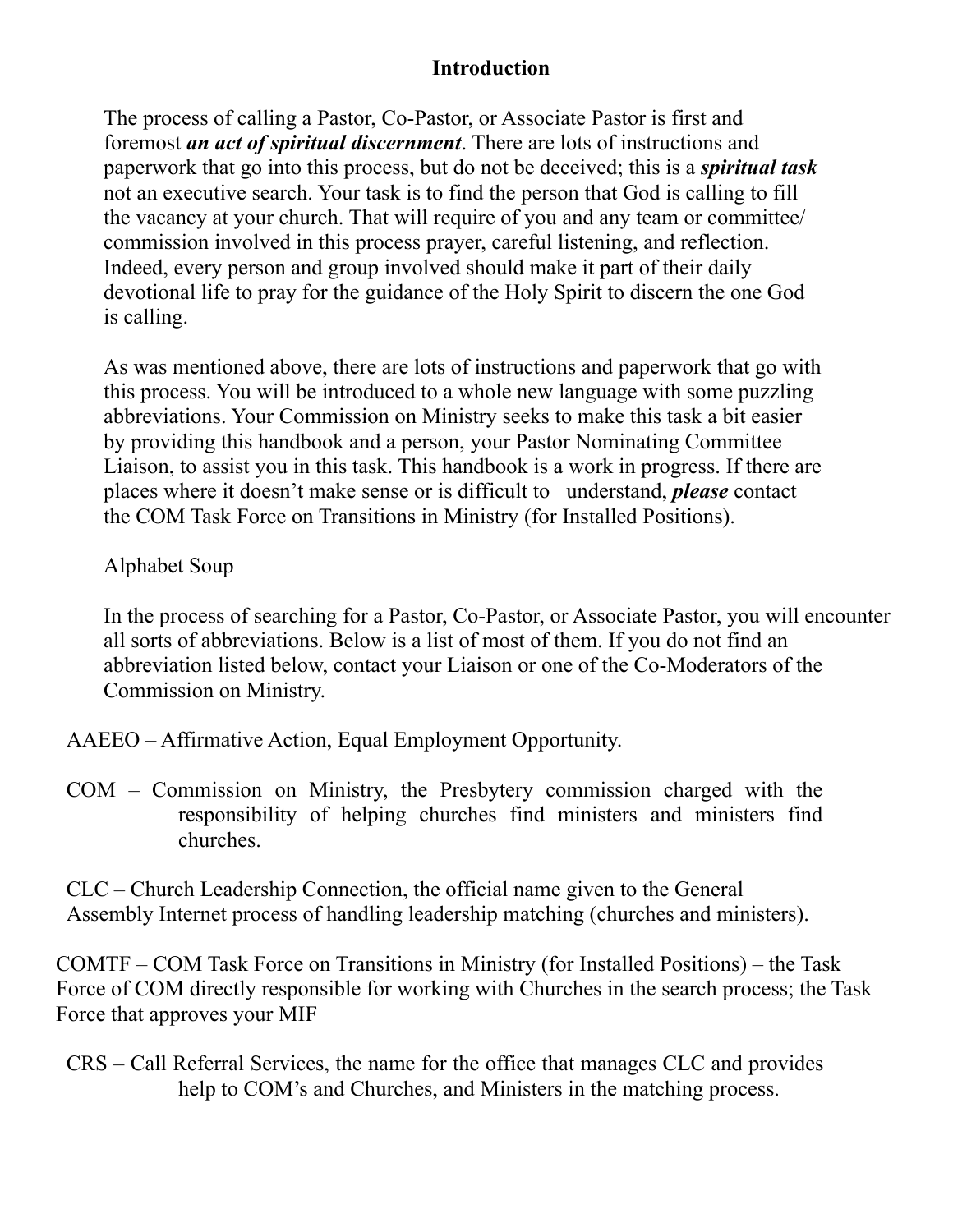# Introduction

The process of calling a Pastor, Co-Pastor, or Associate Pastor is first and foremost ***an act of spiritual discernment***. There are lots of instructions and paperwork that go into this process, but do not be deceived; this is a ***spiritual task*** not an executive search. Your task is to find the person that God is calling to fill the vacancy at your church. That will require of you and any team or committee/ commission involved in this process prayer, careful listening, and reflection. Indeed, every person and group involved should make it part of their daily devotional life to pray for the guidance of the Holy Spirit to discern the one God is calling.

As was mentioned above, there are lots of instructions and paperwork that go with this process. You will be introduced to a whole new language with some puzzling abbreviations. Your Commission on Ministry seeks to make this task a bit easier by providing this handbook and a person, your Pastor Nominating Committee Liaison, to assist you in this task. This handbook is a work in progress. If there are places where it doesn't make sense or is difficult to understand, ***please*** contact the COM Task Force on Transitions in Ministry (for Installed Positions).

Alphabet Soup

In the process of searching for a Pastor, Co-Pastor, or Associate Pastor, you will encounter all sorts of abbreviations. Below is a list of most of them. If you do not find an abbreviation listed below, contact your Liaison or one of the Co-Moderators of the Commission on Ministry.

AAEEO – Affirmative Action, Equal Employment Opportunity.

COM – Commission on Ministry, the Presbytery commission charged with the responsibility of helping churches find ministers and ministers find churches.

CLC – Church Leadership Connection, the official name given to the General Assembly Internet process of handling leadership matching (churches and ministers).

COMTF – COM Task Force on Transitions in Ministry (for Installed Positions) – the Task Force of COM directly responsible for working with Churches in the search process; the Task Force that approves your MIF

CRS – Call Referral Services, the name for the office that manages CLC and provides help to COM's and Churches, and Ministers in the matching process.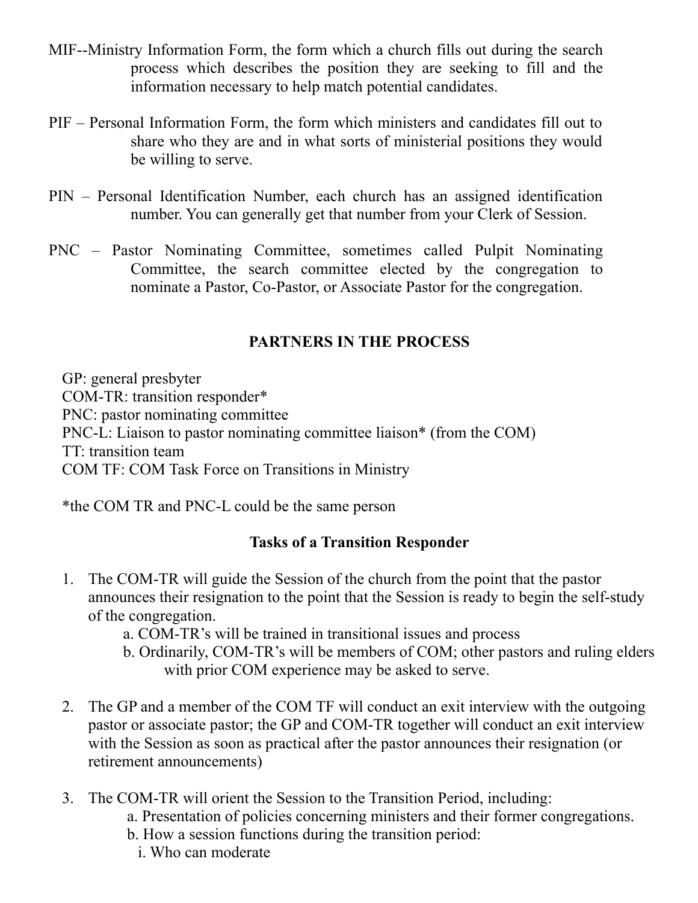MIF--Ministry Information Form, the form which a church fills out during the search process which describes the position they are seeking to fill and the information necessary to help match potential candidates.

PIF – Personal Information Form, the form which ministers and candidates fill out to share who they are and in what sorts of ministerial positions they would be willing to serve.

PIN – Personal Identification Number, each church has an assigned identification number. You can generally get that number from your Clerk of Session.

PNC – Pastor Nominating Committee, sometimes called Pulpit Nominating Committee, the search committee elected by the congregation to nominate a Pastor, Co-Pastor, or Associate Pastor for the congregation.

## PARTNERS IN THE PROCESS

GP: general presbyter
COM-TR: transition responder*
PNC: pastor nominating committee
PNC-L: Liaison to pastor nominating committee liaison* (from the COM)
TT: transition team
COM TF: COM Task Force on Transitions in Ministry

*the COM TR and PNC-L could be the same person

## Tasks of a Transition Responder

1. The COM-TR will guide the Session of the church from the point that the pastor announces their resignation to the point that the Session is ready to begin the self-study of the congregation.
   a. COM-TR's will be trained in transitional issues and process
   b. Ordinarily, COM-TR's will be members of COM; other pastors and ruling elders with prior COM experience may be asked to serve.

2. The GP and a member of the COM TF will conduct an exit interview with the outgoing pastor or associate pastor; the GP and COM-TR together will conduct an exit interview with the Session as soon as practical after the pastor announces their resignation (or retirement announcements)

3. The COM-TR will orient the Session to the Transition Period, including:
   a. Presentation of policies concerning ministers and their former congregations.
   b. How a session functions during the transition period:
      i. Who can moderate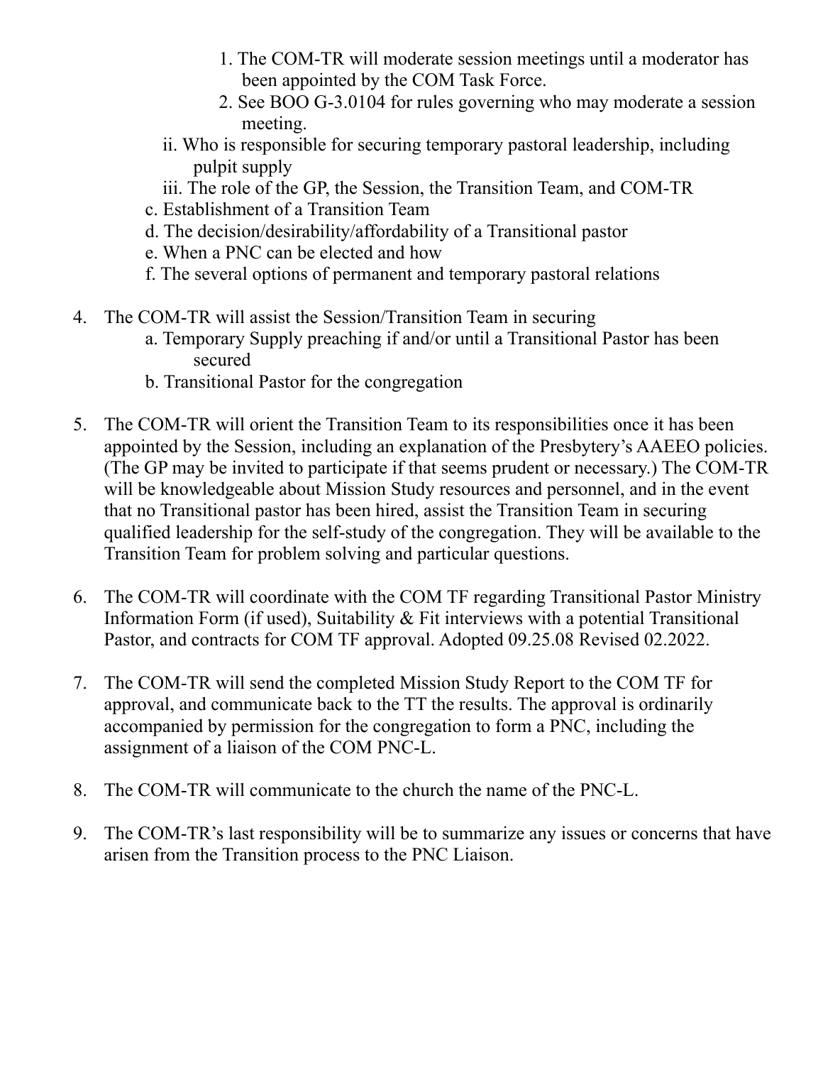1. The COM-TR will moderate session meetings until a moderator has been appointed by the COM Task Force.
        2. See BOO G-3.0104 for rules governing who may moderate a session meeting.
    - ii. Who is responsible for securing temporary pastoral leadership, including pulpit supply
    - iii. The role of the GP, the Session, the Transition Team, and COM-TR
  - c. Establishment of a Transition Team
  - d. The decision/desirability/affordability of a Transitional pastor
  - e. When a PNC can be elected and how
  - f. The several options of permanent and temporary pastoral relations

4. The COM-TR will assist the Session/Transition Team in securing
    - a. Temporary Supply preaching if and/or until a Transitional Pastor has been secured
    - b. Transitional Pastor for the congregation

5. The COM-TR will orient the Transition Team to its responsibilities once it has been appointed by the Session, including an explanation of the Presbytery's AAEEO policies. (The GP may be invited to participate if that seems prudent or necessary.) The COM-TR will be knowledgeable about Mission Study resources and personnel, and in the event that no Transitional pastor has been hired, assist the Transition Team in securing qualified leadership for the self-study of the congregation. They will be available to the Transition Team for problem solving and particular questions.

6. The COM-TR will coordinate with the COM TF regarding Transitional Pastor Ministry Information Form (if used), Suitability & Fit interviews with a potential Transitional Pastor, and contracts for COM TF approval. Adopted 09.25.08 Revised 02.2022.

7. The COM-TR will send the completed Mission Study Report to the COM TF for approval, and communicate back to the TT the results. The approval is ordinarily accompanied by permission for the congregation to form a PNC, including the assignment of a liaison of the COM PNC-L.

8. The COM-TR will communicate to the church the name of the PNC-L.

9. The COM-TR's last responsibility will be to summarize any issues or concerns that have arisen from the Transition process to the PNC Liaison.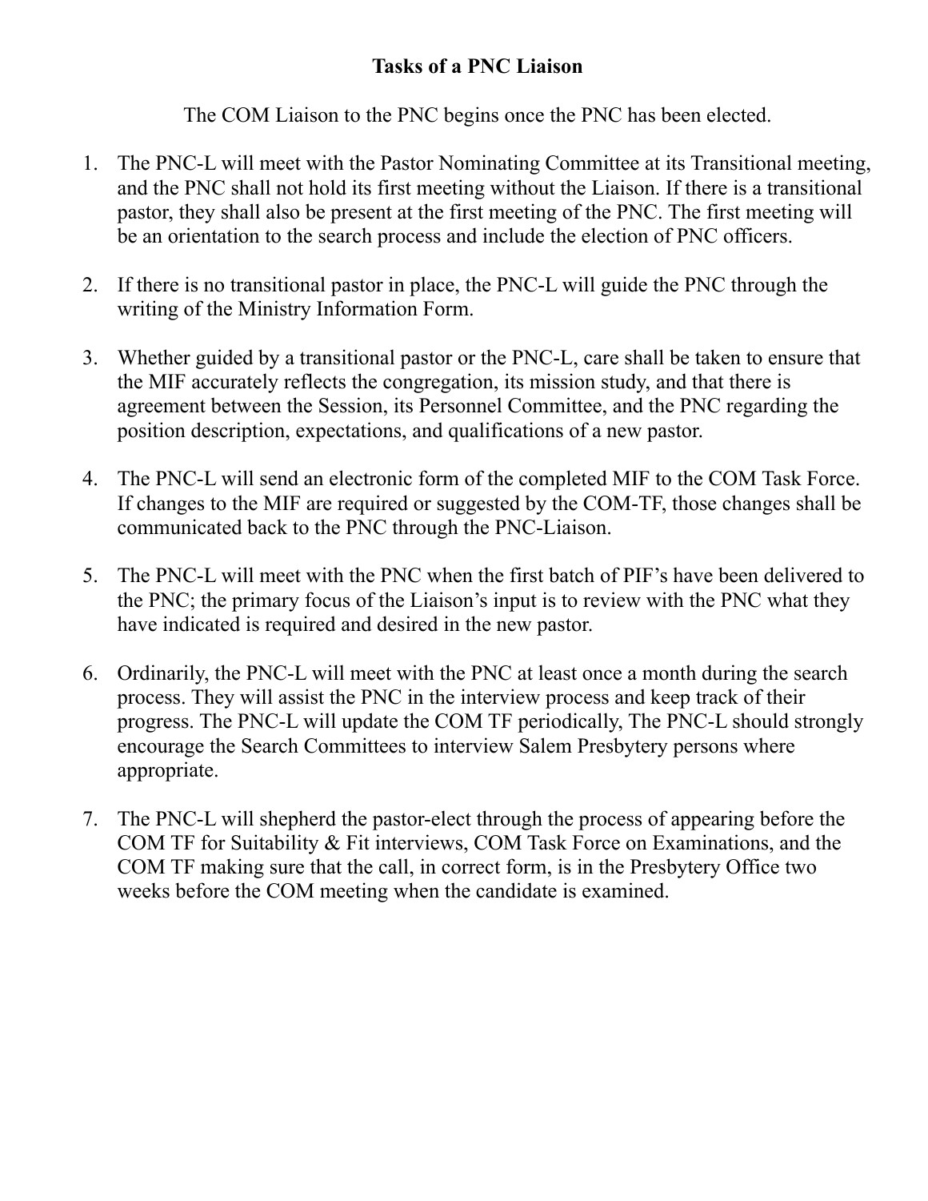**Tasks of a PNC Liaison**

The COM Liaison to the PNC begins once the PNC has been elected.

1. The PNC-L will meet with the Pastor Nominating Committee at its Transitional meeting, and the PNC shall not hold its first meeting without the Liaison. If there is a transitional pastor, they shall also be present at the first meeting of the PNC. The first meeting will be an orientation to the search process and include the election of PNC officers.

2. If there is no transitional pastor in place, the PNC-L will guide the PNC through the writing of the Ministry Information Form.

3. Whether guided by a transitional pastor or the PNC-L, care shall be taken to ensure that the MIF accurately reflects the congregation, its mission study, and that there is agreement between the Session, its Personnel Committee, and the PNC regarding the position description, expectations, and qualifications of a new pastor.

4. The PNC-L will send an electronic form of the completed MIF to the COM Task Force. If changes to the MIF are required or suggested by the COM-TF, those changes shall be communicated back to the PNC through the PNC-Liaison.

5. The PNC-L will meet with the PNC when the first batch of PIF's have been delivered to the PNC; the primary focus of the Liaison's input is to review with the PNC what they have indicated is required and desired in the new pastor.

6. Ordinarily, the PNC-L will meet with the PNC at least once a month during the search process. They will assist the PNC in the interview process and keep track of their progress. The PNC-L will update the COM TF periodically, The PNC-L should strongly encourage the Search Committees to interview Salem Presbytery persons where appropriate.

7. The PNC-L will shepherd the pastor-elect through the process of appearing before the COM TF for Suitability & Fit interviews, COM Task Force on Examinations, and the COM TF making sure that the call, in correct form, is in the Presbytery Office two weeks before the COM meeting when the candidate is examined.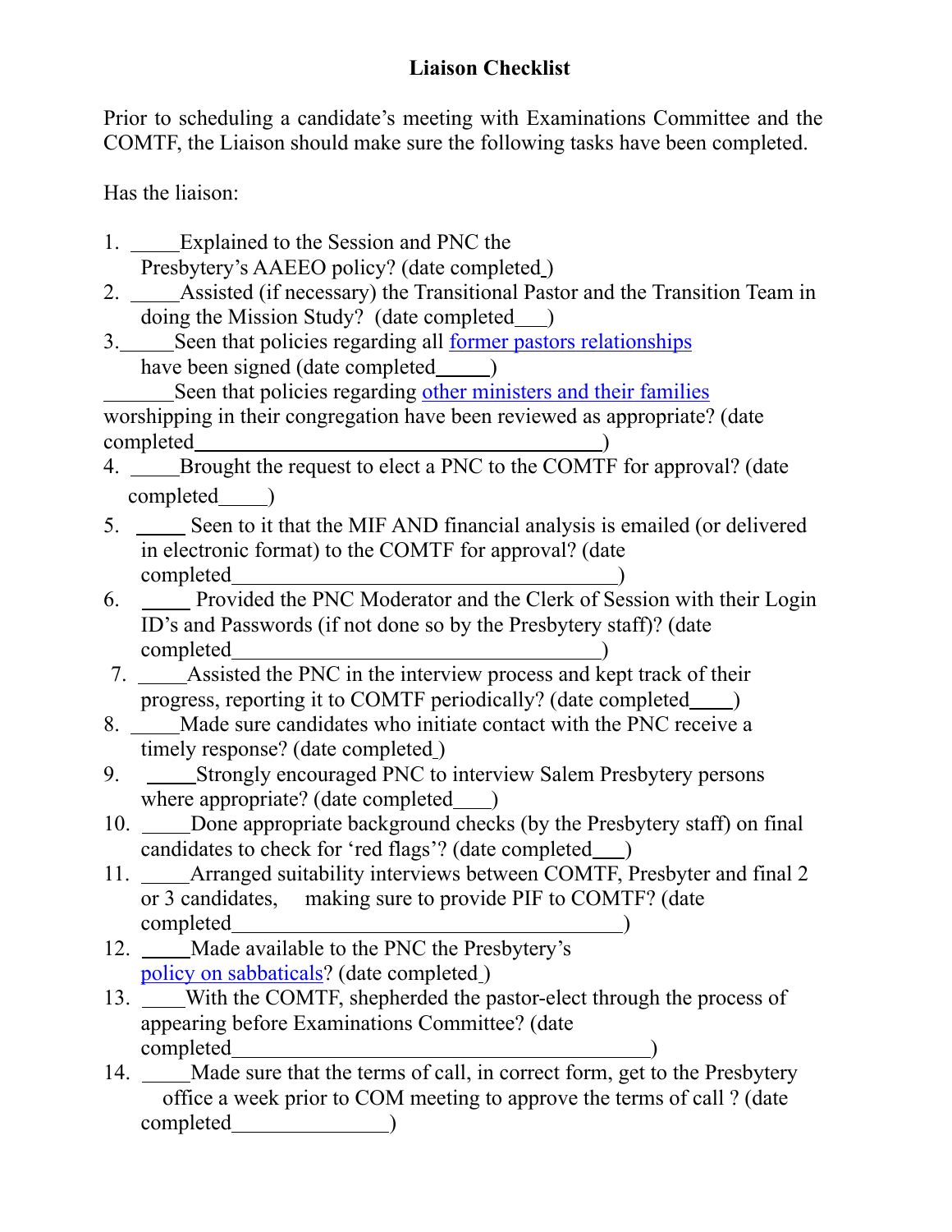**Liaison Checklist**

Prior to scheduling a candidate's meeting with Examinations Committee and the COMTF, the Liaison should make sure the following tasks have been completed.

Has the liaison:

1. _____Explained to the Session and PNC the Presbytery's AAEEO policy? (date completed_)
2. _____Assisted (if necessary) the Transitional Pastor and the Transition Team in doing the Mission Study? (date completed___)
3. _____Seen that policies regarding all former pastors relationships have been signed (date completed_____)

   _______Seen that policies regarding other ministers and their families worshipping in their congregation have been reviewed as appropriate? (date completed________________________________________)
4. _____Brought the request to elect a PNC to the COMTF for approval? (date completed_____)
5. _____ Seen to it that the MIF AND financial analysis is emailed (or delivered in electronic format) to the COMTF for approval? (date completed_______________________________________)
6. _____ Provided the PNC Moderator and the Clerk of Session with their Login ID's and Passwords (if not done so by the Presbytery staff)? (date completed_____________________________________)
7. _____Assisted the PNC in the interview process and kept track of their progress, reporting it to COMTF periodically? (date completed____)
8. _____Made sure candidates who initiate contact with the PNC receive a timely response? (date completed_)
9. _____Strongly encouraged PNC to interview Salem Presbytery persons where appropriate? (date completed____)
10. _____Done appropriate background checks (by the Presbytery staff) on final candidates to check for 'red flags'? (date completed___)
11. _____Arranged suitability interviews between COMTF, Presbyter and final 2 or 3 candidates, making sure to provide PIF to COMTF? (date completed_______________________________________)
12. _____Made available to the PNC the Presbytery's policy on sabbaticals? (date completed_)
13. ____With the COMTF, shepherded the pastor-elect through the process of appearing before Examinations Committee? (date completed__________________________________________)
14. _____Made sure that the terms of call, in correct form, get to the Presbytery office a week prior to COM meeting to approve the terms of call ? (date completed________________)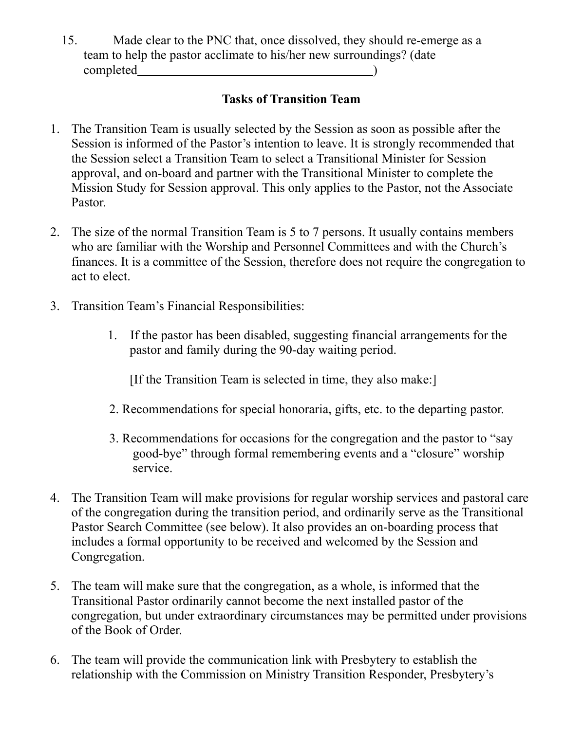15. _____Made clear to the PNC that, once dissolved, they should re-emerge as a team to help the pastor acclimate to his/her new surroundings? (date completed_______________________________________)

### Tasks of Transition Team

1. The Transition Team is usually selected by the Session as soon as possible after the Session is informed of the Pastor's intention to leave. It is strongly recommended that the Session select a Transition Team to select a Transitional Minister for Session approval, and on-board and partner with the Transitional Minister to complete the Mission Study for Session approval. This only applies to the Pastor, not the Associate Pastor.

2. The size of the normal Transition Team is 5 to 7 persons. It usually contains members who are familiar with the Worship and Personnel Committees and with the Church's finances. It is a committee of the Session, therefore does not require the congregation to act to elect.

3. Transition Team's Financial Responsibilities:

    1. If the pastor has been disabled, suggesting financial arrangements for the pastor and family during the 90-day waiting period.

       [If the Transition Team is selected in time, they also make:]

    2. Recommendations for special honoraria, gifts, etc. to the departing pastor.

    3. Recommendations for occasions for the congregation and the pastor to "say good-bye" through formal remembering events and a "closure" worship service.

4. The Transition Team will make provisions for regular worship services and pastoral care of the congregation during the transition period, and ordinarily serve as the Transitional Pastor Search Committee (see below). It also provides an on-boarding process that includes a formal opportunity to be received and welcomed by the Session and Congregation.

5. The team will make sure that the congregation, as a whole, is informed that the Transitional Pastor ordinarily cannot become the next installed pastor of the congregation, but under extraordinary circumstances may be permitted under provisions of the Book of Order.

6. The team will provide the communication link with Presbytery to establish the relationship with the Commission on Ministry Transition Responder, Presbytery's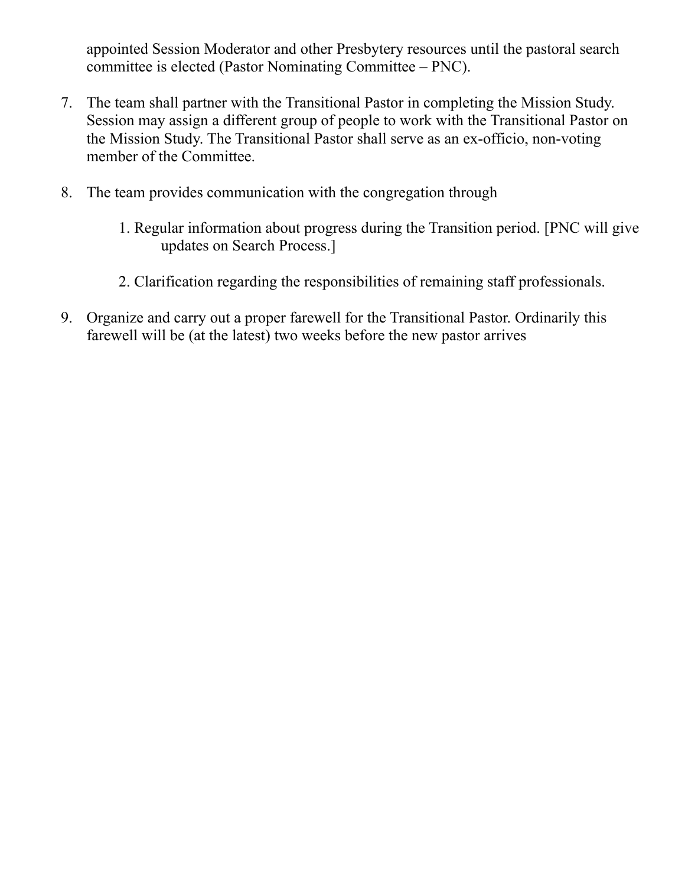appointed Session Moderator and other Presbytery resources until the pastoral search committee is elected (Pastor Nominating Committee – PNC).

7. The team shall partner with the Transitional Pastor in completing the Mission Study. Session may assign a different group of people to work with the Transitional Pastor on the Mission Study. The Transitional Pastor shall serve as an ex-officio, non-voting member of the Committee.

8. The team provides communication with the congregation through

    1. Regular information about progress during the Transition period. [PNC will give updates on Search Process.]

    2. Clarification regarding the responsibilities of remaining staff professionals.

9. Organize and carry out a proper farewell for the Transitional Pastor. Ordinarily this farewell will be (at the latest) two weeks before the new pastor arrives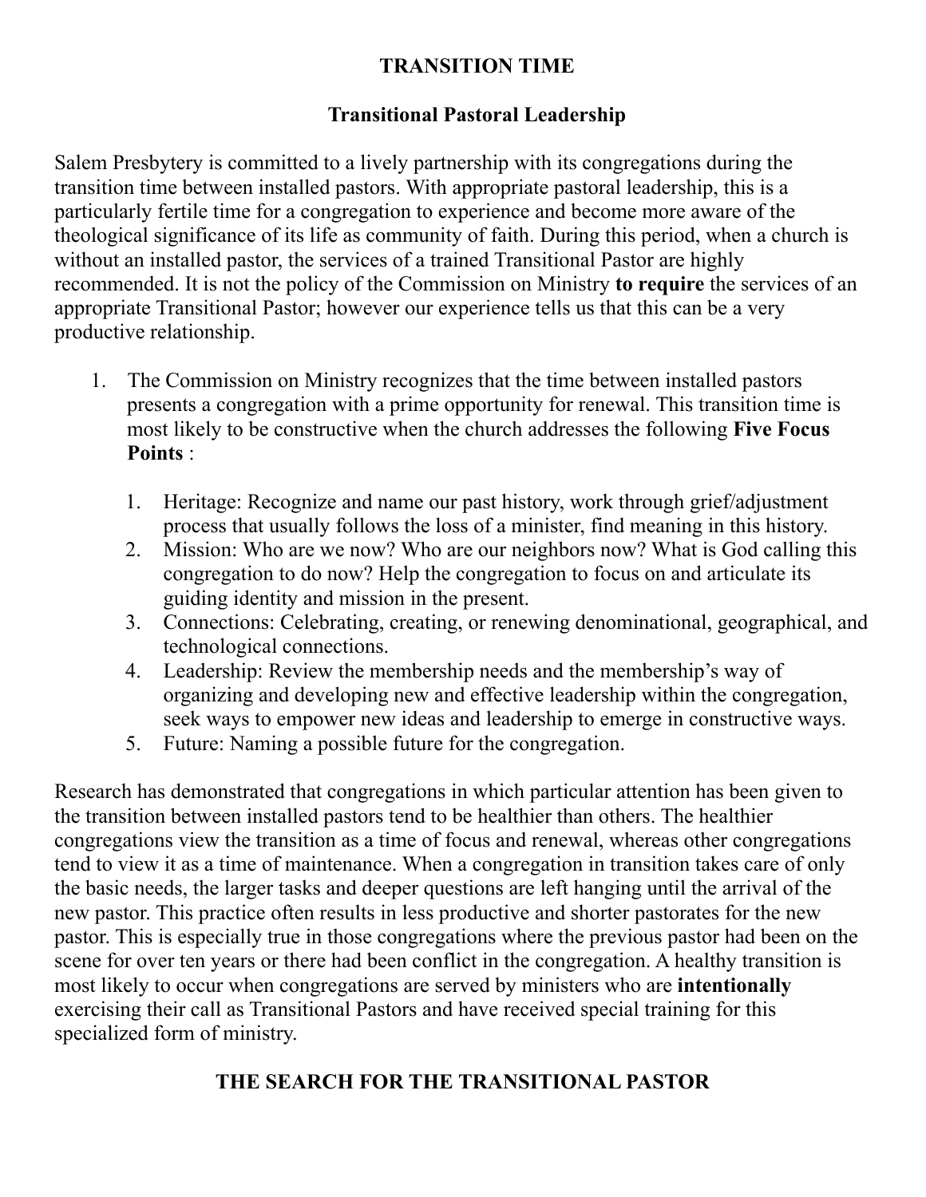# TRANSITION TIME

## Transitional Pastoral Leadership

Salem Presbytery is committed to a lively partnership with its congregations during the transition time between installed pastors. With appropriate pastoral leadership, this is a particularly fertile time for a congregation to experience and become more aware of the theological significance of its life as community of faith. During this period, when a church is without an installed pastor, the services of a trained Transitional Pastor are highly recommended. It is not the policy of the Commission on Ministry **to require** the services of an appropriate Transitional Pastor; however our experience tells us that this can be a very productive relationship.

1. The Commission on Ministry recognizes that the time between installed pastors presents a congregation with a prime opportunity for renewal. This transition time is most likely to be constructive when the church addresses the following **Five Focus Points** :

    1. Heritage: Recognize and name our past history, work through grief/adjustment process that usually follows the loss of a minister, find meaning in this history.
    2. Mission: Who are we now? Who are our neighbors now? What is God calling this congregation to do now? Help the congregation to focus on and articulate its guiding identity and mission in the present.
    3. Connections: Celebrating, creating, or renewing denominational, geographical, and technological connections.
    4. Leadership: Review the membership needs and the membership's way of organizing and developing new and effective leadership within the congregation, seek ways to empower new ideas and leadership to emerge in constructive ways.
    5. Future: Naming a possible future for the congregation.

Research has demonstrated that congregations in which particular attention has been given to the transition between installed pastors tend to be healthier than others. The healthier congregations view the transition as a time of focus and renewal, whereas other congregations tend to view it as a time of maintenance. When a congregation in transition takes care of only the basic needs, the larger tasks and deeper questions are left hanging until the arrival of the new pastor. This practice often results in less productive and shorter pastorates for the new pastor. This is especially true in those congregations where the previous pastor had been on the scene for over ten years or there had been conflict in the congregation. A healthy transition is most likely to occur when congregations are served by ministers who are **intentionally** exercising their call as Transitional Pastors and have received special training for this specialized form of ministry.

## THE SEARCH FOR THE TRANSITIONAL PASTOR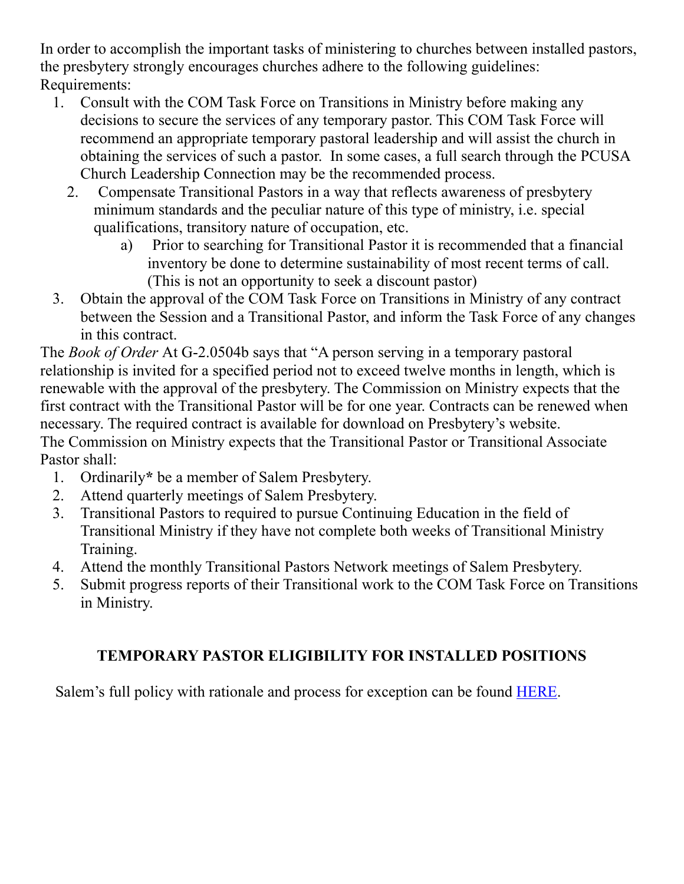In order to accomplish the important tasks of ministering to churches between installed pastors, the presbytery strongly encourages churches adhere to the following guidelines:
Requirements:

1. Consult with the COM Task Force on Transitions in Ministry before making any decisions to secure the services of any temporary pastor. This COM Task Force will recommend an appropriate temporary pastoral leadership and will assist the church in obtaining the services of such a pastor. In some cases, a full search through the PCUSA Church Leadership Connection may be the recommended process.
2. Compensate Transitional Pastors in a way that reflects awareness of presbytery minimum standards and the peculiar nature of this type of ministry, i.e. special qualifications, transitory nature of occupation, etc.
   a) Prior to searching for Transitional Pastor it is recommended that a financial inventory be done to determine sustainability of most recent terms of call. (This is not an opportunity to seek a discount pastor)
3. Obtain the approval of the COM Task Force on Transitions in Ministry of any contract between the Session and a Transitional Pastor, and inform the Task Force of any changes in this contract.

The *Book of Order* At G-2.0504b says that "A person serving in a temporary pastoral relationship is invited for a specified period not to exceed twelve months in length, which is renewable with the approval of the presbytery. The Commission on Ministry expects that the first contract with the Transitional Pastor will be for one year. Contracts can be renewed when necessary. The required contract is available for download on Presbytery's website.
The Commission on Ministry expects that the Transitional Pastor or Transitional Associate Pastor shall:

1. Ordinarily**\*** be a member of Salem Presbytery.
2. Attend quarterly meetings of Salem Presbytery.
3. Transitional Pastors to required to pursue Continuing Education in the field of Transitional Ministry if they have not complete both weeks of Transitional Ministry Training.
4. Attend the monthly Transitional Pastors Network meetings of Salem Presbytery.
5. Submit progress reports of their Transitional work to the COM Task Force on Transitions in Ministry.

## TEMPORARY PASTOR ELIGIBILITY FOR INSTALLED POSITIONS

Salem's full policy with rationale and process for exception can be found [HERE].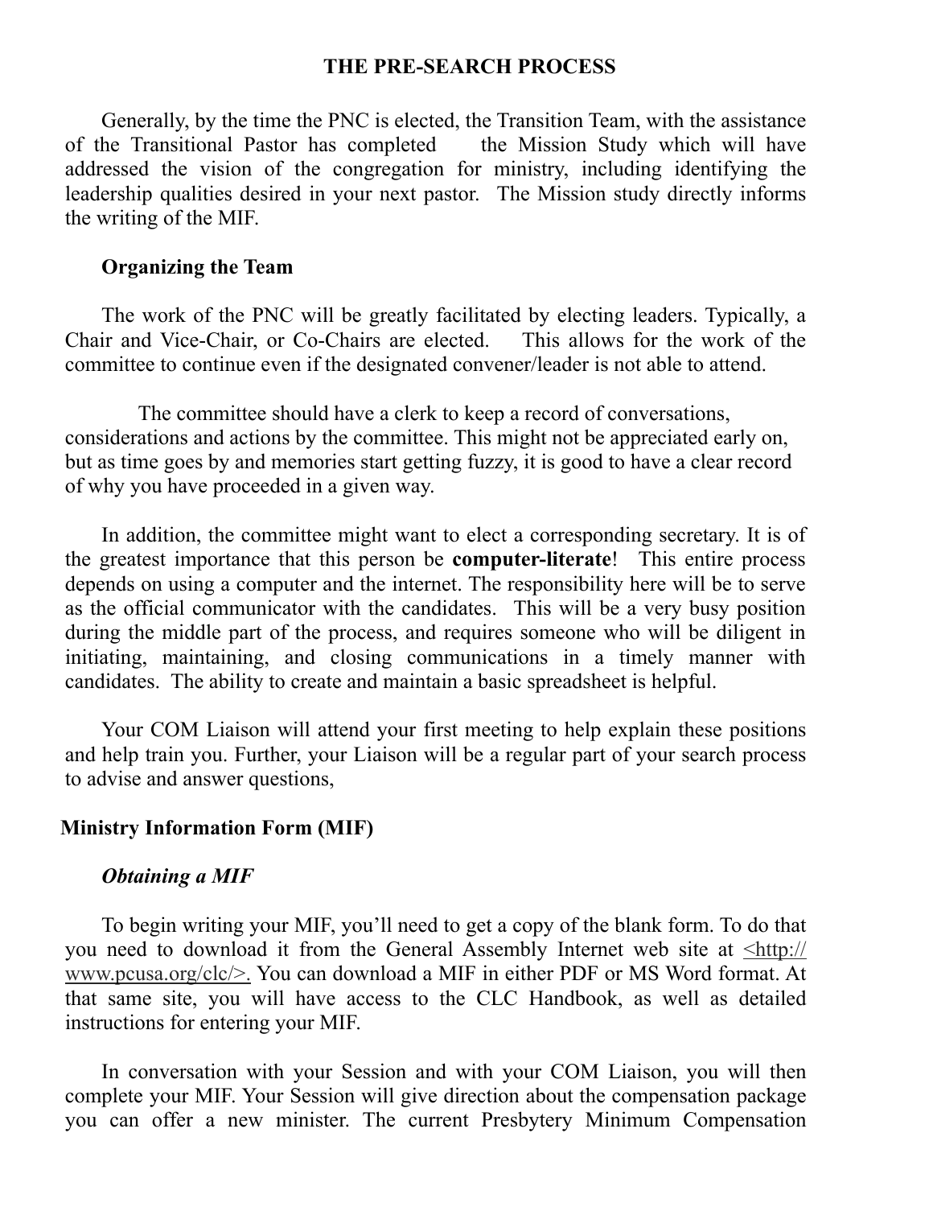## THE PRE-SEARCH PROCESS

Generally, by the time the PNC is elected, the Transition Team, with the assistance of the Transitional Pastor has completed the Mission Study which will have addressed the vision of the congregation for ministry, including identifying the leadership qualities desired in your next pastor. The Mission study directly informs the writing of the MIF.

### Organizing the Team

The work of the PNC will be greatly facilitated by electing leaders. Typically, a Chair and Vice-Chair, or Co-Chairs are elected. This allows for the work of the committee to continue even if the designated convener/leader is not able to attend.

The committee should have a clerk to keep a record of conversations, considerations and actions by the committee. This might not be appreciated early on, but as time goes by and memories start getting fuzzy, it is good to have a clear record of why you have proceeded in a given way.

In addition, the committee might want to elect a corresponding secretary. It is of the greatest importance that this person be **computer-literate**! This entire process depends on using a computer and the internet. The responsibility here will be to serve as the official communicator with the candidates. This will be a very busy position during the middle part of the process, and requires someone who will be diligent in initiating, maintaining, and closing communications in a timely manner with candidates. The ability to create and maintain a basic spreadsheet is helpful.

Your COM Liaison will attend your first meeting to help explain these positions and help train you. Further, your Liaison will be a regular part of your search process to advise and answer questions,

## Ministry Information Form (MIF)

### *Obtaining a MIF*

To begin writing your MIF, you'll need to get a copy of the blank form. To do that you need to download it from the General Assembly Internet web site at <http://www.pcusa.org/clc/>. You can download a MIF in either PDF or MS Word format. At that same site, you will have access to the CLC Handbook, as well as detailed instructions for entering your MIF.

In conversation with your Session and with your COM Liaison, you will then complete your MIF. Your Session will give direction about the compensation package you can offer a new minister. The current Presbytery Minimum Compensation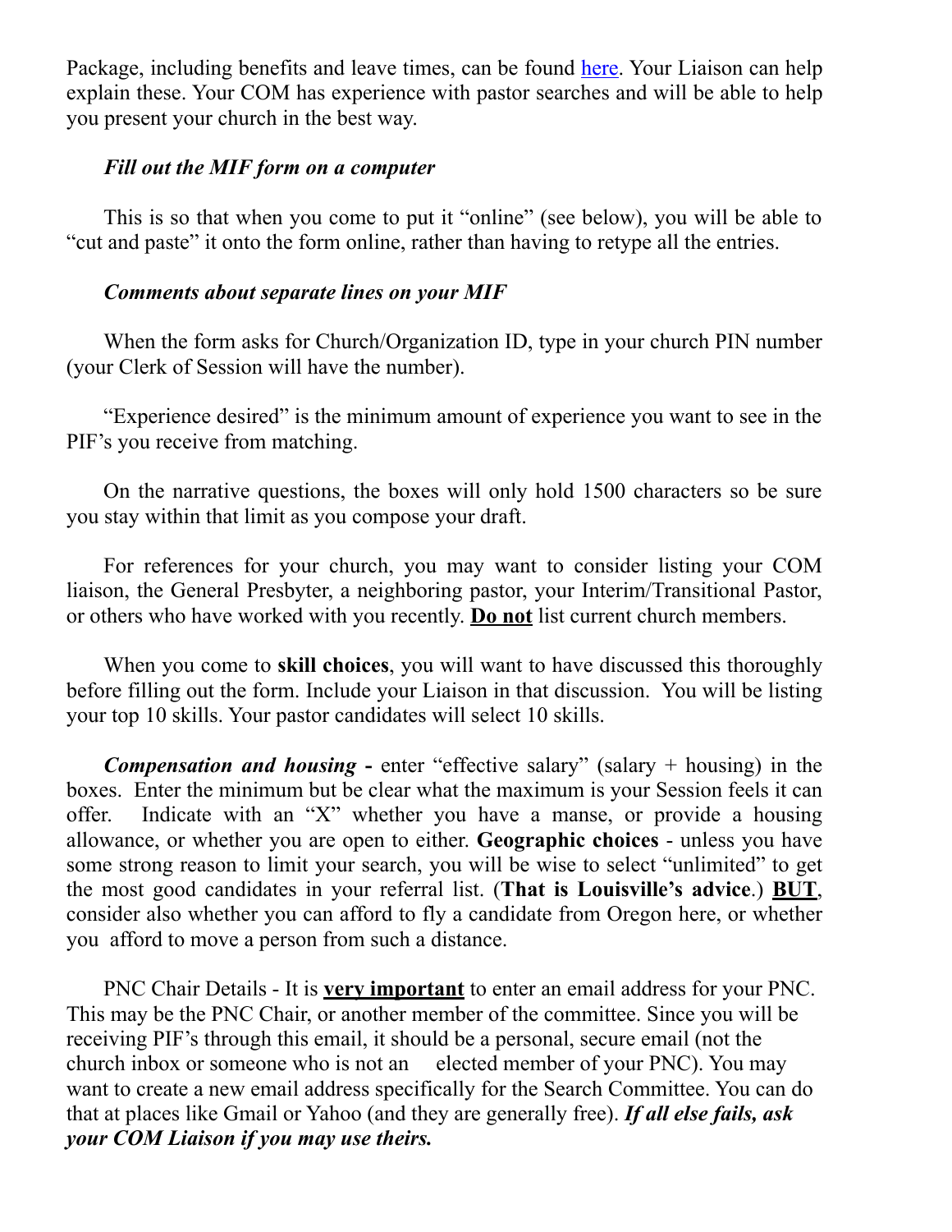Package, including benefits and leave times, can be found here. Your Liaison can help explain these. Your COM has experience with pastor searches and will be able to help you present your church in the best way.

***Fill out the MIF form on a computer***

This is so that when you come to put it "online" (see below), you will be able to "cut and paste" it onto the form online, rather than having to retype all the entries.

***Comments about separate lines on your MIF***

When the form asks for Church/Organization ID, type in your church PIN number (your Clerk of Session will have the number).

"Experience desired" is the minimum amount of experience you want to see in the PIF's you receive from matching.

On the narrative questions, the boxes will only hold 1500 characters so be sure you stay within that limit as you compose your draft.

For references for your church, you may want to consider listing your COM liaison, the General Presbyter, a neighboring pastor, your Interim/Transitional Pastor, or others who have worked with you recently. <u>**Do not**</u> list current church members.

When you come to **skill choices**, you will want to have discussed this thoroughly before filling out the form. Include your Liaison in that discussion. You will be listing your top 10 skills. Your pastor candidates will select 10 skills.

***Compensation and housing* -** enter "effective salary" (salary + housing) in the boxes. Enter the minimum but be clear what the maximum is your Session feels it can offer. Indicate with an "X" whether you have a manse, or provide a housing allowance, or whether you are open to either. **Geographic choices** - unless you have some strong reason to limit your search, you will be wise to select "unlimited" to get the most good candidates in your referral list. (**That is Louisville's advice**.) <u>**BUT**</u>, consider also whether you can afford to fly a candidate from Oregon here, or whether you afford to move a person from such a distance.

PNC Chair Details - It is <u>**very important**</u> to enter an email address for your PNC. This may be the PNC Chair, or another member of the committee. Since you will be receiving PIF's through this email, it should be a personal, secure email (not the church inbox or someone who is not an elected member of your PNC). You may want to create a new email address specifically for the Search Committee. You can do that at places like Gmail or Yahoo (and they are generally free). ***If all else fails, ask your COM Liaison if you may use theirs.***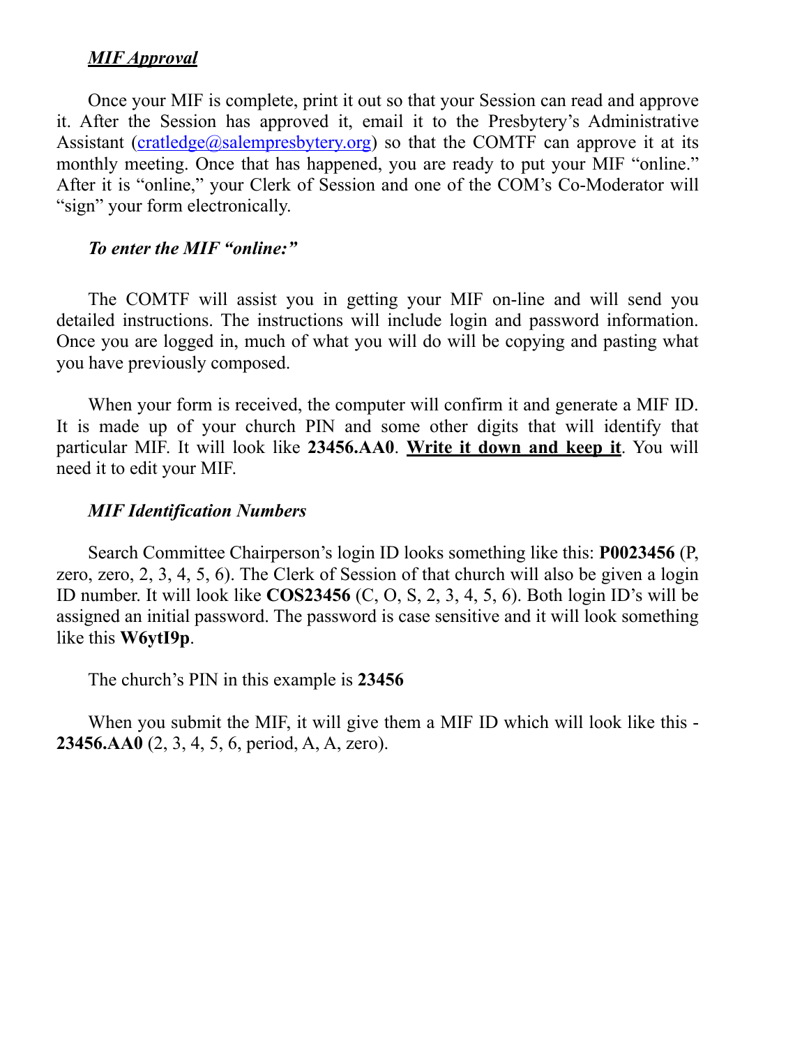***MIF Approval***

Once your MIF is complete, print it out so that your Session can read and approve it. After the Session has approved it, email it to the Presbytery's Administrative Assistant (cratledge@salempresbytery.org) so that the COMTF can approve it at its monthly meeting. Once that has happened, you are ready to put your MIF "online." After it is "online," your Clerk of Session and one of the COM's Co-Moderator will "sign" your form electronically.

*To enter the MIF "online:"*

The COMTF will assist you in getting your MIF on-line and will send you detailed instructions. The instructions will include login and password information. Once you are logged in, much of what you will do will be copying and pasting what you have previously composed.

When your form is received, the computer will confirm it and generate a MIF ID. It is made up of your church PIN and some other digits that will identify that particular MIF. It will look like **23456.AA0**. **<u>Write it down and keep it</u>**. You will need it to edit your MIF.

*MIF Identification Numbers*

Search Committee Chairperson's login ID looks something like this: **P0023456** (P, zero, zero, 2, 3, 4, 5, 6). The Clerk of Session of that church will also be given a login ID number. It will look like **COS23456** (C, O, S, 2, 3, 4, 5, 6). Both login ID's will be assigned an initial password. The password is case sensitive and it will look something like this **W6ytI9p**.

The church's PIN in this example is **23456**

When you submit the MIF, it will give them a MIF ID which will look like this - **23456.AA0** (2, 3, 4, 5, 6, period, A, A, zero).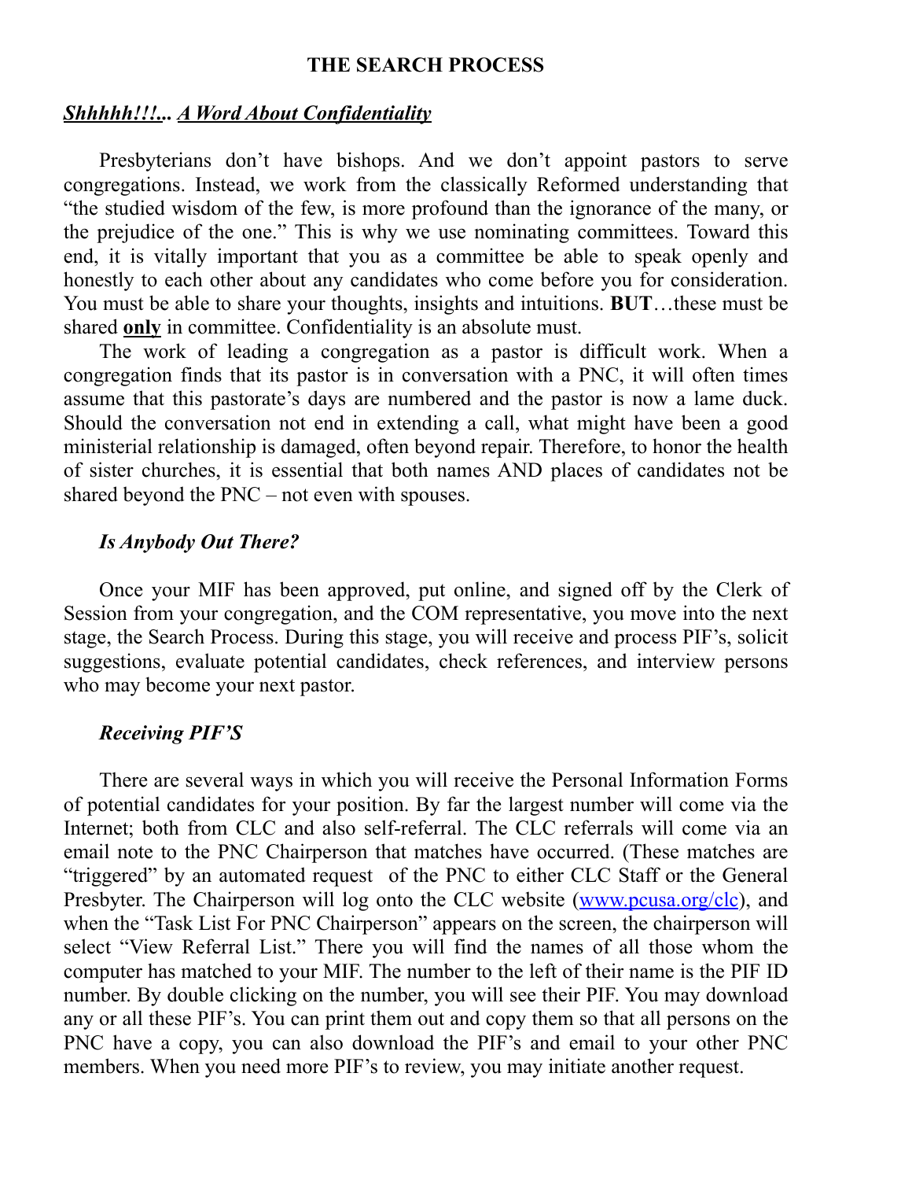## THE SEARCH PROCESS

### ***Shhhhh!!!... A Word About Confidentiality***

Presbyterians don't have bishops. And we don't appoint pastors to serve congregations. Instead, we work from the classically Reformed understanding that "the studied wisdom of the few, is more profound than the ignorance of the many, or the prejudice of the one." This is why we use nominating committees. Toward this end, it is vitally important that you as a committee be able to speak openly and honestly to each other about any candidates who come before you for consideration. You must be able to share your thoughts, insights and intuitions. **BUT**…these must be shared **only** in committee. Confidentiality is an absolute must.

The work of leading a congregation as a pastor is difficult work. When a congregation finds that its pastor is in conversation with a PNC, it will often times assume that this pastorate's days are numbered and the pastor is now a lame duck. Should the conversation not end in extending a call, what might have been a good ministerial relationship is damaged, often beyond repair. Therefore, to honor the health of sister churches, it is essential that both names AND places of candidates not be shared beyond the PNC – not even with spouses.

### *Is Anybody Out There?*

Once your MIF has been approved, put online, and signed off by the Clerk of Session from your congregation, and the COM representative, you move into the next stage, the Search Process. During this stage, you will receive and process PIF's, solicit suggestions, evaluate potential candidates, check references, and interview persons who may become your next pastor.

### *Receiving PIF'S*

There are several ways in which you will receive the Personal Information Forms of potential candidates for your position. By far the largest number will come via the Internet; both from CLC and also self-referral. The CLC referrals will come via an email note to the PNC Chairperson that matches have occurred. (These matches are "triggered" by an automated request of the PNC to either CLC Staff or the General Presbyter. The Chairperson will log onto the CLC website (www.pcusa.org/clc), and when the "Task List For PNC Chairperson" appears on the screen, the chairperson will select "View Referral List." There you will find the names of all those whom the computer has matched to your MIF. The number to the left of their name is the PIF ID number. By double clicking on the number, you will see their PIF. You may download any or all these PIF's. You can print them out and copy them so that all persons on the PNC have a copy, you can also download the PIF's and email to your other PNC members. When you need more PIF's to review, you may initiate another request.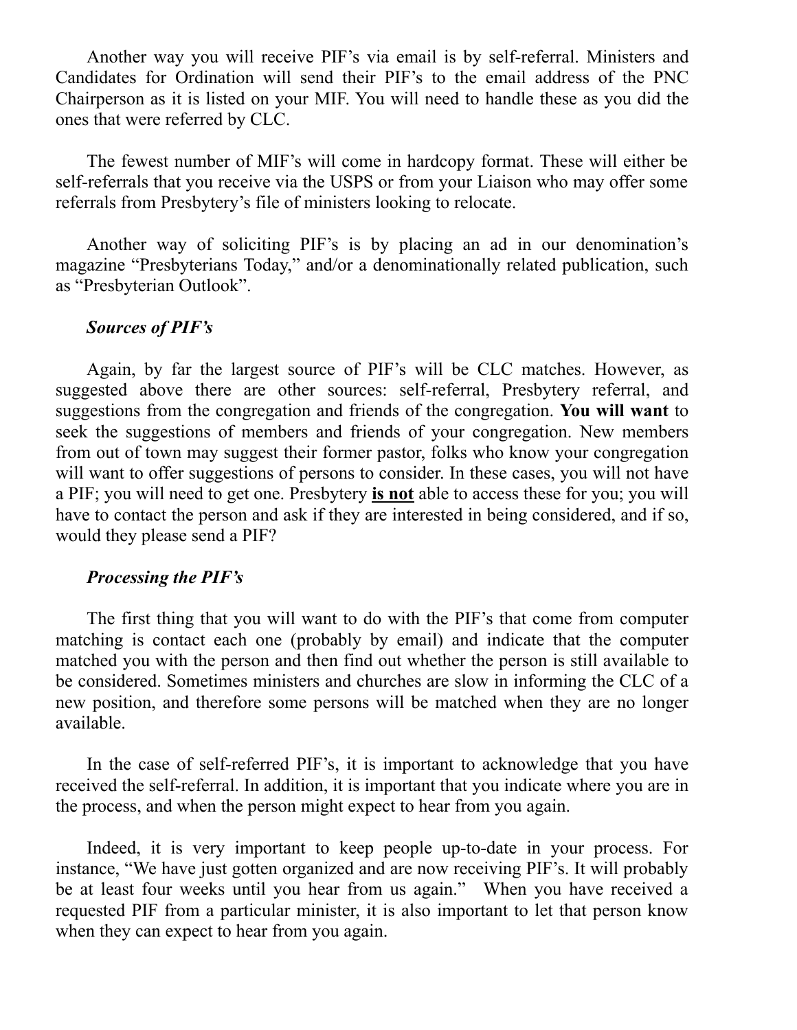Another way you will receive PIF's via email is by self-referral. Ministers and Candidates for Ordination will send their PIF's to the email address of the PNC Chairperson as it is listed on your MIF. You will need to handle these as you did the ones that were referred by CLC.

The fewest number of MIF's will come in hardcopy format. These will either be self-referrals that you receive via the USPS or from your Liaison who may offer some referrals from Presbytery's file of ministers looking to relocate.

Another way of soliciting PIF's is by placing an ad in our denomination's magazine "Presbyterians Today," and/or a denominationally related publication, such as "Presbyterian Outlook".

***Sources of PIF's***

Again, by far the largest source of PIF's will be CLC matches. However, as suggested above there are other sources: self-referral, Presbytery referral, and suggestions from the congregation and friends of the congregation. **You will want** to seek the suggestions of members and friends of your congregation. New members from out of town may suggest their former pastor, folks who know your congregation will want to offer suggestions of persons to consider. In these cases, you will not have a PIF; you will need to get one. Presbytery <u>**is not**</u> able to access these for you; you will have to contact the person and ask if they are interested in being considered, and if so, would they please send a PIF?

***Processing the PIF's***

The first thing that you will want to do with the PIF's that come from computer matching is contact each one (probably by email) and indicate that the computer matched you with the person and then find out whether the person is still available to be considered. Sometimes ministers and churches are slow in informing the CLC of a new position, and therefore some persons will be matched when they are no longer available.

In the case of self-referred PIF's, it is important to acknowledge that you have received the self-referral. In addition, it is important that you indicate where you are in the process, and when the person might expect to hear from you again.

Indeed, it is very important to keep people up-to-date in your process. For instance, "We have just gotten organized and are now receiving PIF's. It will probably be at least four weeks until you hear from us again." When you have received a requested PIF from a particular minister, it is also important to let that person know when they can expect to hear from you again.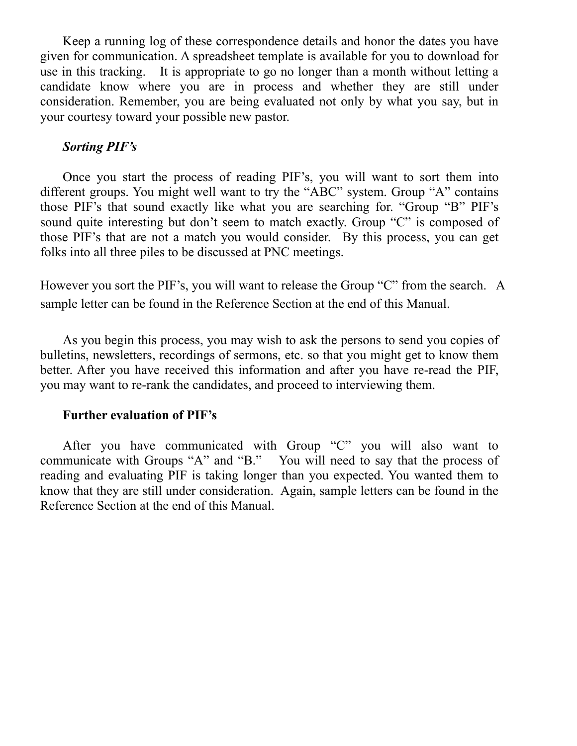Keep a running log of these correspondence details and honor the dates you have given for communication. A spreadsheet template is available for you to download for use in this tracking. It is appropriate to go no longer than a month without letting a candidate know where you are in process and whether they are still under consideration. Remember, you are being evaluated not only by what you say, but in your courtesy toward your possible new pastor.

### *Sorting PIF's*

Once you start the process of reading PIF's, you will want to sort them into different groups. You might well want to try the "ABC" system. Group "A" contains those PIF's that sound exactly like what you are searching for. "Group "B" PIF's sound quite interesting but don't seem to match exactly. Group "C" is composed of those PIF's that are not a match you would consider. By this process, you can get folks into all three piles to be discussed at PNC meetings.

However you sort the PIF's, you will want to release the Group "C" from the search. A sample letter can be found in the Reference Section at the end of this Manual.

As you begin this process, you may wish to ask the persons to send you copies of bulletins, newsletters, recordings of sermons, etc. so that you might get to know them better. After you have received this information and after you have re-read the PIF, you may want to re-rank the candidates, and proceed to interviewing them.

### **Further evaluation of PIF's**

After you have communicated with Group "C" you will also want to communicate with Groups "A" and "B." You will need to say that the process of reading and evaluating PIF is taking longer than you expected. You wanted them to know that they are still under consideration. Again, sample letters can be found in the Reference Section at the end of this Manual.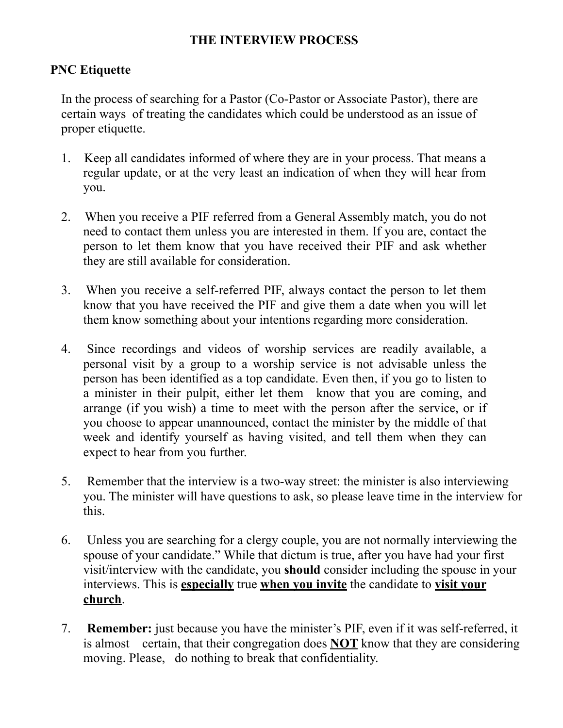# THE INTERVIEW PROCESS

## PNC Etiquette

In the process of searching for a Pastor (Co-Pastor or Associate Pastor), there are certain ways of treating the candidates which could be understood as an issue of proper etiquette.

1. Keep all candidates informed of where they are in your process. That means a regular update, or at the very least an indication of when they will hear from you.

2. When you receive a PIF referred from a General Assembly match, you do not need to contact them unless you are interested in them. If you are, contact the person to let them know that you have received their PIF and ask whether they are still available for consideration.

3. When you receive a self-referred PIF, always contact the person to let them know that you have received the PIF and give them a date when you will let them know something about your intentions regarding more consideration.

4. Since recordings and videos of worship services are readily available, a personal visit by a group to a worship service is not advisable unless the person has been identified as a top candidate. Even then, if you go to listen to a minister in their pulpit, either let them know that you are coming, and arrange (if you wish) a time to meet with the person after the service, or if you choose to appear unannounced, contact the minister by the middle of that week and identify yourself as having visited, and tell them when they can expect to hear from you further.

5. Remember that the interview is a two-way street: the minister is also interviewing you. The minister will have questions to ask, so please leave time in the interview for this.

6. Unless you are searching for a clergy couple, you are not normally interviewing the spouse of your candidate." While that dictum is true, after you have had your first visit/interview with the candidate, you **should** consider including the spouse in your interviews. This is **<u>especially</u>** true **<u>when you invite</u>** the candidate to **<u>visit your church</u>**.

7. **Remember:** just because you have the minister's PIF, even if it was self-referred, it is almost certain, that their congregation does **<u>NOT</u>** know that they are considering moving. Please, do nothing to break that confidentiality.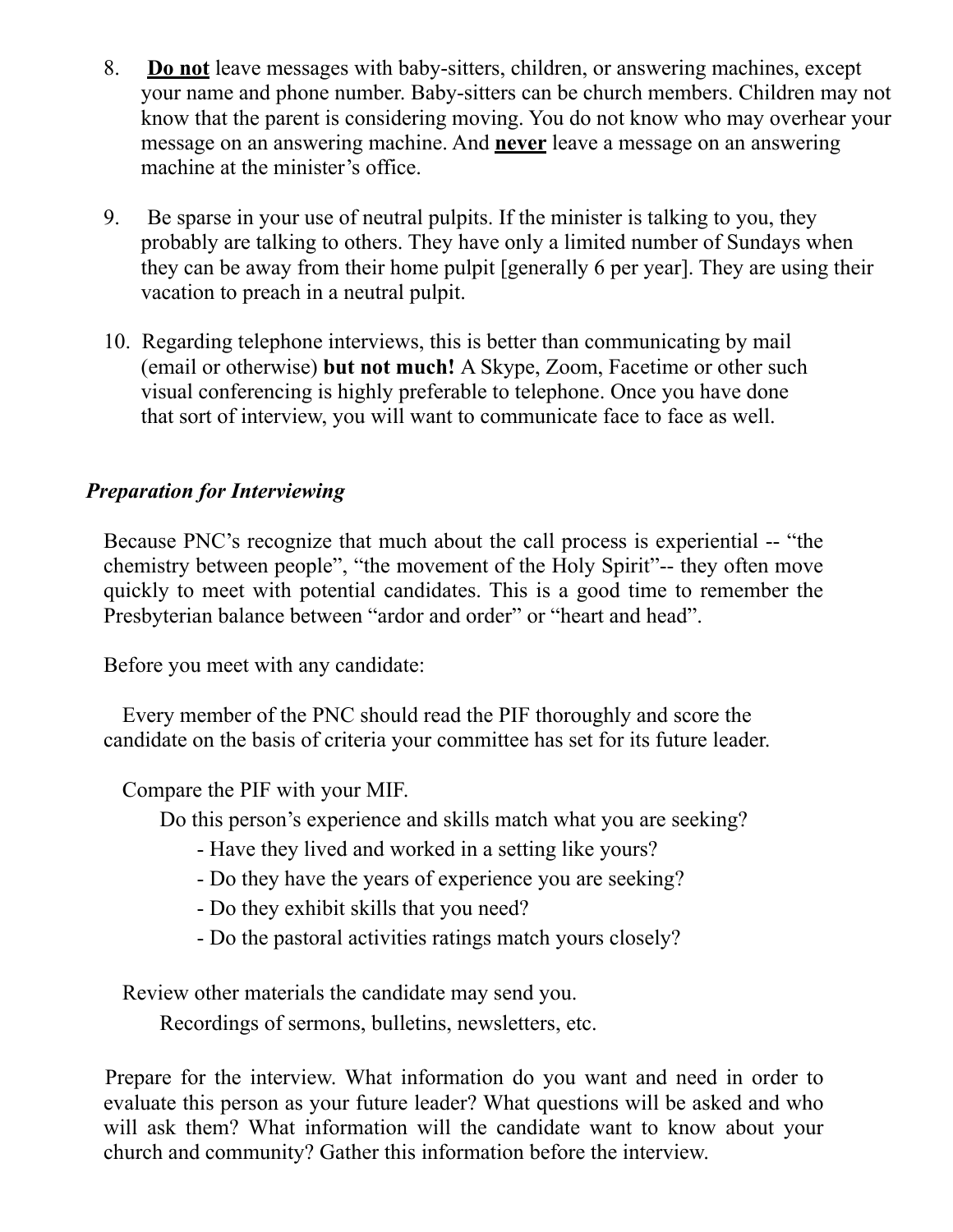8. **<u>Do not</u>** leave messages with baby-sitters, children, or answering machines, except your name and phone number. Baby-sitters can be church members. Children may not know that the parent is considering moving. You do not know who may overhear your message on an answering machine. And **<u>never</u>** leave a message on an answering machine at the minister's office.

9. Be sparse in your use of neutral pulpits. If the minister is talking to you, they probably are talking to others. They have only a limited number of Sundays when they can be away from their home pulpit [generally 6 per year]. They are using their vacation to preach in a neutral pulpit.

10. Regarding telephone interviews, this is better than communicating by mail (email or otherwise) **but not much!** A Skype, Zoom, Facetime or other such visual conferencing is highly preferable to telephone. Once you have done that sort of interview, you will want to communicate face to face as well.

### *Preparation for Interviewing*

Because PNC's recognize that much about the call process is experiential -- "the chemistry between people", "the movement of the Holy Spirit"-- they often move quickly to meet with potential candidates. This is a good time to remember the Presbyterian balance between "ardor and order" or "heart and head".

Before you meet with any candidate:

Every member of the PNC should read the PIF thoroughly and score the candidate on the basis of criteria your committee has set for its future leader.

Compare the PIF with your MIF.

Do this person's experience and skills match what you are seeking?

- Have they lived and worked in a setting like yours?
- Do they have the years of experience you are seeking?
- Do they exhibit skills that you need?
- Do the pastoral activities ratings match yours closely?

Review other materials the candidate may send you.

Recordings of sermons, bulletins, newsletters, etc.

Prepare for the interview. What information do you want and need in order to evaluate this person as your future leader? What questions will be asked and who will ask them? What information will the candidate want to know about your church and community? Gather this information before the interview.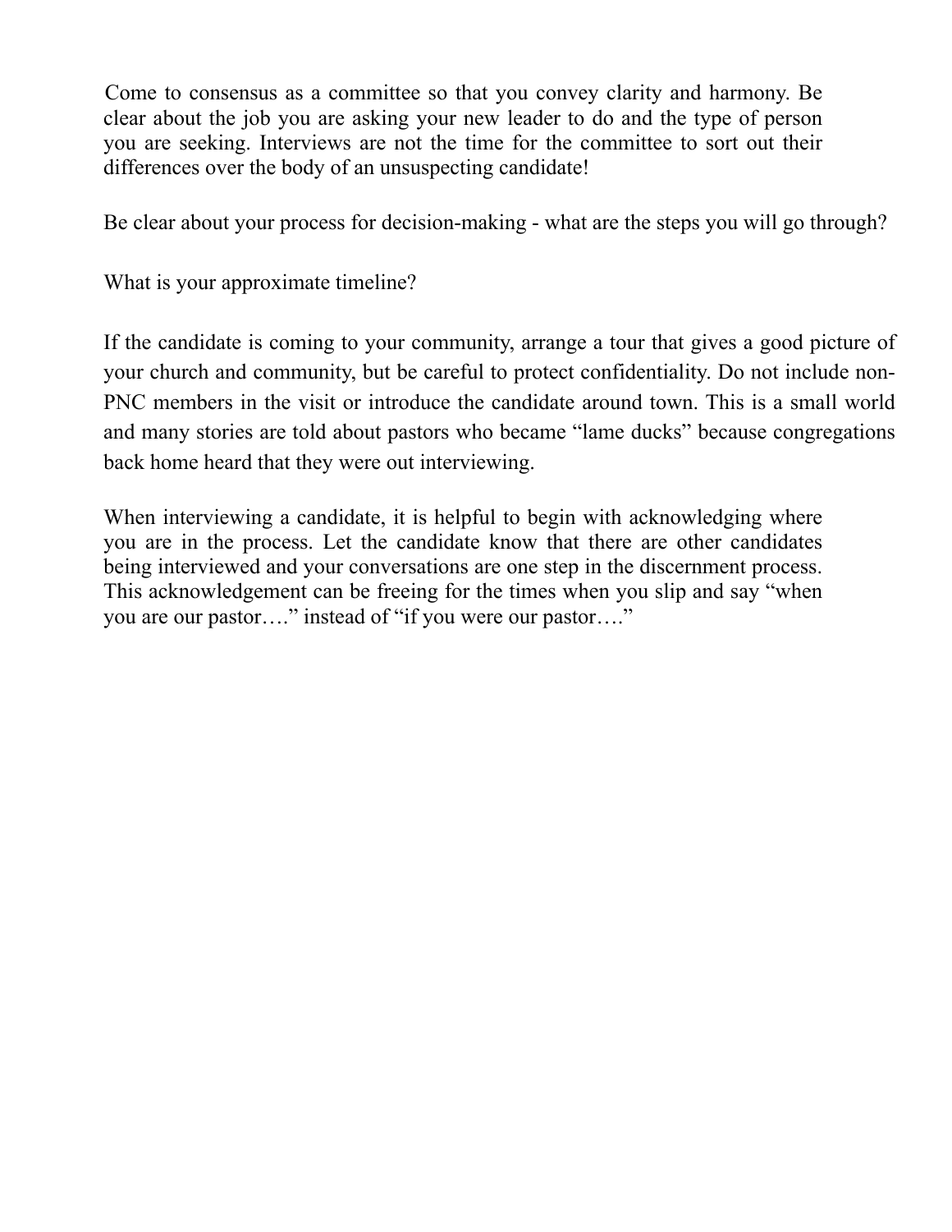Come to consensus as a committee so that you convey clarity and harmony. Be clear about the job you are asking your new leader to do and the type of person you are seeking. Interviews are not the time for the committee to sort out their differences over the body of an unsuspecting candidate!

Be clear about your process for decision-making - what are the steps you will go through?

What is your approximate timeline?

If the candidate is coming to your community, arrange a tour that gives a good picture of your church and community, but be careful to protect confidentiality. Do not include non-PNC members in the visit or introduce the candidate around town. This is a small world and many stories are told about pastors who became "lame ducks" because congregations back home heard that they were out interviewing.

When interviewing a candidate, it is helpful to begin with acknowledging where you are in the process. Let the candidate know that there are other candidates being interviewed and your conversations are one step in the discernment process. This acknowledgement can be freeing for the times when you slip and say "when you are our pastor…." instead of "if you were our pastor…."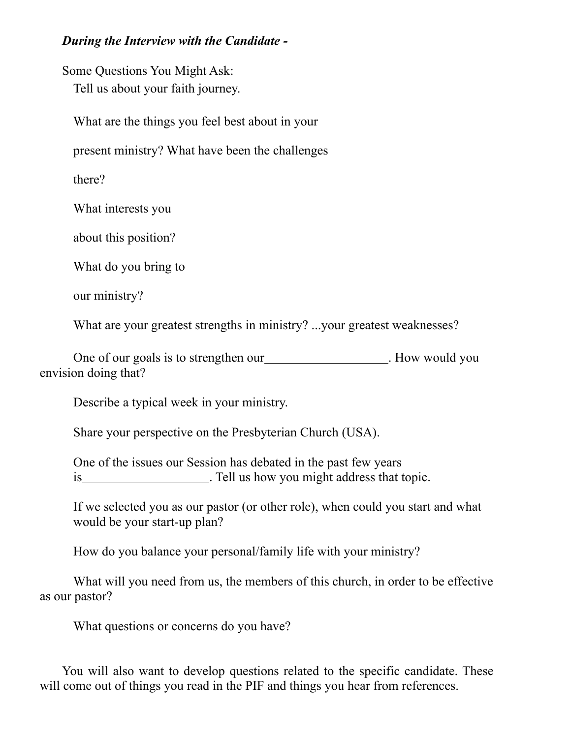***During the Interview with the Candidate -***

Some Questions You Might Ask:

Tell us about your faith journey.

What are the things you feel best about in your present ministry? What have been the challenges there?

What interests you about this position?

What do you bring to our ministry?

What are your greatest strengths in ministry? ...your greatest weaknesses?

One of our goals is to strengthen our___________________. How would you envision doing that?

Describe a typical week in your ministry.

Share your perspective on the Presbyterian Church (USA).

One of the issues our Session has debated in the past few years is___________________. Tell us how you might address that topic.

If we selected you as our pastor (or other role), when could you start and what would be your start-up plan?

How do you balance your personal/family life with your ministry?

What will you need from us, the members of this church, in order to be effective as our pastor?

What questions or concerns do you have?

You will also want to develop questions related to the specific candidate. These will come out of things you read in the PIF and things you hear from references.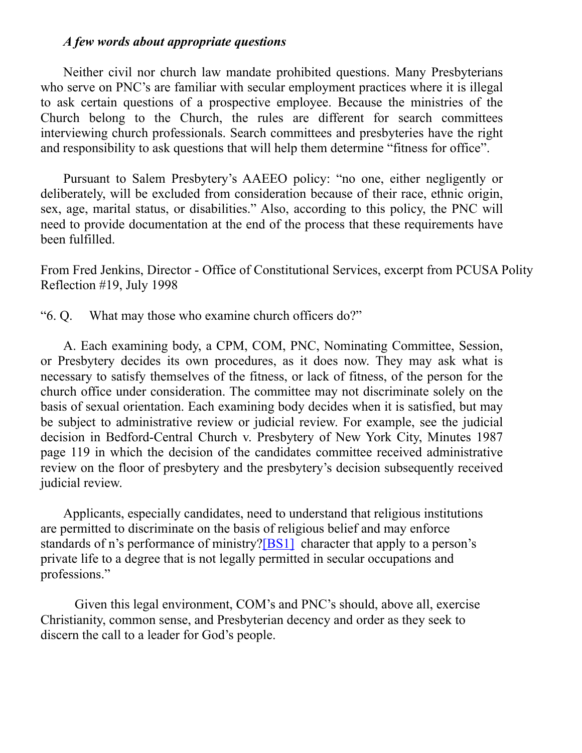### *A few words about appropriate questions*

Neither civil nor church law mandate prohibited questions. Many Presbyterians who serve on PNC's are familiar with secular employment practices where it is illegal to ask certain questions of a prospective employee. Because the ministries of the Church belong to the Church, the rules are different for search committees interviewing church professionals. Search committees and presbyteries have the right and responsibility to ask questions that will help them determine "fitness for office".

Pursuant to Salem Presbytery's AAEEO policy: "no one, either negligently or deliberately, will be excluded from consideration because of their race, ethnic origin, sex, age, marital status, or disabilities." Also, according to this policy, the PNC will need to provide documentation at the end of the process that these requirements have been fulfilled.

From Fred Jenkins, Director - Office of Constitutional Services, excerpt from PCUSA Polity Reflection #19, July 1998

"6. Q. What may those who examine church officers do?"

A. Each examining body, a CPM, COM, PNC, Nominating Committee, Session, or Presbytery decides its own procedures, as it does now. They may ask what is necessary to satisfy themselves of the fitness, or lack of fitness, of the person for the church office under consideration. The committee may not discriminate solely on the basis of sexual orientation. Each examining body decides when it is satisfied, but may be subject to administrative review or judicial review. For example, see the judicial decision in Bedford-Central Church v. Presbytery of New York City, Minutes 1987 page 119 in which the decision of the candidates committee received administrative review on the floor of presbytery and the presbytery's decision subsequently received judicial review.

Applicants, especially candidates, need to understand that religious institutions are permitted to discriminate on the basis of religious belief and may enforce standards of n's performance of ministry?[BS1] character that apply to a person's private life to a degree that is not legally permitted in secular occupations and professions."

Given this legal environment, COM's and PNC's should, above all, exercise Christianity, common sense, and Presbyterian decency and order as they seek to discern the call to a leader for God's people.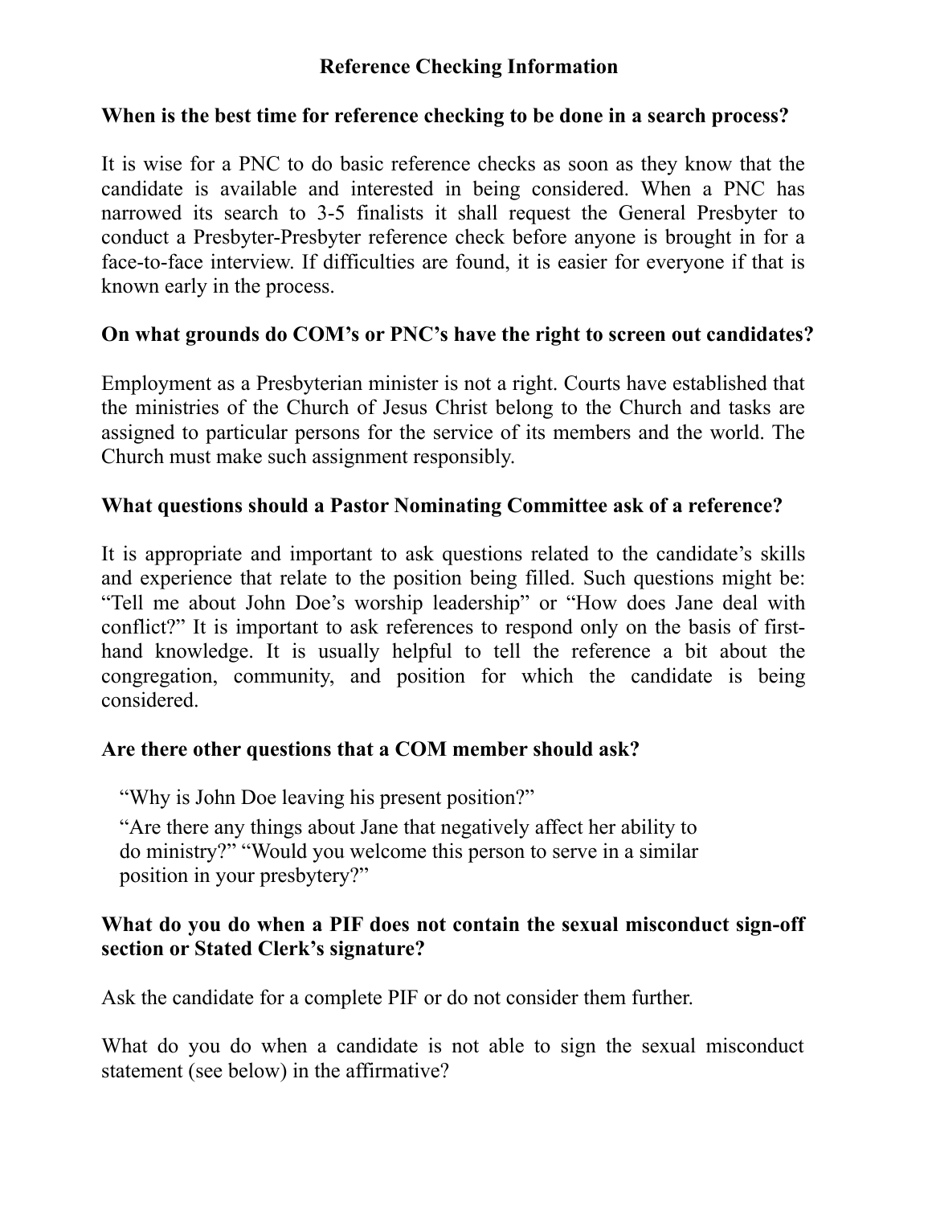## Reference Checking Information

**When is the best time for reference checking to be done in a search process?**

It is wise for a PNC to do basic reference checks as soon as they know that the candidate is available and interested in being considered. When a PNC has narrowed its search to 3-5 finalists it shall request the General Presbyter to conduct a Presbyter-Presbyter reference check before anyone is brought in for a face-to-face interview. If difficulties are found, it is easier for everyone if that is known early in the process.

**On what grounds do COM's or PNC's have the right to screen out candidates?**

Employment as a Presbyterian minister is not a right. Courts have established that the ministries of the Church of Jesus Christ belong to the Church and tasks are assigned to particular persons for the service of its members and the world. The Church must make such assignment responsibly.

**What questions should a Pastor Nominating Committee ask of a reference?**

It is appropriate and important to ask questions related to the candidate's skills and experience that relate to the position being filled. Such questions might be: "Tell me about John Doe's worship leadership" or "How does Jane deal with conflict?" It is important to ask references to respond only on the basis of first-hand knowledge. It is usually helpful to tell the reference a bit about the congregation, community, and position for which the candidate is being considered.

**Are there other questions that a COM member should ask?**

"Why is John Doe leaving his present position?"

"Are there any things about Jane that negatively affect her ability to do ministry?" "Would you welcome this person to serve in a similar position in your presbytery?"

**What do you do when a PIF does not contain the sexual misconduct sign-off section or Stated Clerk's signature?**

Ask the candidate for a complete PIF or do not consider them further.

What do you do when a candidate is not able to sign the sexual misconduct statement (see below) in the affirmative?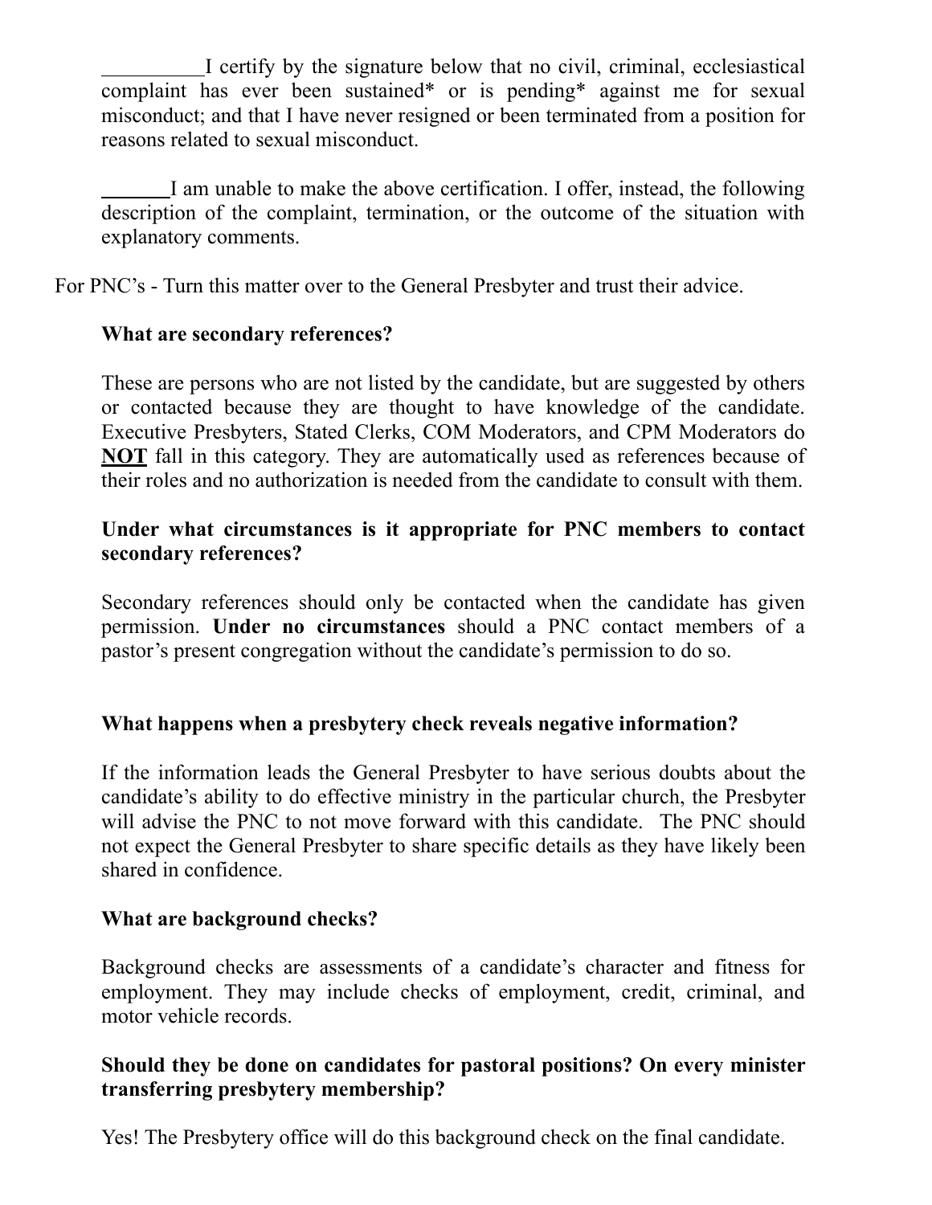__________I certify by the signature below that no civil, criminal, ecclesiastical complaint has ever been sustained* or is pending* against me for sexual misconduct; and that I have never resigned or been terminated from a position for reasons related to sexual misconduct.

_______I am unable to make the above certification. I offer, instead, the following description of the complaint, termination, or the outcome of the situation with explanatory comments.

For PNC's - Turn this matter over to the General Presbyter and trust their advice.

**What are secondary references?**

These are persons who are not listed by the candidate, but are suggested by others or contacted because they are thought to have knowledge of the candidate. Executive Presbyters, Stated Clerks, COM Moderators, and CPM Moderators do **NOT** fall in this category. They are automatically used as references because of their roles and no authorization is needed from the candidate to consult with them.

**Under what circumstances is it appropriate for PNC members to contact secondary references?**

Secondary references should only be contacted when the candidate has given permission. **Under no circumstances** should a PNC contact members of a pastor's present congregation without the candidate's permission to do so.

**What happens when a presbytery check reveals negative information?**

If the information leads the General Presbyter to have serious doubts about the candidate's ability to do effective ministry in the particular church, the Presbyter will advise the PNC to not move forward with this candidate. The PNC should not expect the General Presbyter to share specific details as they have likely been shared in confidence.

**What are background checks?**

Background checks are assessments of a candidate's character and fitness for employment. They may include checks of employment, credit, criminal, and motor vehicle records.

**Should they be done on candidates for pastoral positions? On every minister transferring presbytery membership?**

Yes! The Presbytery office will do this background check on the final candidate.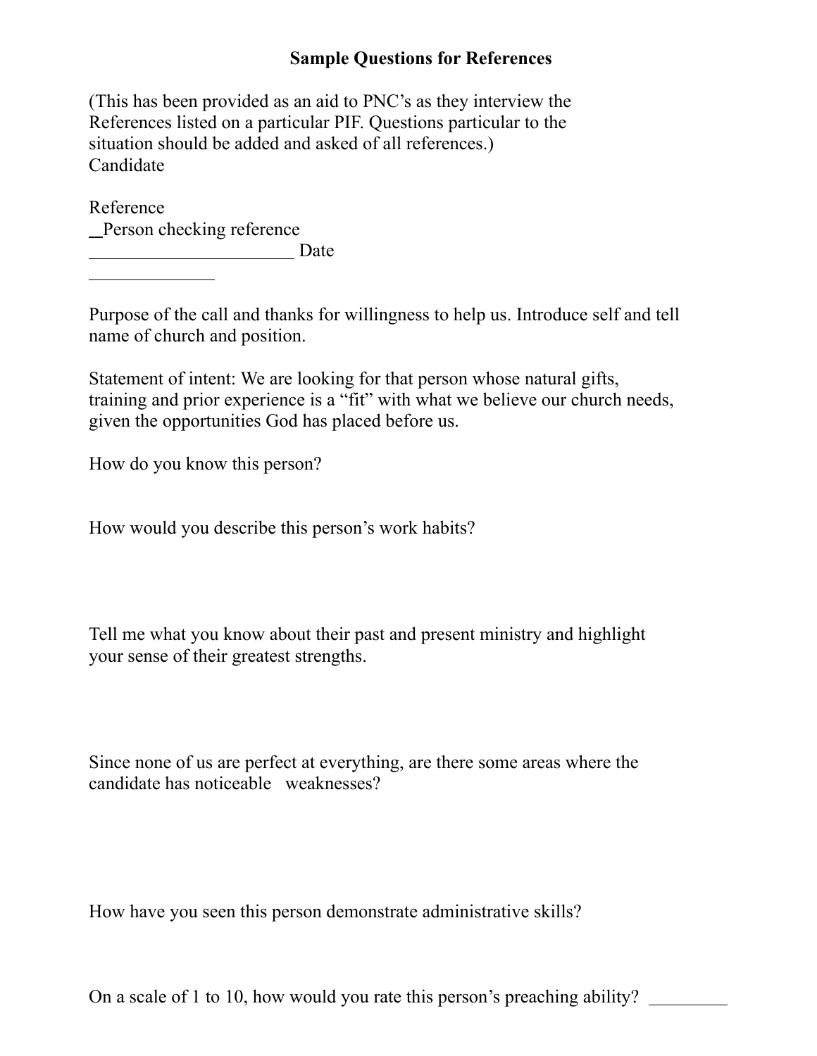# Sample Questions for References

(This has been provided as an aid to PNC's as they interview the References listed on a particular PIF. Questions particular to the situation should be added and asked of all references.)
Candidate

Reference
__Person checking reference
______________________ Date
_____________

Purpose of the call and thanks for willingness to help us. Introduce self and tell name of church and position.

Statement of intent: We are looking for that person whose natural gifts, training and prior experience is a "fit" with what we believe our church needs, given the opportunities God has placed before us.

How do you know this person?

How would you describe this person's work habits?

Tell me what you know about their past and present ministry and highlight your sense of their greatest strengths.

Since none of us are perfect at everything, are there some areas where the candidate has noticeable weaknesses?

How have you seen this person demonstrate administrative skills?

On a scale of 1 to 10, how would you rate this person's preaching ability? ________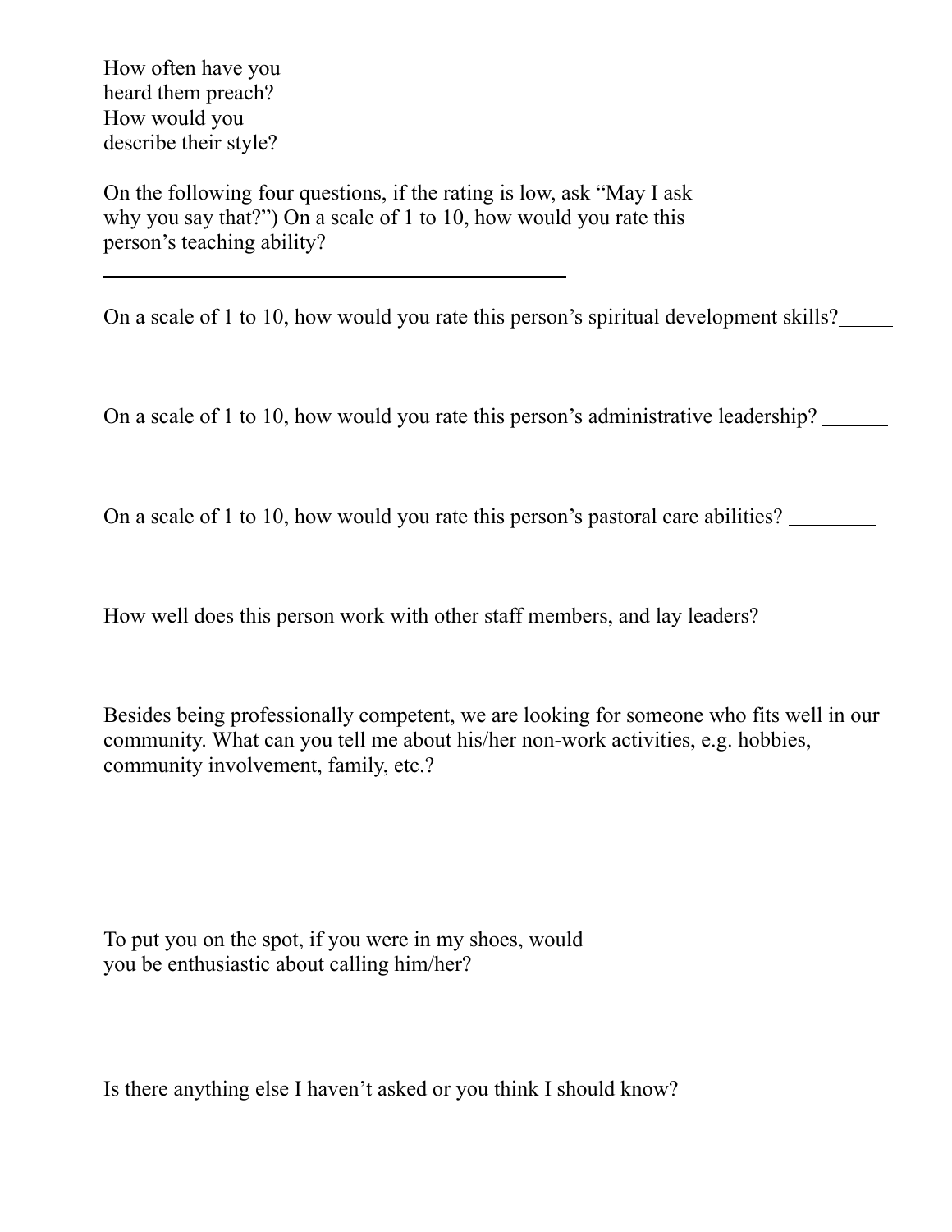How often have you heard them preach? How would you describe their style?

On the following four questions, if the rating is low, ask “May I ask why you say that?”) On a scale of 1 to 10, how would you rate this person’s teaching ability?

\_\_\_\_\_\_\_\_\_\_\_\_\_\_\_\_\_\_\_\_\_\_\_\_\_\_\_\_\_\_\_\_\_\_\_\_\_\_\_\_\_\_\_\_

On a scale of 1 to 10, how would you rate this person’s spiritual development skills?\_\_\_\_\_

On a scale of 1 to 10, how would you rate this person’s administrative leadership? \_\_\_\_\_\_

On a scale of 1 to 10, how would you rate this person’s pastoral care abilities? \_\_\_\_\_\_\_\_

How well does this person work with other staff members, and lay leaders?

Besides being professionally competent, we are looking for someone who fits well in our community. What can you tell me about his/her non-work activities, e.g. hobbies, community involvement, family, etc.?

To put you on the spot, if you were in my shoes, would you be enthusiastic about calling him/her?

Is there anything else I haven’t asked or you think I should know?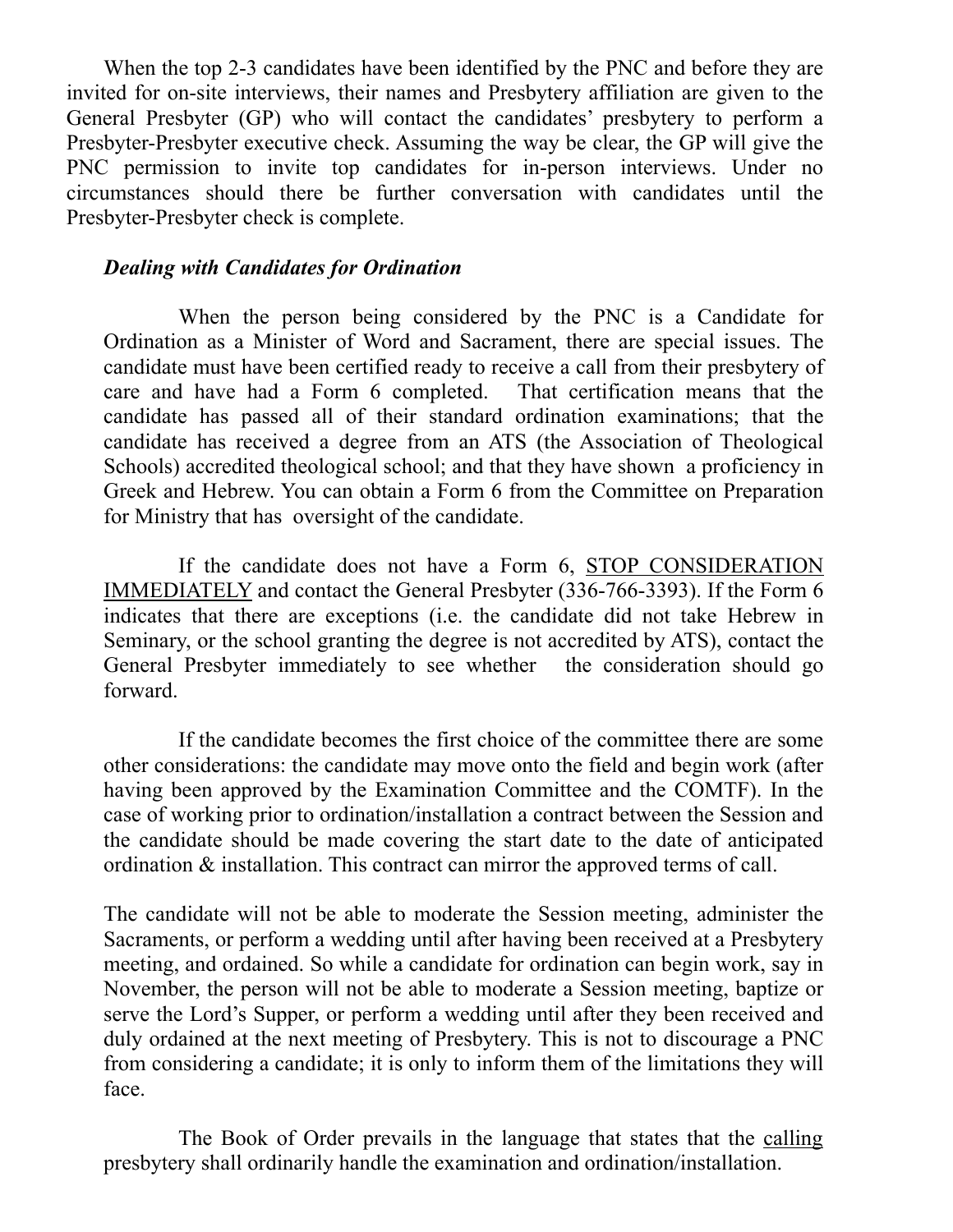When the top 2-3 candidates have been identified by the PNC and before they are invited for on-site interviews, their names and Presbytery affiliation are given to the General Presbyter (GP) who will contact the candidates' presbytery to perform a Presbyter-Presbyter executive check. Assuming the way be clear, the GP will give the PNC permission to invite top candidates for in-person interviews. Under no circumstances should there be further conversation with candidates until the Presbyter-Presbyter check is complete.

***Dealing with Candidates for Ordination***

When the person being considered by the PNC is a Candidate for Ordination as a Minister of Word and Sacrament, there are special issues. The candidate must have been certified ready to receive a call from their presbytery of care and have had a Form 6 completed. That certification means that the candidate has passed all of their standard ordination examinations; that the candidate has received a degree from an ATS (the Association of Theological Schools) accredited theological school; and that they have shown a proficiency in Greek and Hebrew. You can obtain a Form 6 from the Committee on Preparation for Ministry that has oversight of the candidate.

If the candidate does not have a Form 6, <u>STOP CONSIDERATION IMMEDIATELY</u> and contact the General Presbyter (336-766-3393). If the Form 6 indicates that there are exceptions (i.e. the candidate did not take Hebrew in Seminary, or the school granting the degree is not accredited by ATS), contact the General Presbyter immediately to see whether the consideration should go forward.

If the candidate becomes the first choice of the committee there are some other considerations: the candidate may move onto the field and begin work (after having been approved by the Examination Committee and the COMTF). In the case of working prior to ordination/installation a contract between the Session and the candidate should be made covering the start date to the date of anticipated ordination & installation. This contract can mirror the approved terms of call.

The candidate will not be able to moderate the Session meeting, administer the Sacraments, or perform a wedding until after having been received at a Presbytery meeting, and ordained. So while a candidate for ordination can begin work, say in November, the person will not be able to moderate a Session meeting, baptize or serve the Lord's Supper, or perform a wedding until after they been received and duly ordained at the next meeting of Presbytery. This is not to discourage a PNC from considering a candidate; it is only to inform them of the limitations they will face.

The Book of Order prevails in the language that states that the <u>calling</u> presbytery shall ordinarily handle the examination and ordination/installation.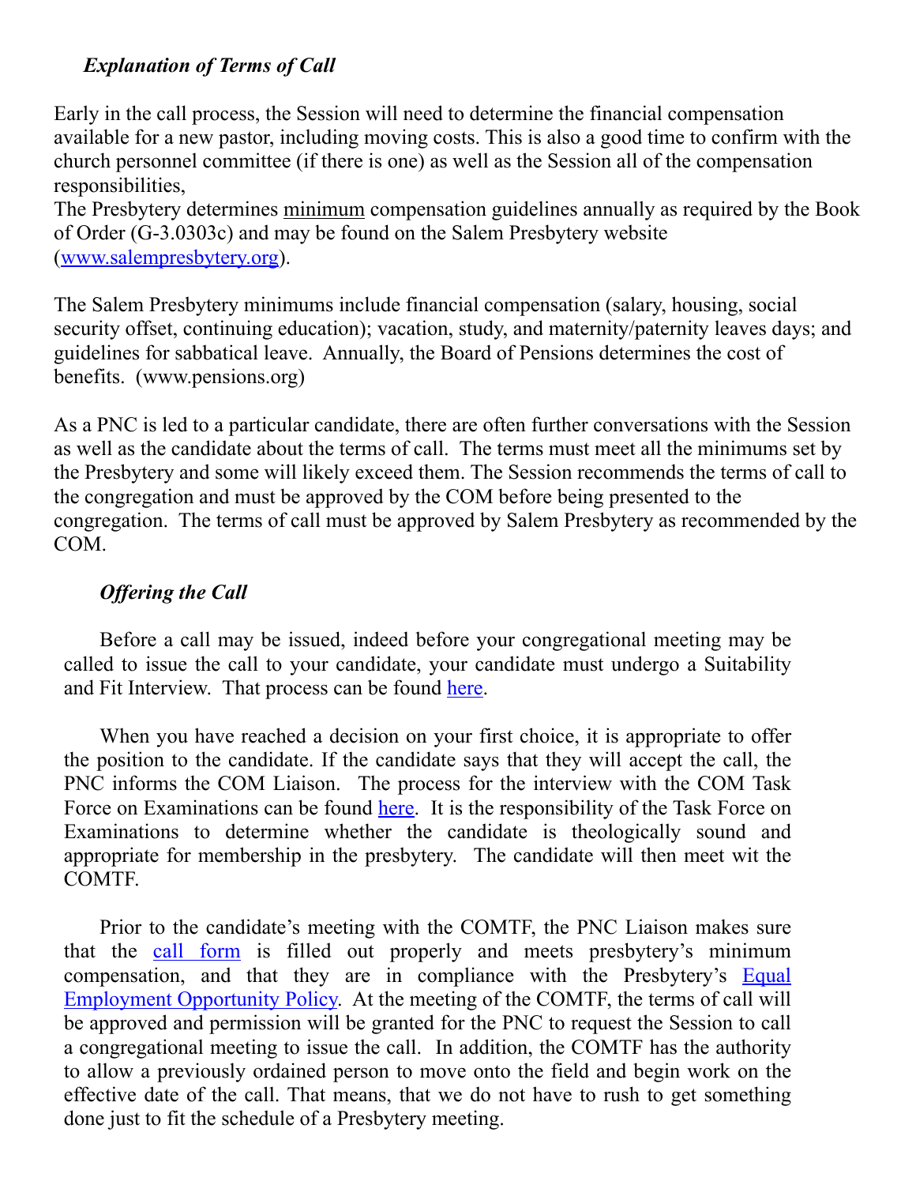### *Explanation of Terms of Call*

Early in the call process, the Session will need to determine the financial compensation available for a new pastor, including moving costs. This is also a good time to confirm with the church personnel committee (if there is one) as well as the Session all of the compensation responsibilities,
The Presbytery determines minimum compensation guidelines annually as required by the Book of Order (G-3.0303c) and may be found on the Salem Presbytery website ([www.salempresbytery.org](www.salempresbytery.org)).

The Salem Presbytery minimums include financial compensation (salary, housing, social security offset, continuing education); vacation, study, and maternity/paternity leaves days; and guidelines for sabbatical leave. Annually, the Board of Pensions determines the cost of benefits. (www.pensions.org)

As a PNC is led to a particular candidate, there are often further conversations with the Session as well as the candidate about the terms of call. The terms must meet all the minimums set by the Presbytery and some will likely exceed them. The Session recommends the terms of call to the congregation and must be approved by the COM before being presented to the congregation. The terms of call must be approved by Salem Presbytery as recommended by the COM.

### *Offering the Call*

Before a call may be issued, indeed before your congregational meeting may be called to issue the call to your candidate, your candidate must undergo a Suitability and Fit Interview. That process can be found here.

When you have reached a decision on your first choice, it is appropriate to offer the position to the candidate. If the candidate says that they will accept the call, the PNC informs the COM Liaison. The process for the interview with the COM Task Force on Examinations can be found here. It is the responsibility of the Task Force on Examinations to determine whether the candidate is theologically sound and appropriate for membership in the presbytery. The candidate will then meet wit the COMTF.

Prior to the candidate's meeting with the COMTF, the PNC Liaison makes sure that the call form is filled out properly and meets presbytery's minimum compensation, and that they are in compliance with the Presbytery's Equal Employment Opportunity Policy. At the meeting of the COMTF, the terms of call will be approved and permission will be granted for the PNC to request the Session to call a congregational meeting to issue the call. In addition, the COMTF has the authority to allow a previously ordained person to move onto the field and begin work on the effective date of the call. That means, that we do not have to rush to get something done just to fit the schedule of a Presbytery meeting.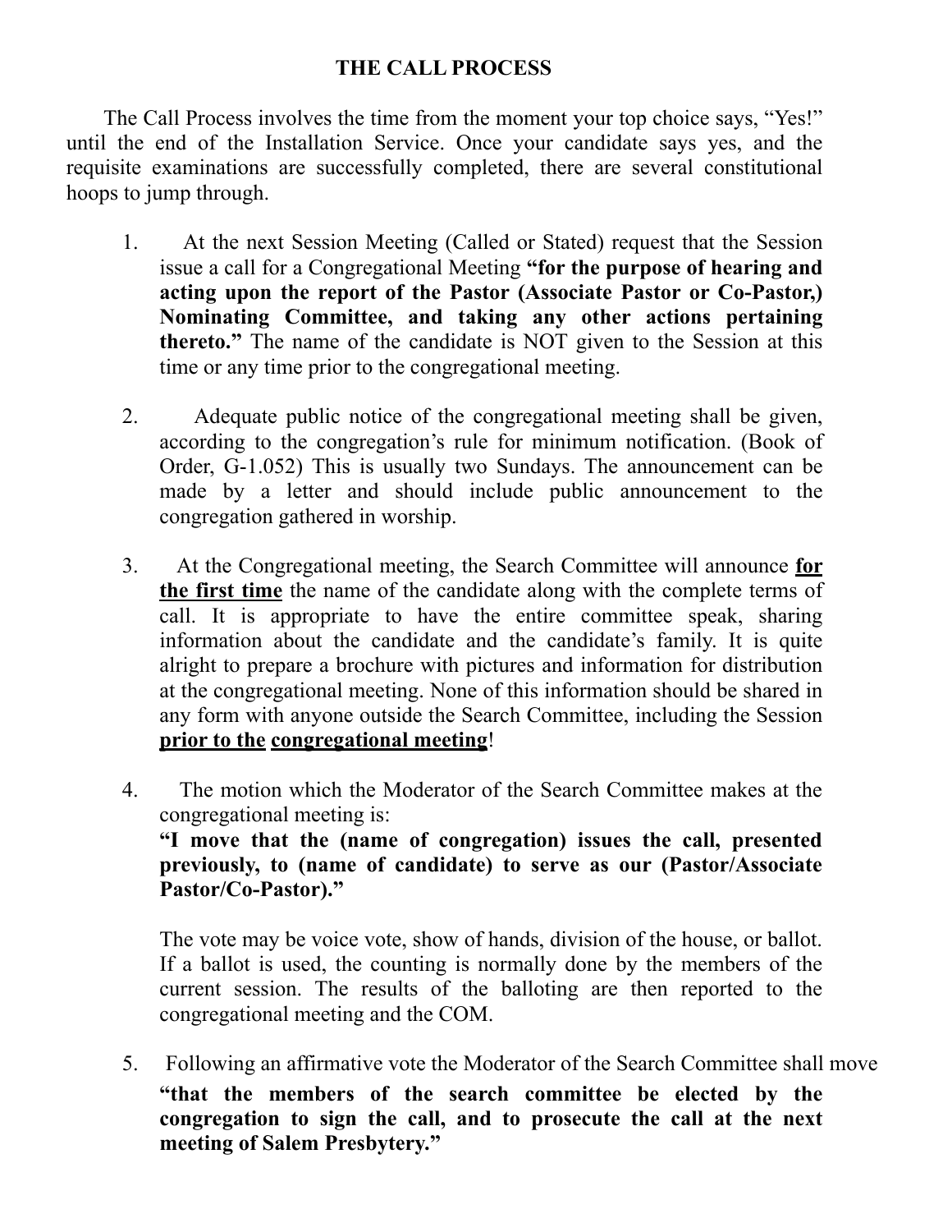# THE CALL PROCESS

The Call Process involves the time from the moment your top choice says, "Yes!" until the end of the Installation Service. Once your candidate says yes, and the requisite examinations are successfully completed, there are several constitutional hoops to jump through.

1. At the next Session Meeting (Called or Stated) request that the Session issue a call for a Congregational Meeting **"for the purpose of hearing and acting upon the report of the Pastor (Associate Pastor or Co-Pastor,) Nominating Committee, and taking any other actions pertaining thereto."** The name of the candidate is NOT given to the Session at this time or any time prior to the congregational meeting.

2. Adequate public notice of the congregational meeting shall be given, according to the congregation's rule for minimum notification. (Book of Order, G-1.052) This is usually two Sundays. The announcement can be made by a letter and should include public announcement to the congregation gathered in worship.

3. At the Congregational meeting, the Search Committee will announce **<u>for the first time</u>** the name of the candidate along with the complete terms of call. It is appropriate to have the entire committee speak, sharing information about the candidate and the candidate's family. It is quite alright to prepare a brochure with pictures and information for distribution at the congregational meeting. None of this information should be shared in any form with anyone outside the Search Committee, including the Session **<u>prior to the congregational meeting</u>**!

4. The motion which the Moderator of the Search Committee makes at the congregational meeting is:
   **"I move that the (name of congregation) issues the call, presented previously, to (name of candidate) to serve as our (Pastor/Associate Pastor/Co-Pastor)."**

   The vote may be voice vote, show of hands, division of the house, or ballot. If a ballot is used, the counting is normally done by the members of the current session. The results of the balloting are then reported to the congregational meeting and the COM.

5. Following an affirmative vote the Moderator of the Search Committee shall move **"that the members of the search committee be elected by the congregation to sign the call, and to prosecute the call at the next meeting of Salem Presbytery."**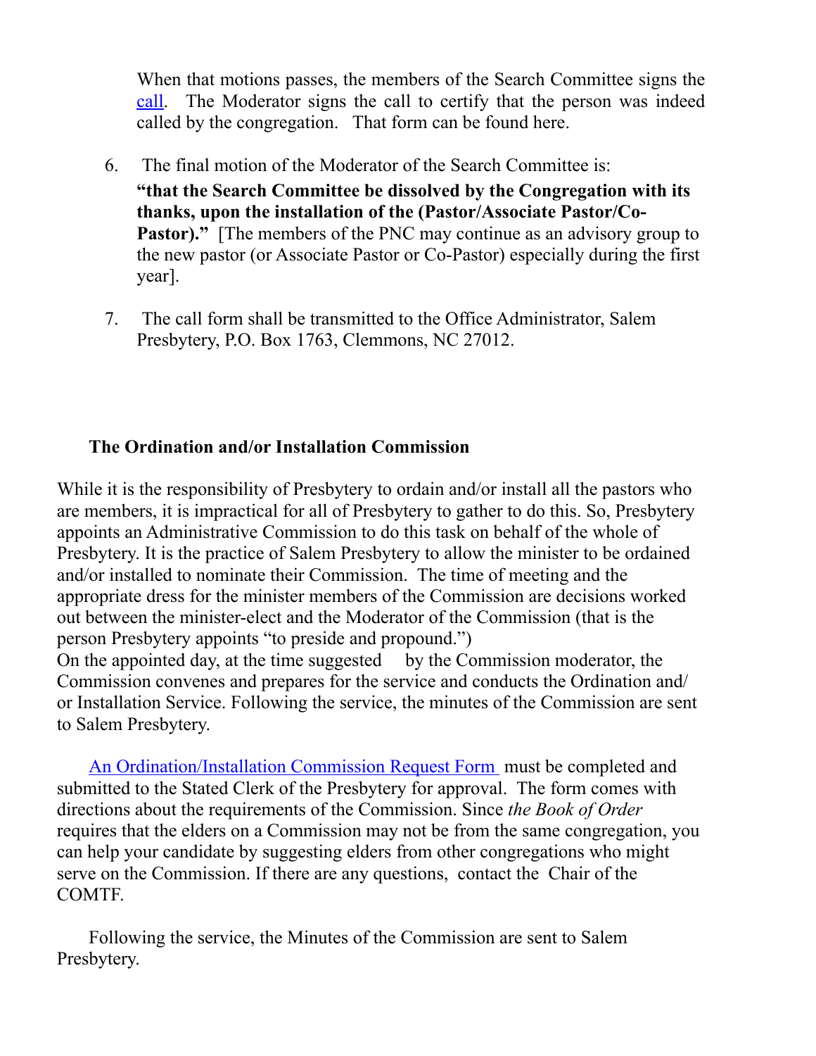When that motions passes, the members of the Search Committee signs the call. The Moderator signs the call to certify that the person was indeed called by the congregation. That form can be found here.

6. The final motion of the Moderator of the Search Committee is: **"that the Search Committee be dissolved by the Congregation with its thanks, upon the installation of the (Pastor/Associate Pastor/Co-Pastor)."** [The members of the PNC may continue as an advisory group to the new pastor (or Associate Pastor or Co-Pastor) especially during the first year].

7. The call form shall be transmitted to the Office Administrator, Salem Presbytery, P.O. Box 1763, Clemmons, NC 27012.

**The Ordination and/or Installation Commission**

While it is the responsibility of Presbytery to ordain and/or install all the pastors who are members, it is impractical for all of Presbytery to gather to do this. So, Presbytery appoints an Administrative Commission to do this task on behalf of the whole of Presbytery. It is the practice of Salem Presbytery to allow the minister to be ordained and/or installed to nominate their Commission. The time of meeting and the appropriate dress for the minister members of the Commission are decisions worked out between the minister-elect and the Moderator of the Commission (that is the person Presbytery appoints "to preside and propound.")
On the appointed day, at the time suggested by the Commission moderator, the Commission convenes and prepares for the service and conducts the Ordination and/or Installation Service. Following the service, the minutes of the Commission are sent to Salem Presbytery.

An Ordination/Installation Commission Request Form must be completed and submitted to the Stated Clerk of the Presbytery for approval. The form comes with directions about the requirements of the Commission. Since *the Book of Order* requires that the elders on a Commission may not be from the same congregation, you can help your candidate by suggesting elders from other congregations who might serve on the Commission. If there are any questions, contact the Chair of the COMTF.

Following the service, the Minutes of the Commission are sent to Salem Presbytery.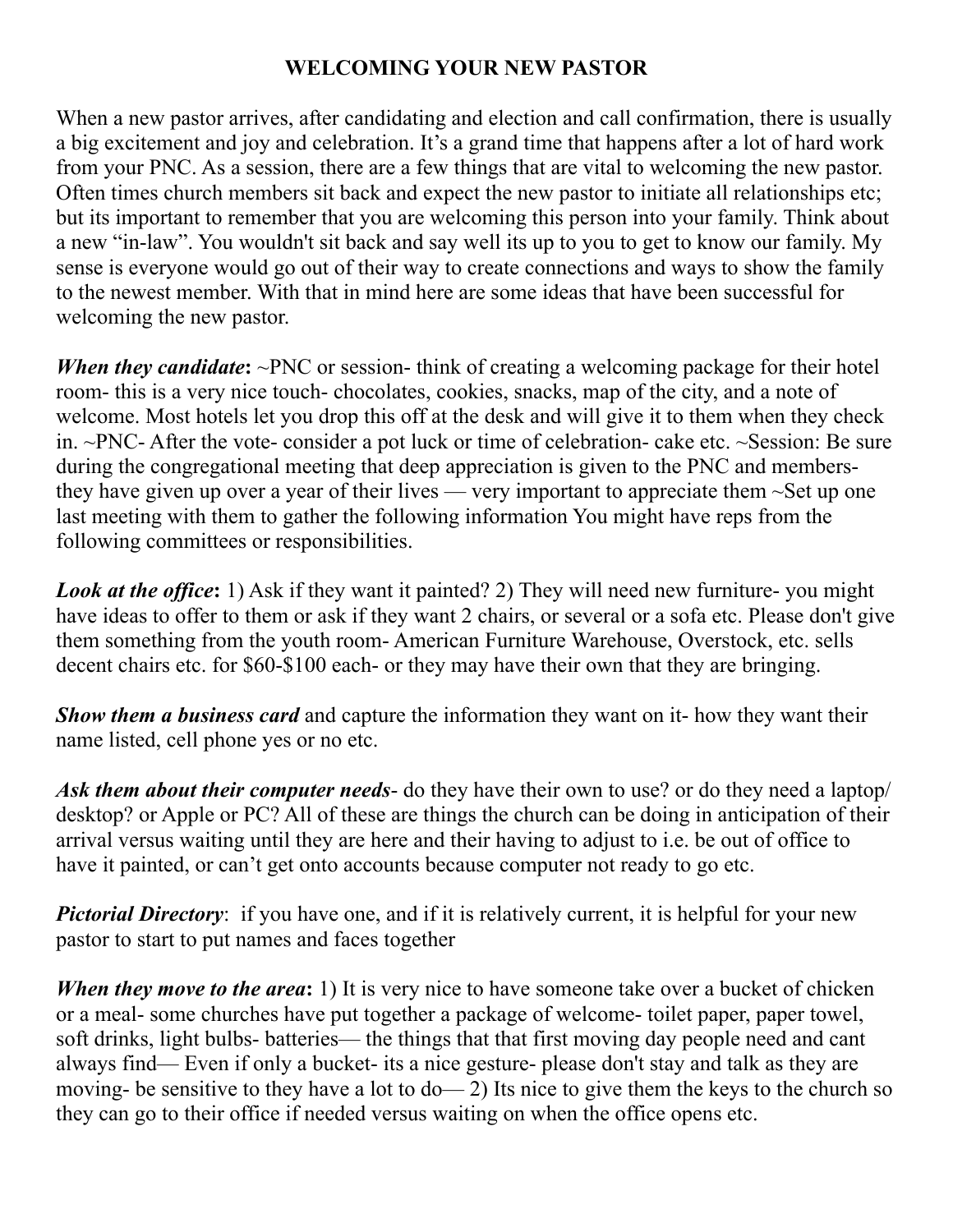# WELCOMING YOUR NEW PASTOR

When a new pastor arrives, after candidating and election and call confirmation, there is usually a big excitement and joy and celebration. It's a grand time that happens after a lot of hard work from your PNC. As a session, there are a few things that are vital to welcoming the new pastor. Often times church members sit back and expect the new pastor to initiate all relationships etc; but its important to remember that you are welcoming this person into your family. Think about a new "in-law". You wouldn't sit back and say well its up to you to get to know our family. My sense is everyone would go out of their way to create connections and ways to show the family to the newest member. With that in mind here are some ideas that have been successful for welcoming the new pastor.

***When they candidate*:** ~PNC or session- think of creating a welcoming package for their hotel room- this is a very nice touch- chocolates, cookies, snacks, map of the city, and a note of welcome. Most hotels let you drop this off at the desk and will give it to them when they check in. ~PNC- After the vote- consider a pot luck or time of celebration- cake etc. ~Session: Be sure during the congregational meeting that deep appreciation is given to the PNC and members- they have given up over a year of their lives — very important to appreciate them ~Set up one last meeting with them to gather the following information You might have reps from the following committees or responsibilities.

***Look at the office*:** 1) Ask if they want it painted? 2) They will need new furniture- you might have ideas to offer to them or ask if they want 2 chairs, or several or a sofa etc. Please don't give them something from the youth room- American Furniture Warehouse, Overstock, etc. sells decent chairs etc. for $60-$100 each- or they may have their own that they are bringing.

***Show them a business card*** and capture the information they want on it- how they want their name listed, cell phone yes or no etc.

***Ask them about their computer needs***- do they have their own to use? or do they need a laptop/ desktop? or Apple or PC? All of these are things the church can be doing in anticipation of their arrival versus waiting until they are here and their having to adjust to i.e. be out of office to have it painted, or can't get onto accounts because computer not ready to go etc.

***Pictorial Directory***: if you have one, and if it is relatively current, it is helpful for your new pastor to start to put names and faces together

***When they move to the area*:** 1) It is very nice to have someone take over a bucket of chicken or a meal- some churches have put together a package of welcome- toilet paper, paper towel, soft drinks, light bulbs- batteries— the things that that first moving day people need and cant always find— Even if only a bucket- its a nice gesture- please don't stay and talk as they are moving- be sensitive to they have a lot to do— 2) Its nice to give them the keys to the church so they can go to their office if needed versus waiting on when the office opens etc.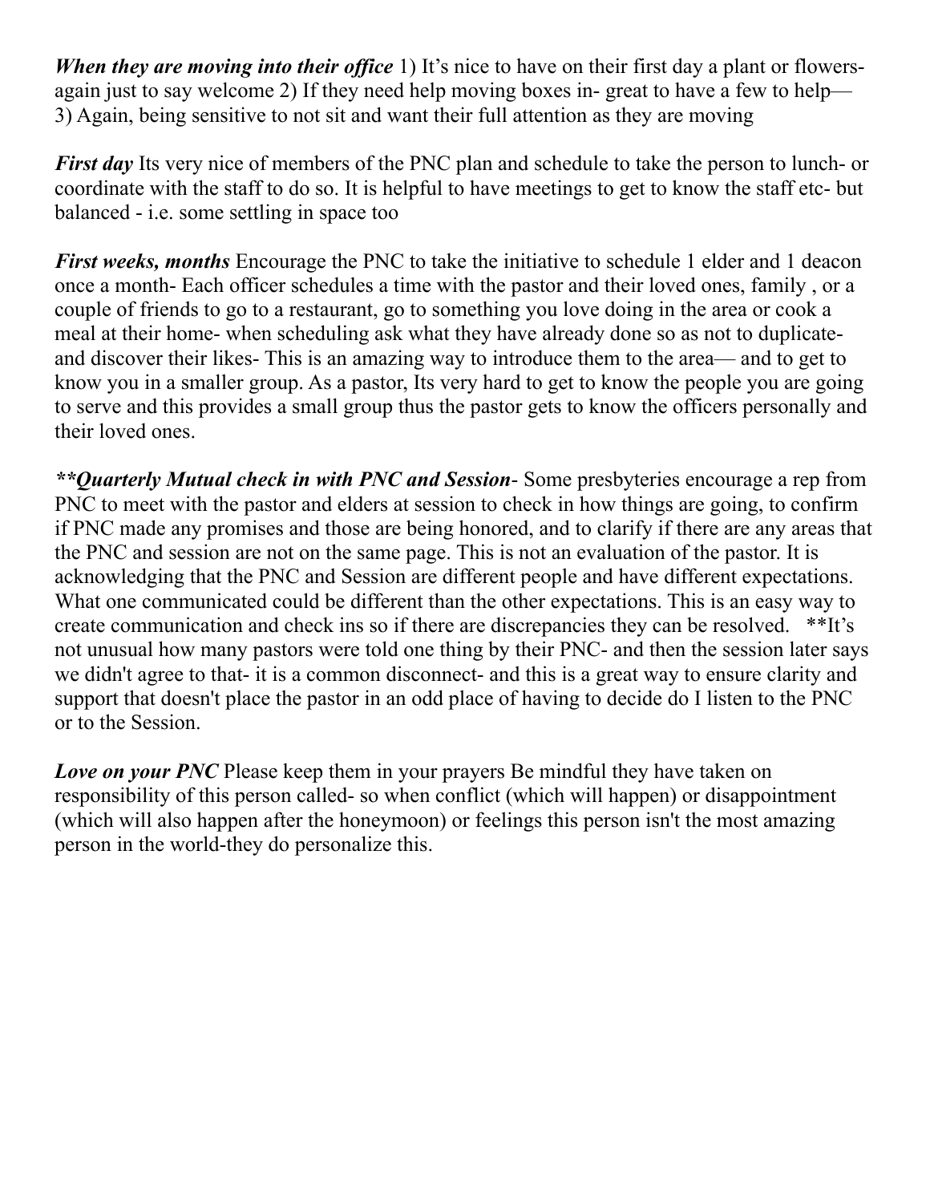***When they are moving into their office*** 1) It's nice to have on their first day a plant or flowers- again just to say welcome 2) If they need help moving boxes in- great to have a few to help— 3) Again, being sensitive to not sit and want their full attention as they are moving

***First day*** Its very nice of members of the PNC plan and schedule to take the person to lunch- or coordinate with the staff to do so. It is helpful to have meetings to get to know the staff etc- but balanced - i.e. some settling in space too

***First weeks, months*** Encourage the PNC to take the initiative to schedule 1 elder and 1 deacon once a month- Each officer schedules a time with the pastor and their loved ones, family , or a couple of friends to go to a restaurant, go to something you love doing in the area or cook a meal at their home- when scheduling ask what they have already done so as not to duplicate- and discover their likes- This is an amazing way to introduce them to the area— and to get to know you in a smaller group. As a pastor, Its very hard to get to know the people you are going to serve and this provides a small group thus the pastor gets to know the officers personally and their loved ones.

***\*\*Quarterly Mutual check in with PNC and Session***- Some presbyteries encourage a rep from PNC to meet with the pastor and elders at session to check in how things are going, to confirm if PNC made any promises and those are being honored, and to clarify if there are any areas that the PNC and session are not on the same page. This is not an evaluation of the pastor. It is acknowledging that the PNC and Session are different people and have different expectations. What one communicated could be different than the other expectations. This is an easy way to create communication and check ins so if there are discrepancies they can be resolved. **It's not unusual how many pastors were told one thing by their PNC- and then the session later says we didn't agree to that- it is a common disconnect- and this is a great way to ensure clarity and support that doesn't place the pastor in an odd place of having to decide do I listen to the PNC or to the Session.

***Love on your PNC*** Please keep them in your prayers Be mindful they have taken on responsibility of this person called- so when conflict (which will happen) or disappointment (which will also happen after the honeymoon) or feelings this person isn't the most amazing person in the world-they do personalize this.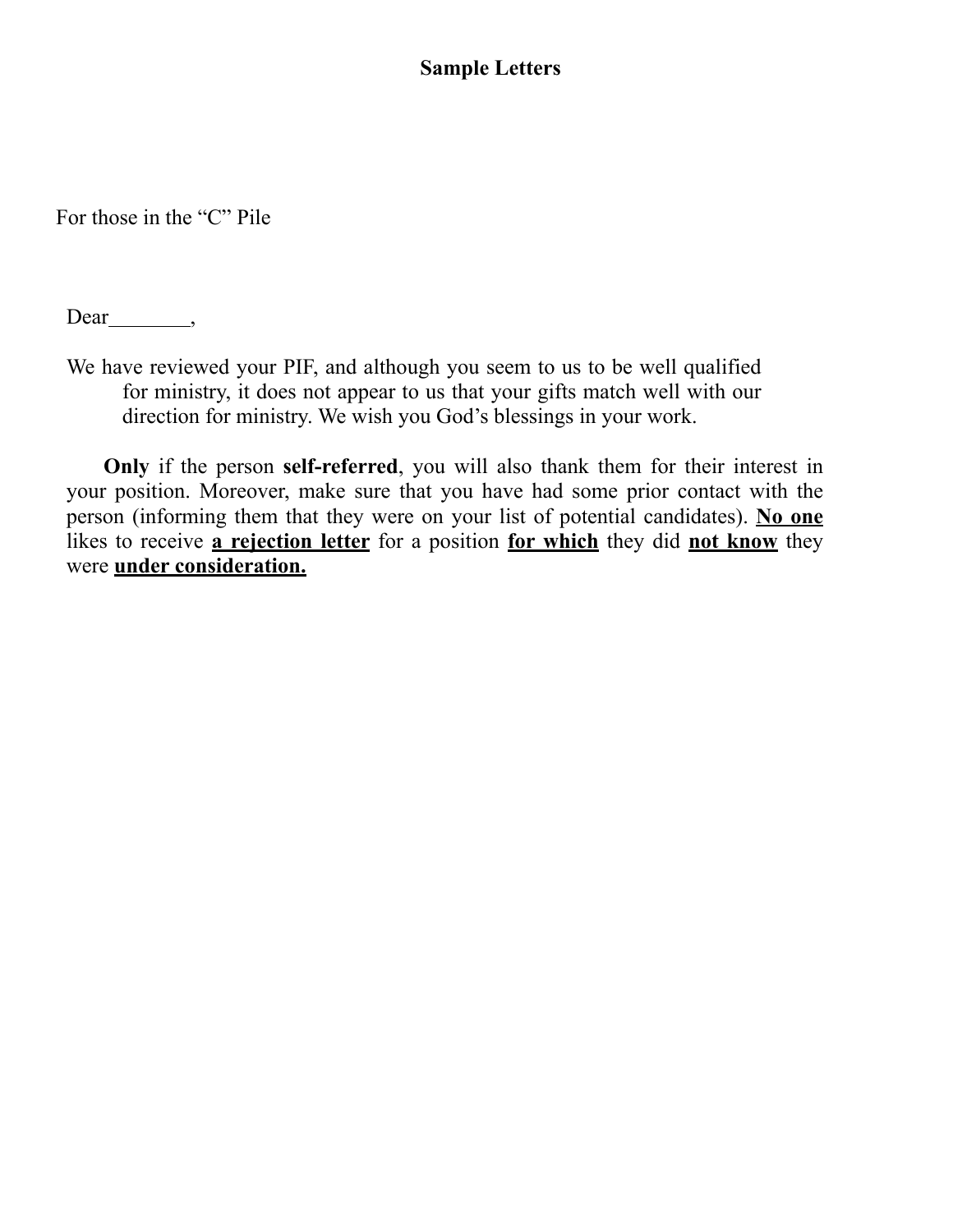## Sample Letters

For those in the "C" Pile

Dear________,

We have reviewed your PIF, and although you seem to us to be well qualified for ministry, it does not appear to us that your gifts match well with our direction for ministry. We wish you God's blessings in your work.

**Only** if the person **self-referred**, you will also thank them for their interest in your position. Moreover, make sure that you have had some prior contact with the person (informing them that they were on your list of potential candidates). <u>**No one**</u> likes to receive <u>**a rejection letter**</u> for a position <u>**for which**</u> they did <u>**not know**</u> they were <u>**under consideration.**</u>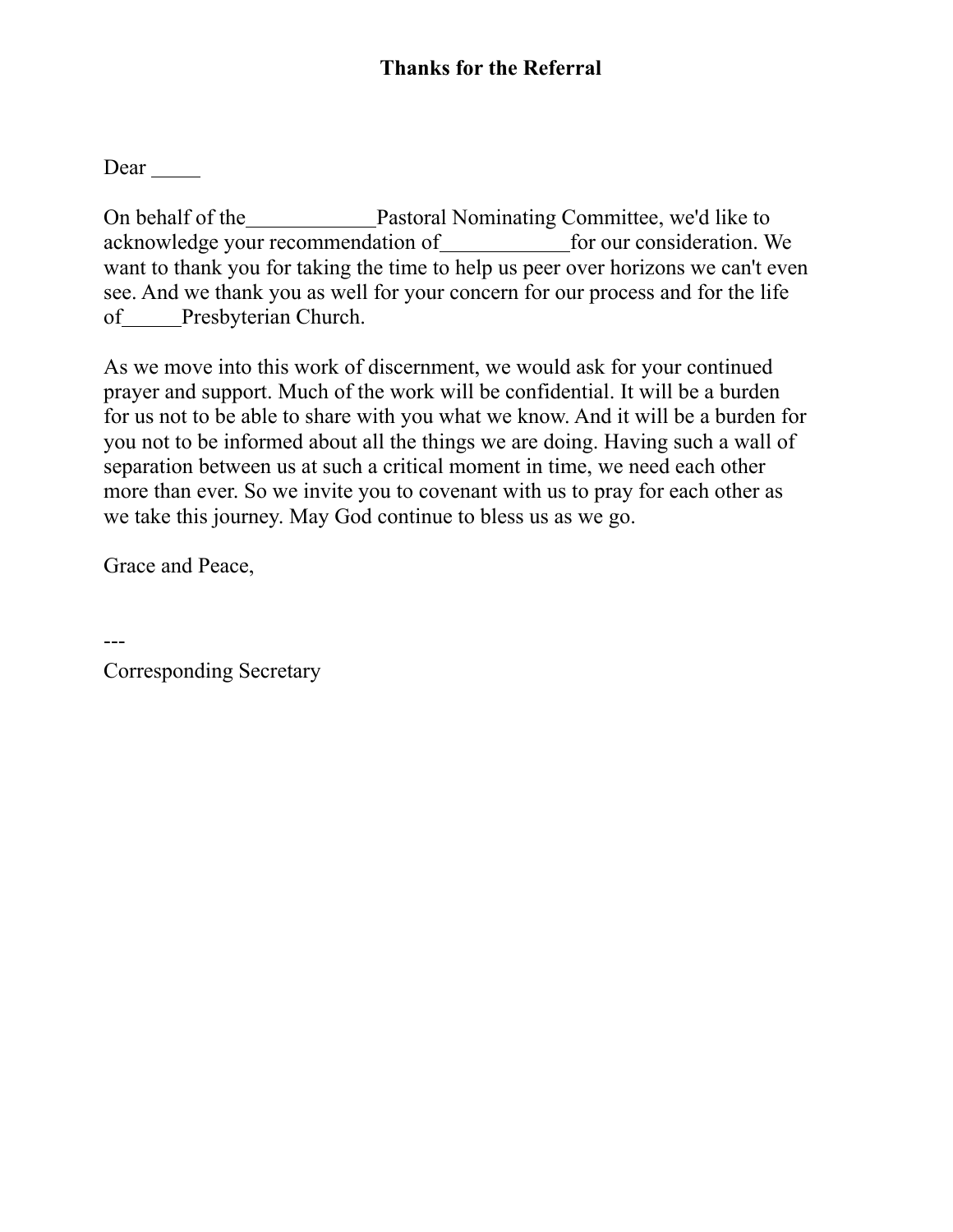**Thanks for the Referral**

Dear _____

On behalf of the____________Pastoral Nominating Committee, we'd like to acknowledge your recommendation of____________for our consideration. We want to thank you for taking the time to help us peer over horizons we can't even see. And we thank you as well for your concern for our process and for the life of______Presbyterian Church.

As we move into this work of discernment, we would ask for your continued prayer and support. Much of the work will be confidential. It will be a burden for us not to be able to share with you what we know. And it will be a burden for you not to be informed about all the things we are doing. Having such a wall of separation between us at such a critical moment in time, we need each other more than ever. So we invite you to covenant with us to pray for each other as we take this journey. May God continue to bless us as we go.

Grace and Peace,

---
Corresponding Secretary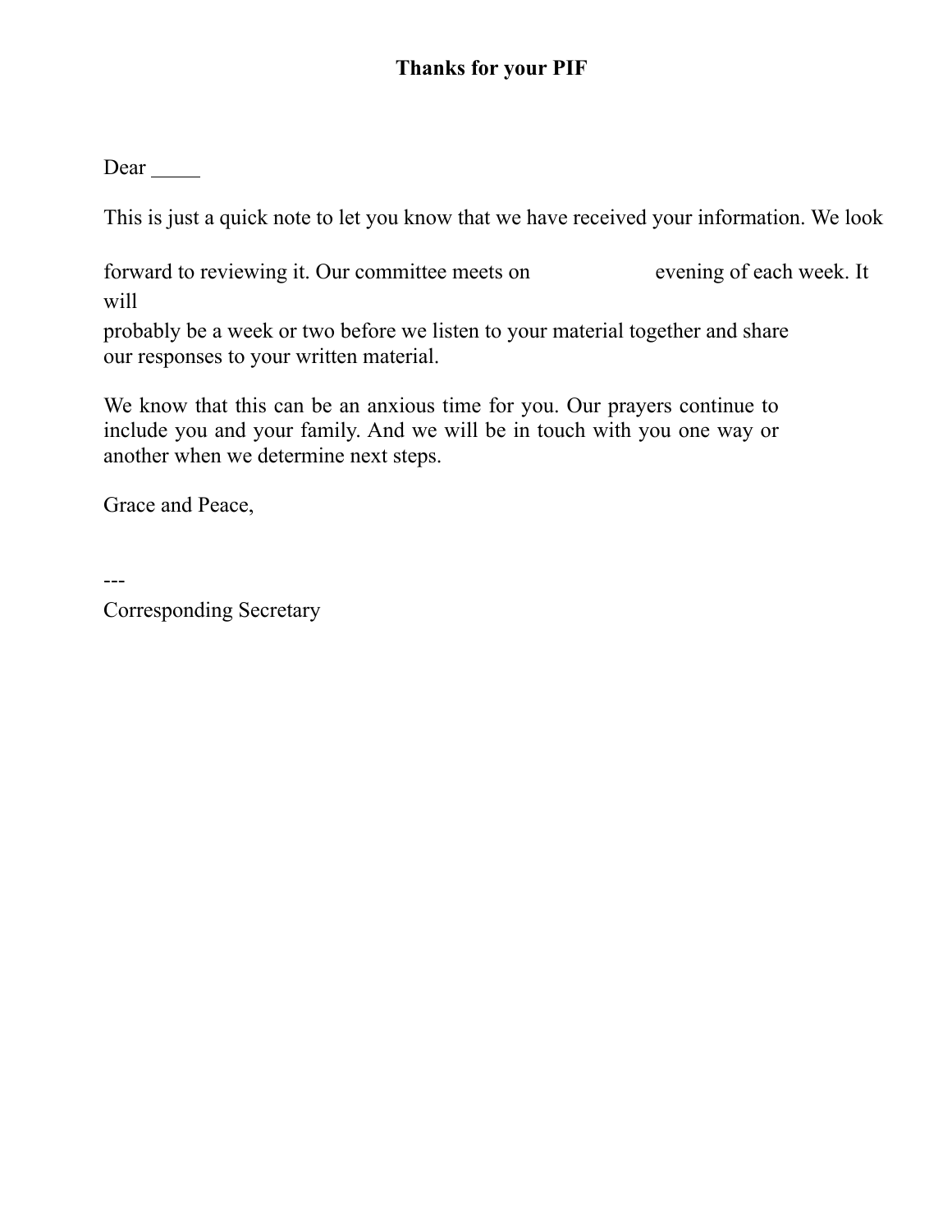**Thanks for your PIF**

Dear _____

This is just a quick note to let you know that we have received your information. We look forward to reviewing it. Our committee meets on                    evening of each week. It will probably be a week or two before we listen to your material together and share our responses to your written material.

We know that this can be an anxious time for you. Our prayers continue to include you and your family. And we will be in touch with you one way or another when we determine next steps.

Grace and Peace,

---
Corresponding Secretary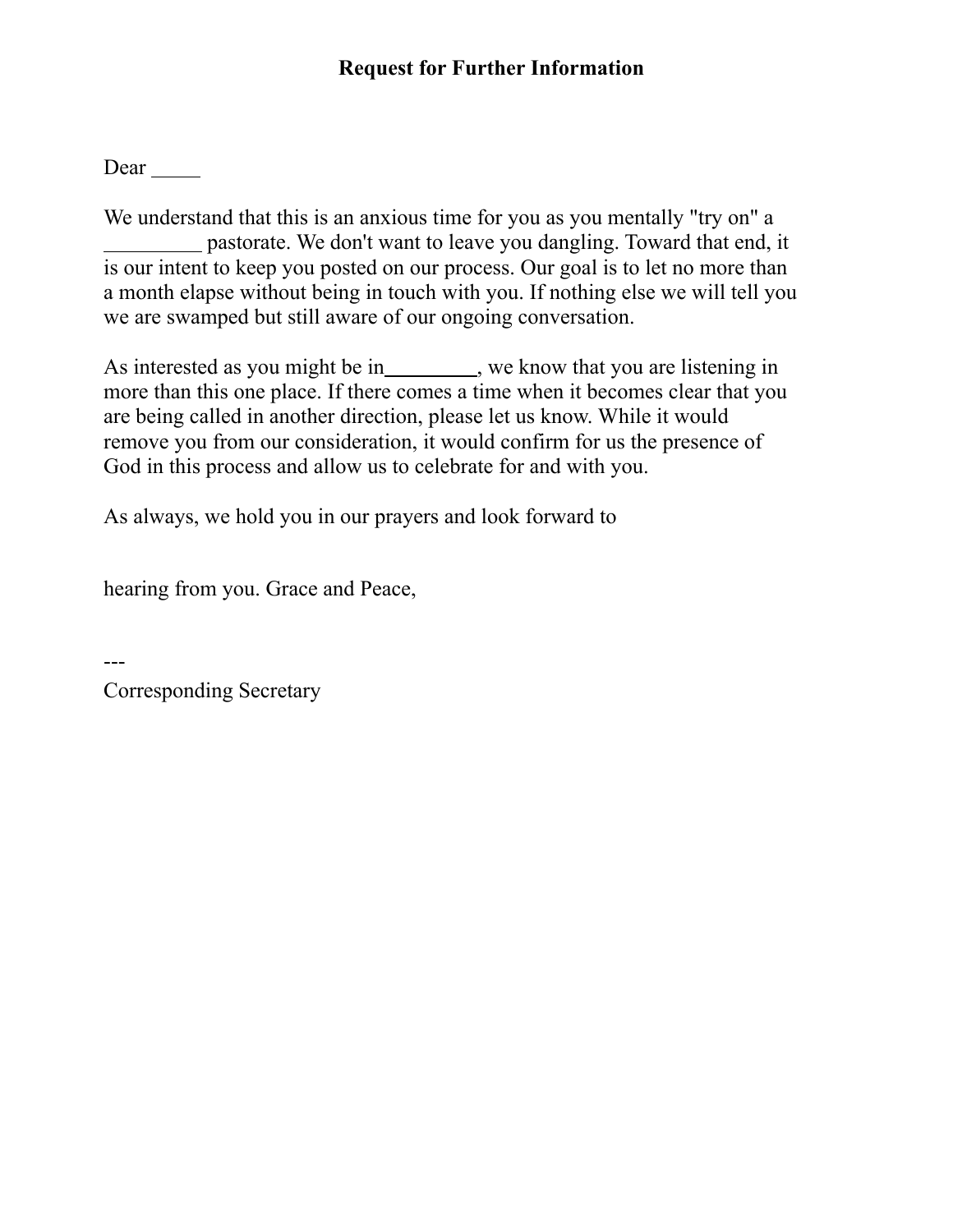# Request for Further Information

Dear _____

We understand that this is an anxious time for you as you mentally "try on" a _________ pastorate. We don't want to leave you dangling. Toward that end, it is our intent to keep you posted on our process. Our goal is to let no more than a month elapse without being in touch with you. If nothing else we will tell you we are swamped but still aware of our ongoing conversation.

As interested as you might be in_________, we know that you are listening in more than this one place. If there comes a time when it becomes clear that you are being called in another direction, please let us know. While it would remove you from our consideration, it would confirm for us the presence of God in this process and allow us to celebrate for and with you.

As always, we hold you in our prayers and look forward to

hearing from you. Grace and Peace,

---
Corresponding Secretary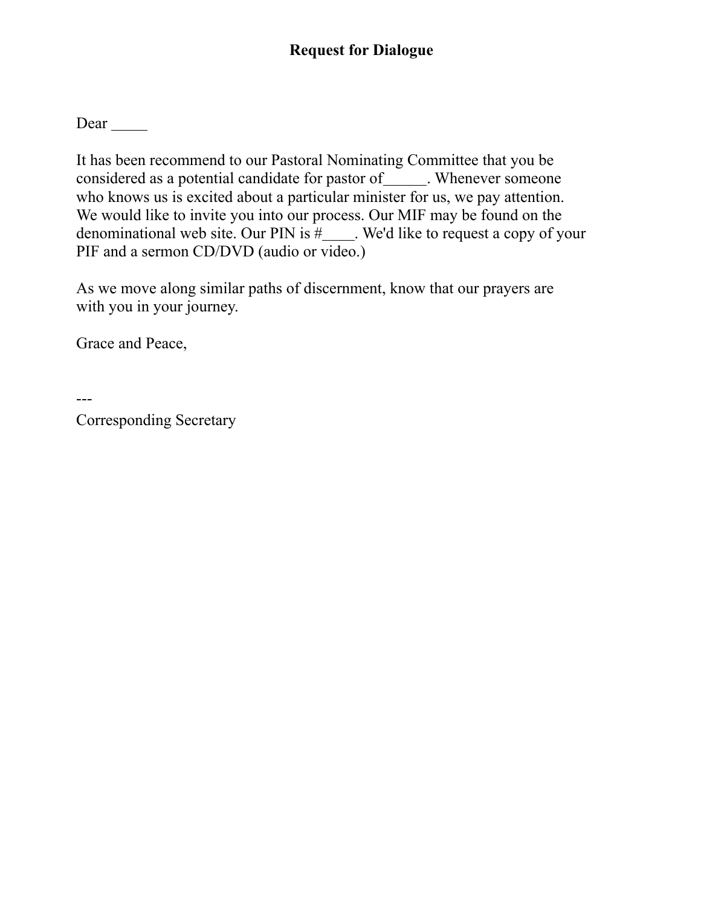**Request for Dialogue**

Dear _____

It has been recommend to our Pastoral Nominating Committee that you be considered as a potential candidate for pastor of______. Whenever someone who knows us is excited about a particular minister for us, we pay attention. We would like to invite you into our process. Our MIF may be found on the denominational web site. Our PIN is #____. We'd like to request a copy of your PIF and a sermon CD/DVD (audio or video.)

As we move along similar paths of discernment, know that our prayers are with you in your journey.

Grace and Peace,

---
Corresponding Secretary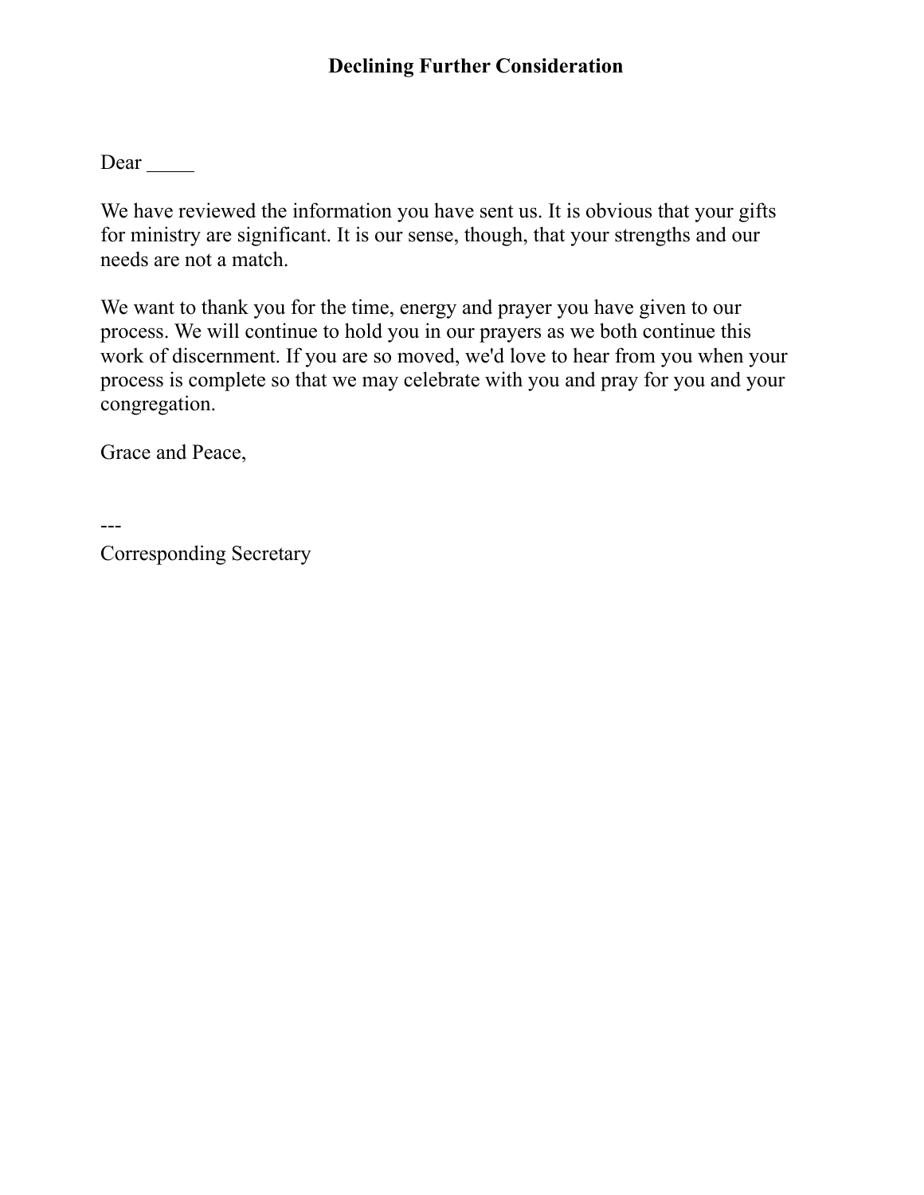# Declining Further Consideration

Dear _____

We have reviewed the information you have sent us. It is obvious that your gifts for ministry are significant. It is our sense, though, that your strengths and our needs are not a match.

We want to thank you for the time, energy and prayer you have given to our process. We will continue to hold you in our prayers as we both continue this work of discernment. If you are so moved, we'd love to hear from you when your process is complete so that we may celebrate with you and pray for you and your congregation.

Grace and Peace,

---
Corresponding Secretary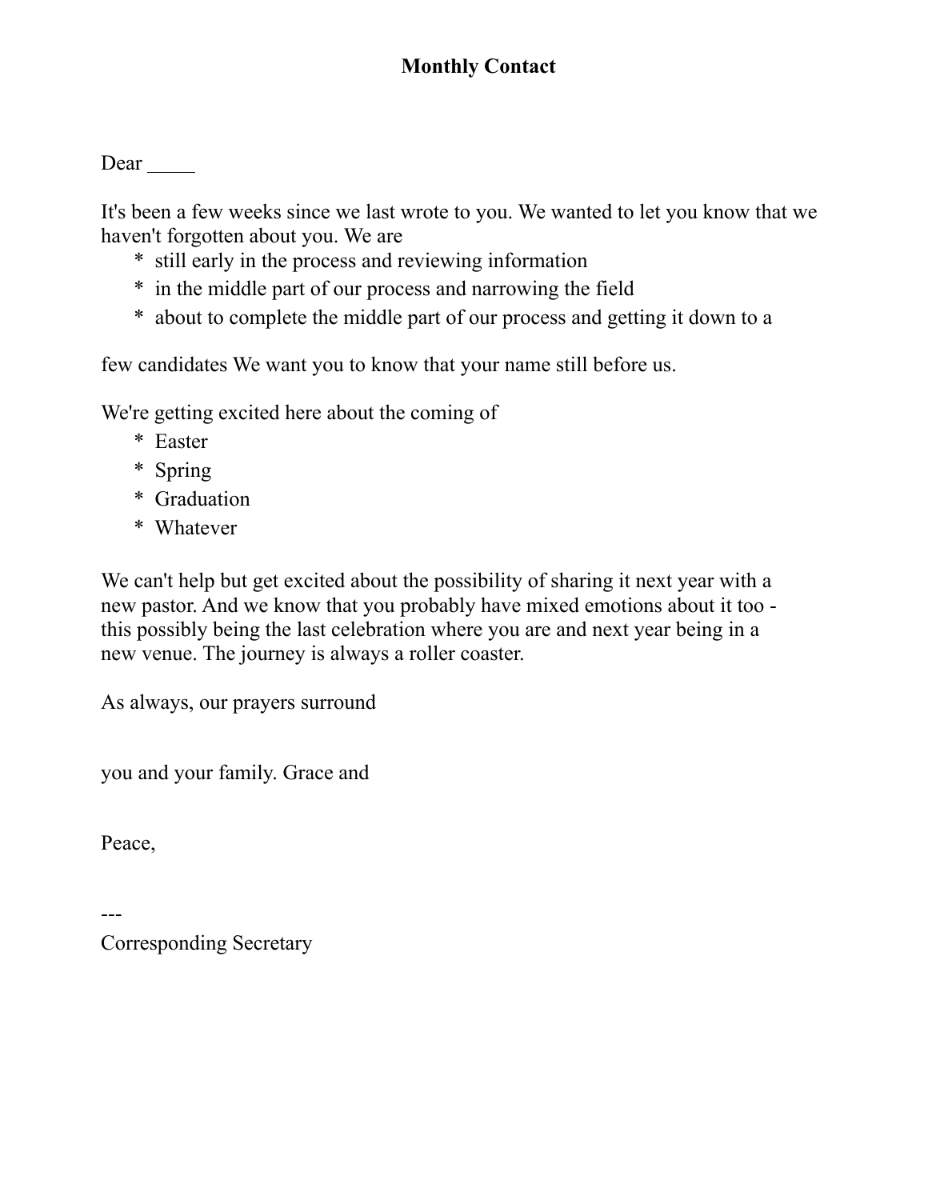**Monthly Contact**

Dear _____

It's been a few weeks since we last wrote to you. We wanted to let you know that we haven't forgotten about you. We are

* still early in the process and reviewing information
* in the middle part of our process and narrowing the field
* about to complete the middle part of our process and getting it down to a

few candidates We want you to know that your name still before us.

We're getting excited here about the coming of

* Easter
* Spring
* Graduation
* Whatever

We can't help but get excited about the possibility of sharing it next year with a new pastor. And we know that you probably have mixed emotions about it too - this possibly being the last celebration where you are and next year being in a new venue. The journey is always a roller coaster.

As always, our prayers surround

you and your family. Grace and

Peace,

---
Corresponding Secretary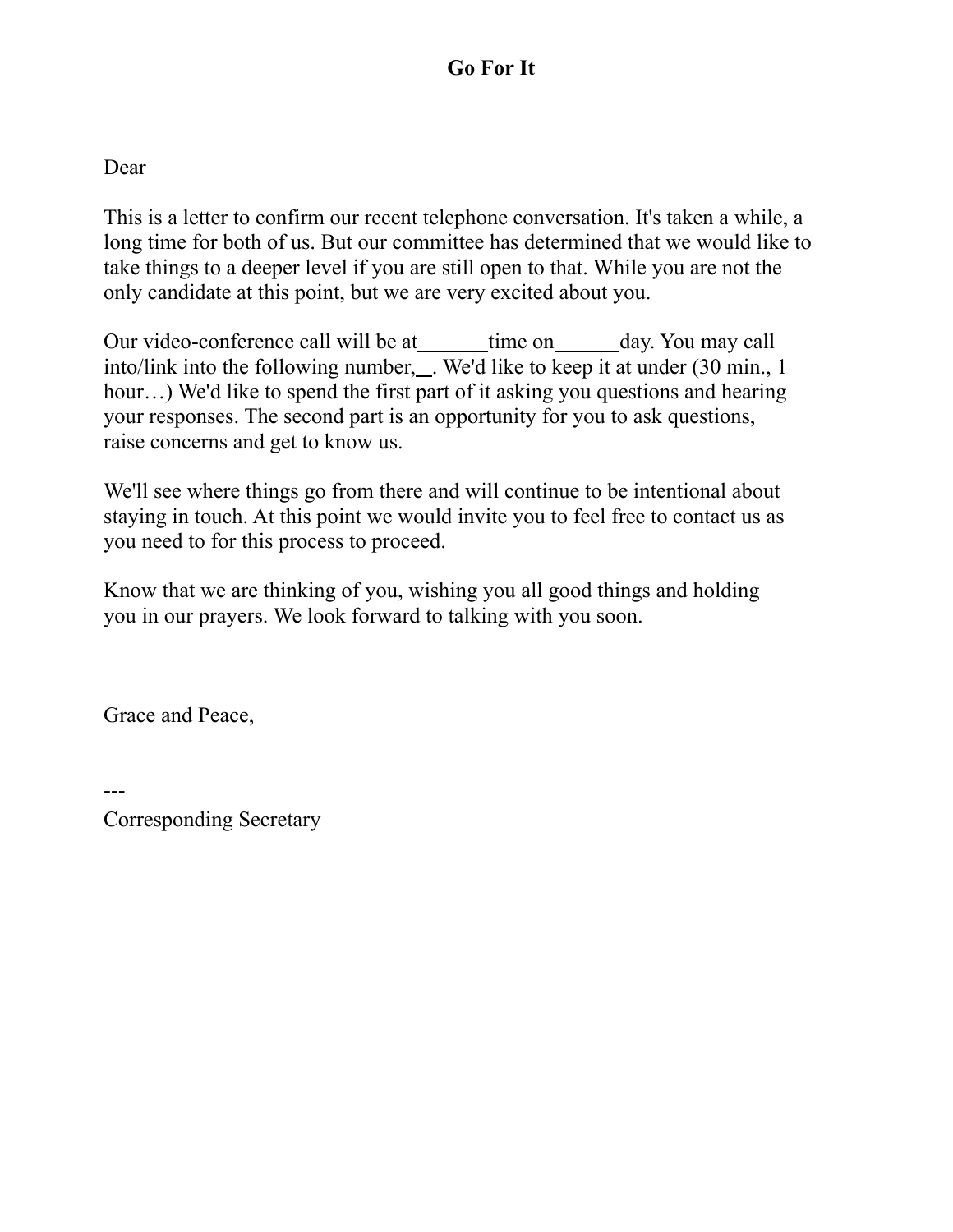# Go For It

Dear _____

This is a letter to confirm our recent telephone conversation. It's taken a while, a long time for both of us. But our committee has determined that we would like to take things to a deeper level if you are still open to that. While you are not the only candidate at this point, but we are very excited about you.

Our video-conference call will be at_______time on______day. You may call into/link into the following number,__. We'd like to keep it at under (30 min., 1 hour…) We'd like to spend the first part of it asking you questions and hearing your responses. The second part is an opportunity for you to ask questions, raise concerns and get to know us.

We'll see where things go from there and will continue to be intentional about staying in touch. At this point we would invite you to feel free to contact us as you need to for this process to proceed.

Know that we are thinking of you, wishing you all good things and holding you in our prayers. We look forward to talking with you soon.

Grace and Peace,

---
Corresponding Secretary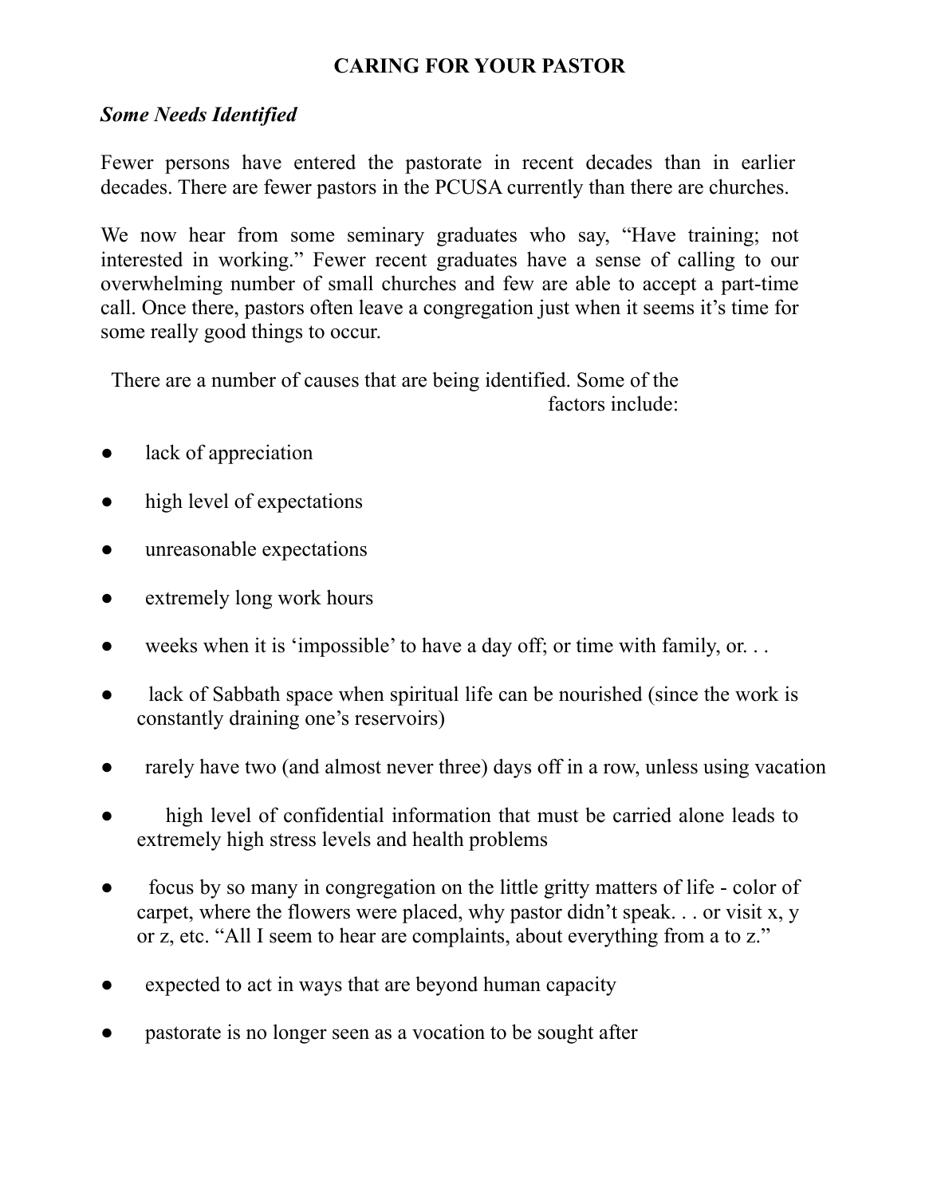# CARING FOR YOUR PASTOR

## *Some Needs Identified*

Fewer persons have entered the pastorate in recent decades than in earlier decades. There are fewer pastors in the PCUSA currently than there are churches.

We now hear from some seminary graduates who say, "Have training; not interested in working." Fewer recent graduates have a sense of calling to our overwhelming number of small churches and few are able to accept a part-time call. Once there, pastors often leave a congregation just when it seems it's time for some really good things to occur.

There are a number of causes that are being identified. Some of the factors include:

- lack of appreciation
- high level of expectations
- unreasonable expectations
- extremely long work hours
- weeks when it is 'impossible' to have a day off; or time with family, or. . .
- lack of Sabbath space when spiritual life can be nourished (since the work is constantly draining one's reservoirs)
- rarely have two (and almost never three) days off in a row, unless using vacation
- high level of confidential information that must be carried alone leads to extremely high stress levels and health problems
- focus by so many in congregation on the little gritty matters of life - color of carpet, where the flowers were placed, why pastor didn't speak. . . or visit x, y or z, etc. "All I seem to hear are complaints, about everything from a to z."
- expected to act in ways that are beyond human capacity
- pastorate is no longer seen as a vocation to be sought after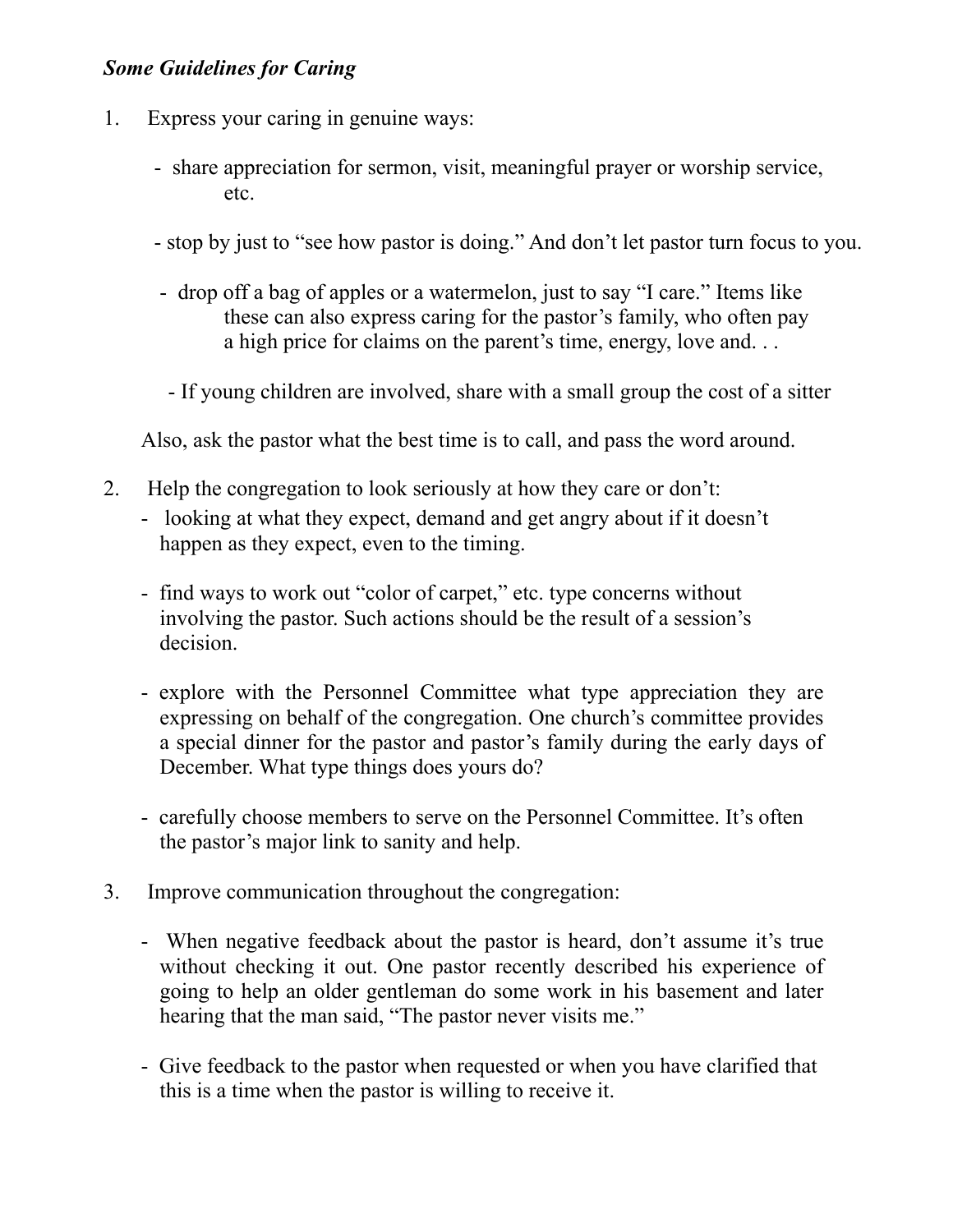*Some Guidelines for Caring*

1. Express your caring in genuine ways:

   - share appreciation for sermon, visit, meaningful prayer or worship service, etc.

   - stop by just to "see how pastor is doing." And don't let pastor turn focus to you.

   - drop off a bag of apples or a watermelon, just to say "I care." Items like these can also express caring for the pastor's family, who often pay a high price for claims on the parent's time, energy, love and. . .

   - If young children are involved, share with a small group the cost of a sitter

   Also, ask the pastor what the best time is to call, and pass the word around.

2. Help the congregation to look seriously at how they care or don't:

   - looking at what they expect, demand and get angry about if it doesn't happen as they expect, even to the timing.

   - find ways to work out "color of carpet," etc. type concerns without involving the pastor. Such actions should be the result of a session's decision.

   - explore with the Personnel Committee what type appreciation they are expressing on behalf of the congregation. One church's committee provides a special dinner for the pastor and pastor's family during the early days of December. What type things does yours do?

   - carefully choose members to serve on the Personnel Committee. It's often the pastor's major link to sanity and help.

3. Improve communication throughout the congregation:

   - When negative feedback about the pastor is heard, don't assume it's true without checking it out. One pastor recently described his experience of going to help an older gentleman do some work in his basement and later hearing that the man said, "The pastor never visits me."

   - Give feedback to the pastor when requested or when you have clarified that this is a time when the pastor is willing to receive it.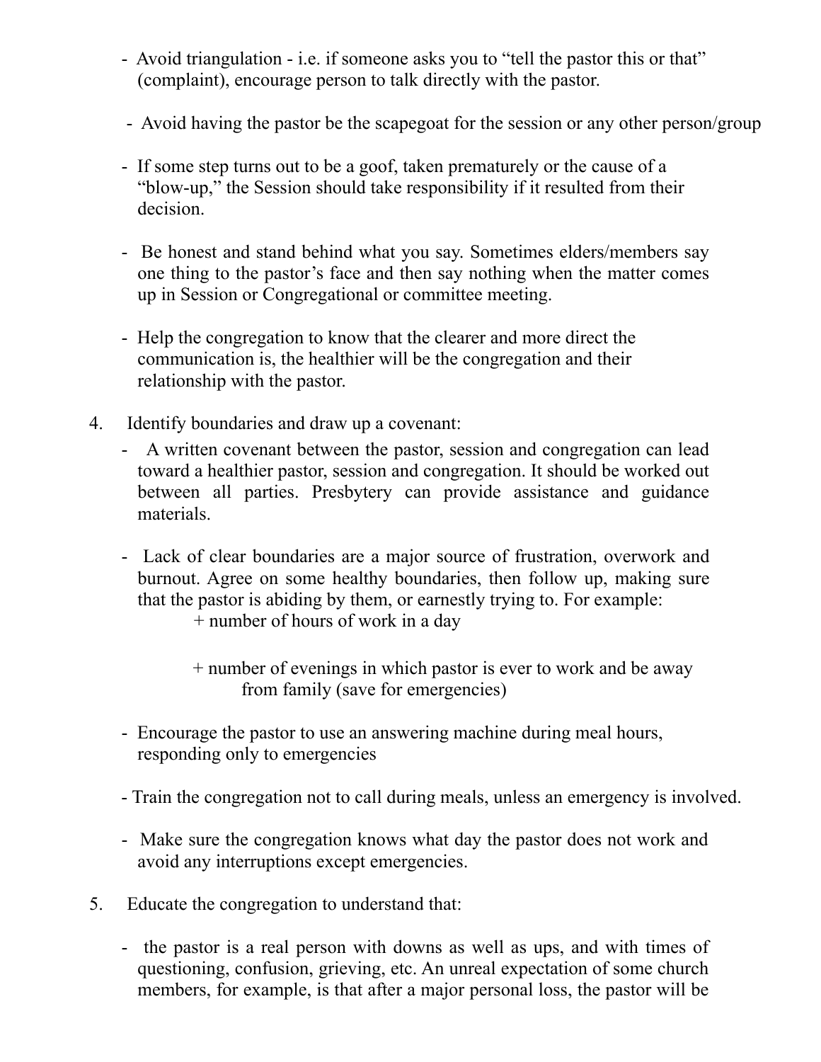- Avoid triangulation - i.e. if someone asks you to "tell the pastor this or that" (complaint), encourage person to talk directly with the pastor.

- Avoid having the pastor be the scapegoat for the session or any other person/group

- If some step turns out to be a goof, taken prematurely or the cause of a "blow-up," the Session should take responsibility if it resulted from their decision.

- Be honest and stand behind what you say. Sometimes elders/members say one thing to the pastor's face and then say nothing when the matter comes up in Session or Congregational or committee meeting.

- Help the congregation to know that the clearer and more direct the communication is, the healthier will be the congregation and their relationship with the pastor.

4. Identify boundaries and draw up a covenant:

   - A written covenant between the pastor, session and congregation can lead toward a healthier pastor, session and congregation. It should be worked out between all parties. Presbytery can provide assistance and guidance materials.

   - Lack of clear boundaries are a major source of frustration, overwork and burnout. Agree on some healthy boundaries, then follow up, making sure that the pastor is abiding by them, or earnestly trying to. For example:
     + number of hours of work in a day

     + number of evenings in which pastor is ever to work and be away from family (save for emergencies)

   - Encourage the pastor to use an answering machine during meal hours, responding only to emergencies

   - Train the congregation not to call during meals, unless an emergency is involved.

   - Make sure the congregation knows what day the pastor does not work and avoid any interruptions except emergencies.

5. Educate the congregation to understand that:

   - the pastor is a real person with downs as well as ups, and with times of questioning, confusion, grieving, etc. An unreal expectation of some church members, for example, is that after a major personal loss, the pastor will be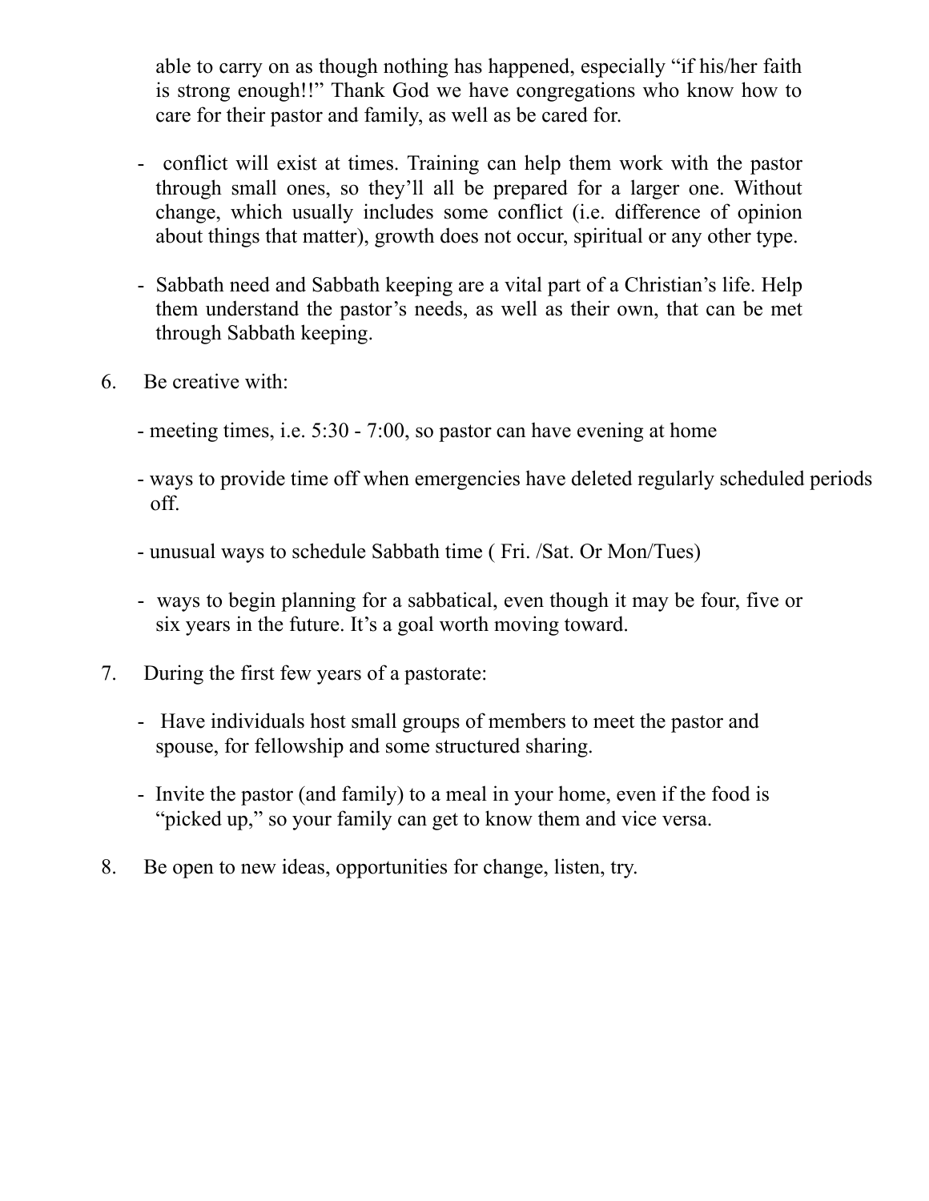able to carry on as though nothing has happened, especially "if his/her faith is strong enough!!" Thank God we have congregations who know how to care for their pastor and family, as well as be cared for.

- conflict will exist at times. Training can help them work with the pastor through small ones, so they'll all be prepared for a larger one. Without change, which usually includes some conflict (i.e. difference of opinion about things that matter), growth does not occur, spiritual or any other type.

- Sabbath need and Sabbath keeping are a vital part of a Christian's life. Help them understand the pastor's needs, as well as their own, that can be met through Sabbath keeping.

6. Be creative with:

   - meeting times, i.e. 5:30 - 7:00, so pastor can have evening at home

   - ways to provide time off when emergencies have deleted regularly scheduled periods off.

   - unusual ways to schedule Sabbath time ( Fri. /Sat. Or Mon/Tues)

   - ways to begin planning for a sabbatical, even though it may be four, five or six years in the future. It's a goal worth moving toward.

7. During the first few years of a pastorate:

   - Have individuals host small groups of members to meet the pastor and spouse, for fellowship and some structured sharing.

   - Invite the pastor (and family) to a meal in your home, even if the food is "picked up," so your family can get to know them and vice versa.

8. Be open to new ideas, opportunities for change, listen, try.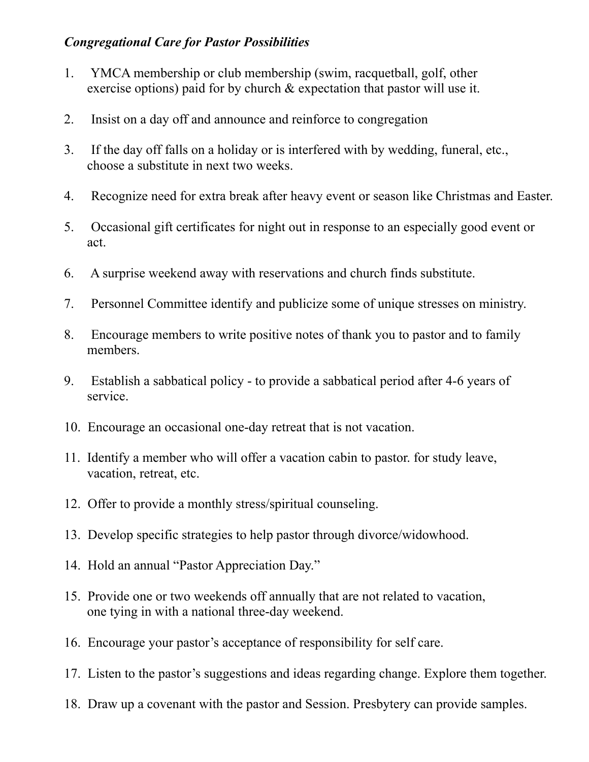*Congregational Care for Pastor Possibilities*

1. YMCA membership or club membership (swim, racquetball, golf, other exercise options) paid for by church & expectation that pastor will use it.
2. Insist on a day off and announce and reinforce to congregation
3. If the day off falls on a holiday or is interfered with by wedding, funeral, etc., choose a substitute in next two weeks.
4. Recognize need for extra break after heavy event or season like Christmas and Easter.
5. Occasional gift certificates for night out in response to an especially good event or act.
6. A surprise weekend away with reservations and church finds substitute.
7. Personnel Committee identify and publicize some of unique stresses on ministry.
8. Encourage members to write positive notes of thank you to pastor and to family members.
9. Establish a sabbatical policy - to provide a sabbatical period after 4-6 years of service.
10. Encourage an occasional one-day retreat that is not vacation.
11. Identify a member who will offer a vacation cabin to pastor. for study leave, vacation, retreat, etc.
12. Offer to provide a monthly stress/spiritual counseling.
13. Develop specific strategies to help pastor through divorce/widowhood.
14. Hold an annual “Pastor Appreciation Day.”
15. Provide one or two weekends off annually that are not related to vacation, one tying in with a national three-day weekend.
16. Encourage your pastor’s acceptance of responsibility for self care.
17. Listen to the pastor’s suggestions and ideas regarding change. Explore them together.
18. Draw up a covenant with the pastor and Session. Presbytery can provide samples.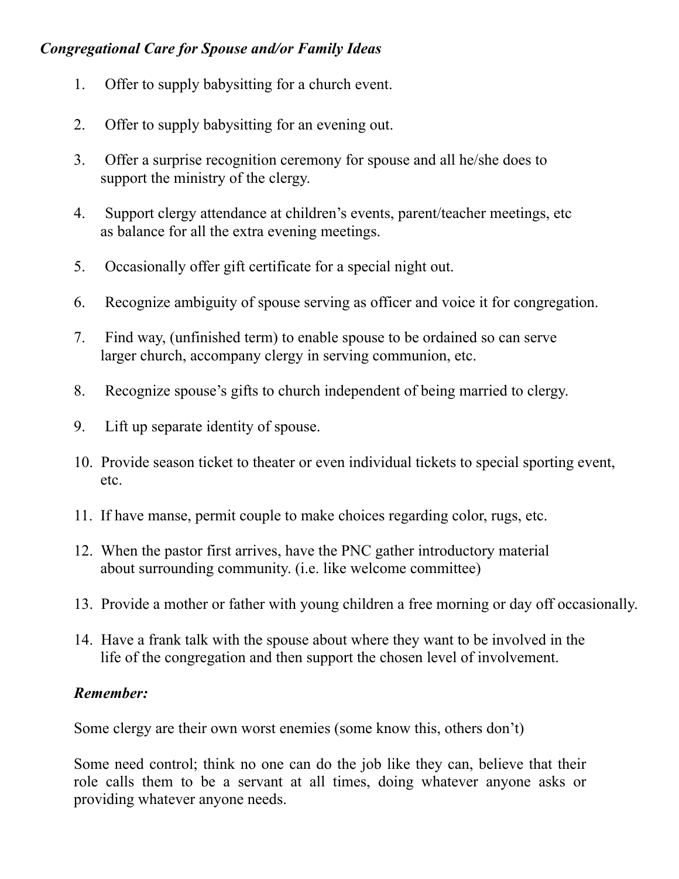*Congregational Care for Spouse and/or Family Ideas*

1. Offer to supply babysitting for a church event.
2. Offer to supply babysitting for an evening out.
3. Offer a surprise recognition ceremony for spouse and all he/she does to support the ministry of the clergy.
4. Support clergy attendance at children's events, parent/teacher meetings, etc as balance for all the extra evening meetings.
5. Occasionally offer gift certificate for a special night out.
6. Recognize ambiguity of spouse serving as officer and voice it for congregation.
7. Find way, (unfinished term) to enable spouse to be ordained so can serve larger church, accompany clergy in serving communion, etc.
8. Recognize spouse's gifts to church independent of being married to clergy.
9. Lift up separate identity of spouse.
10. Provide season ticket to theater or even individual tickets to special sporting event, etc.
11. If have manse, permit couple to make choices regarding color, rugs, etc.
12. When the pastor first arrives, have the PNC gather introductory material about surrounding community. (i.e. like welcome committee)
13. Provide a mother or father with young children a free morning or day off occasionally.
14. Have a frank talk with the spouse about where they want to be involved in the life of the congregation and then support the chosen level of involvement.

***Remember:***

Some clergy are their own worst enemies (some know this, others don't)

Some need control; think no one can do the job like they can, believe that their role calls them to be a servant at all times, doing whatever anyone asks or providing whatever anyone needs.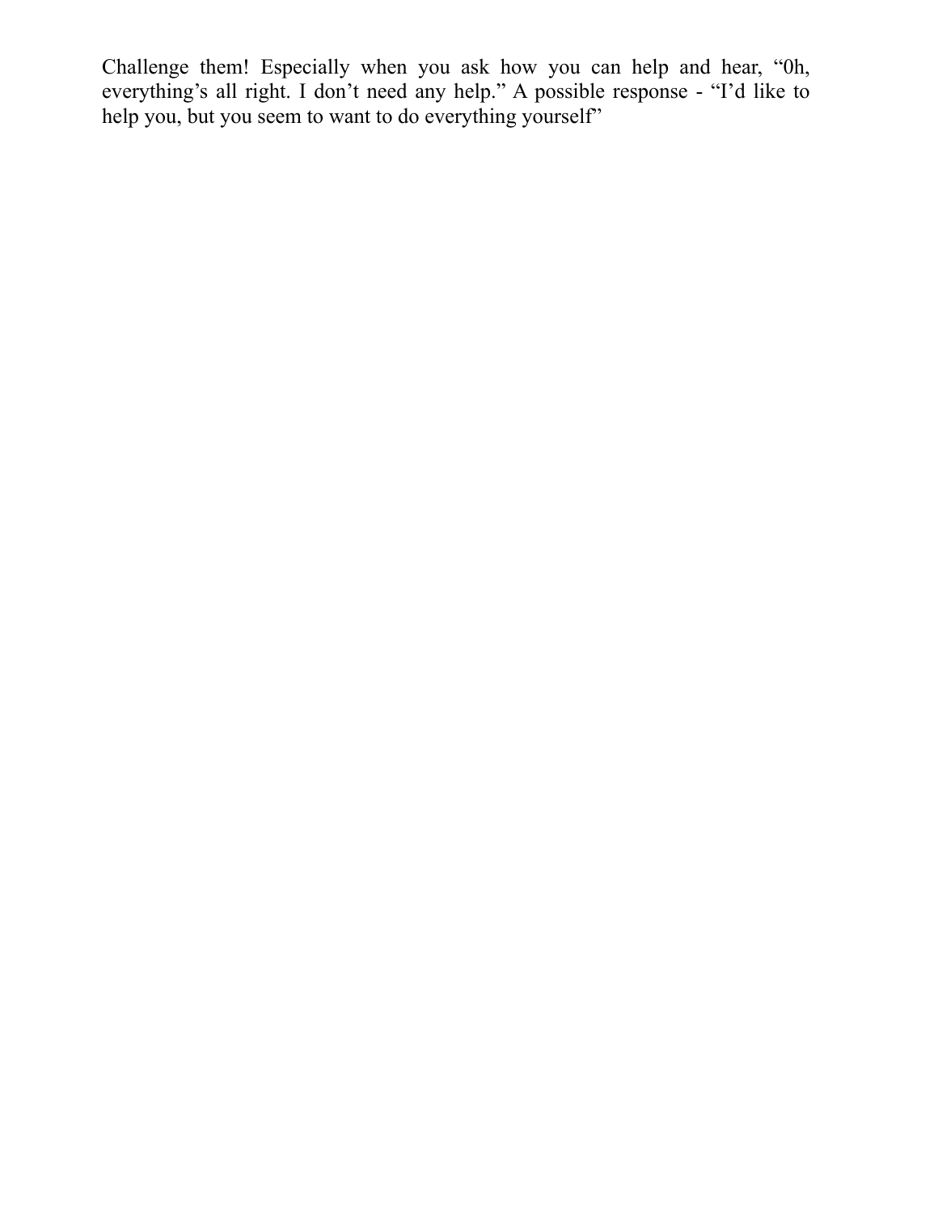Challenge them! Especially when you ask how you can help and hear, "0h, everything's all right. I don't need any help." A possible response - "I'd like to help you, but you seem to want to do everything yourself"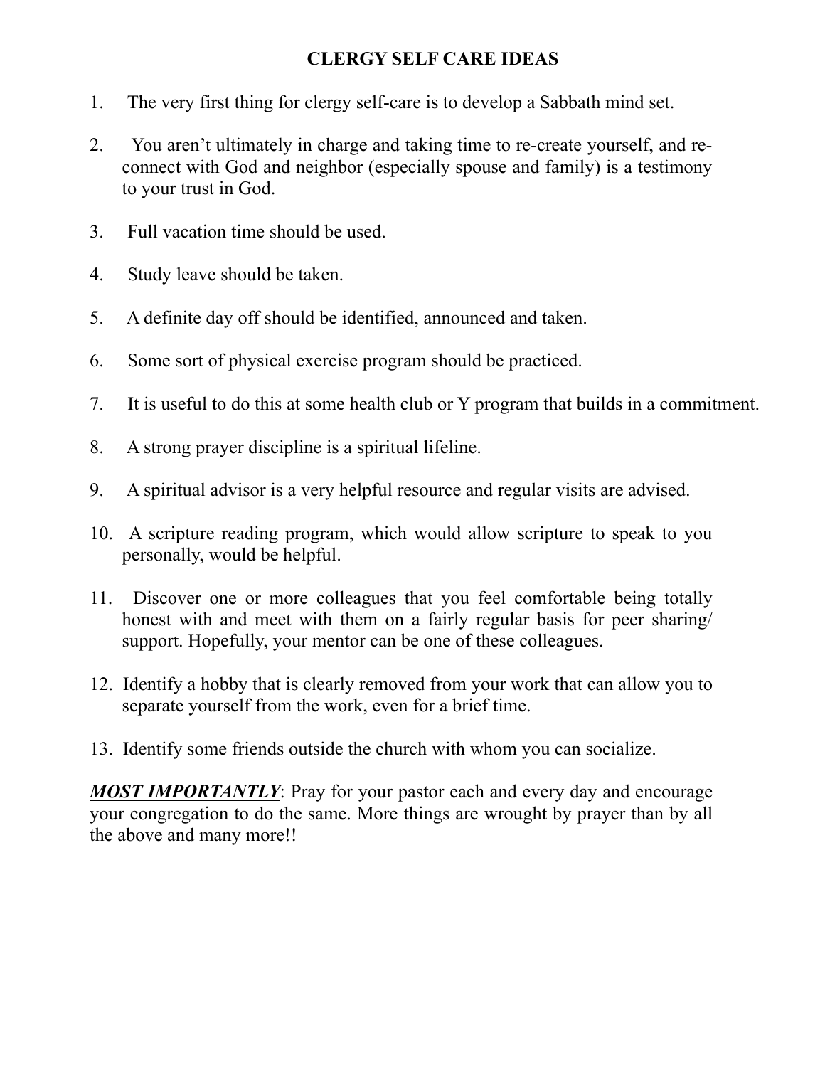# CLERGY SELF CARE IDEAS

1. The very first thing for clergy self-care is to develop a Sabbath mind set.
2. You aren't ultimately in charge and taking time to re-create yourself, and re-connect with God and neighbor (especially spouse and family) is a testimony to your trust in God.
3. Full vacation time should be used.
4. Study leave should be taken.
5. A definite day off should be identified, announced and taken.
6. Some sort of physical exercise program should be practiced.
7. It is useful to do this at some health club or Y program that builds in a commitment.
8. A strong prayer discipline is a spiritual lifeline.
9. A spiritual advisor is a very helpful resource and regular visits are advised.
10. A scripture reading program, which would allow scripture to speak to you personally, would be helpful.
11. Discover one or more colleagues that you feel comfortable being totally honest with and meet with them on a fairly regular basis for peer sharing/ support. Hopefully, your mentor can be one of these colleagues.
12. Identify a hobby that is clearly removed from your work that can allow you to separate yourself from the work, even for a brief time.
13. Identify some friends outside the church with whom you can socialize.

***<u>MOST IMPORTANTLY</u>***: Pray for your pastor each and every day and encourage your congregation to do the same. More things are wrought by prayer than by all the above and many more!!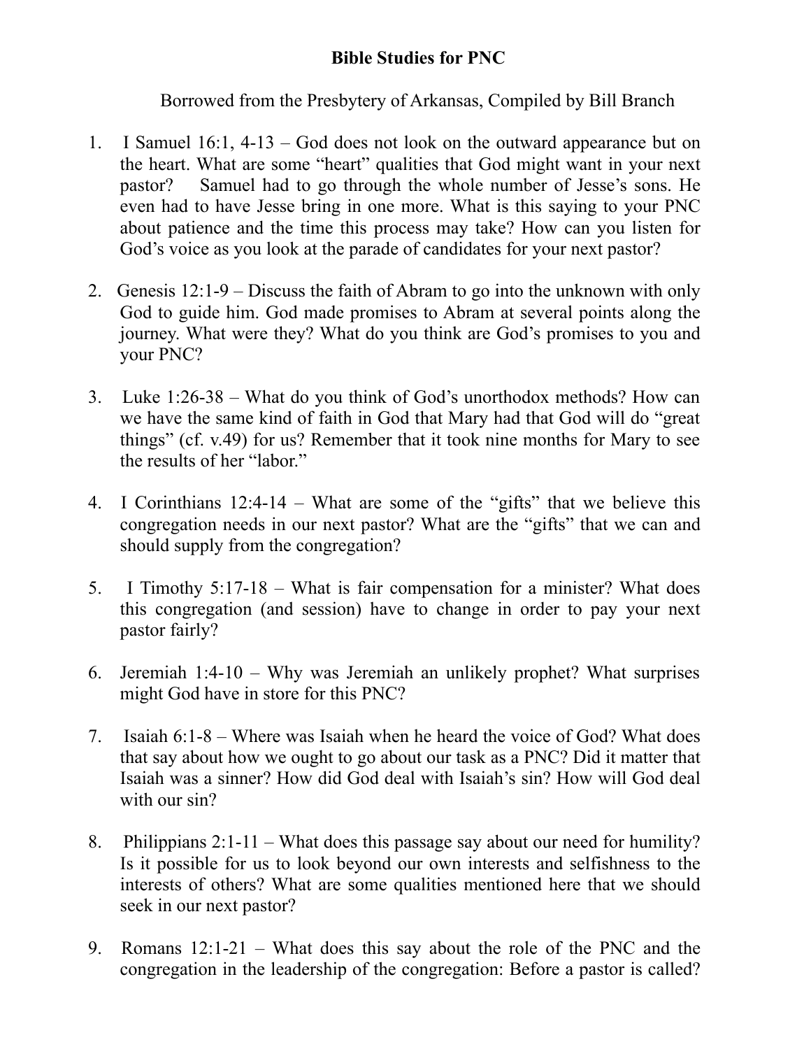**Bible Studies for PNC**

Borrowed from the Presbytery of Arkansas, Compiled by Bill Branch

1. I Samuel 16:1, 4-13 – God does not look on the outward appearance but on the heart. What are some "heart" qualities that God might want in your next pastor? Samuel had to go through the whole number of Jesse's sons. He even had to have Jesse bring in one more. What is this saying to your PNC about patience and the time this process may take? How can you listen for God's voice as you look at the parade of candidates for your next pastor?

2. Genesis 12:1-9 – Discuss the faith of Abram to go into the unknown with only God to guide him. God made promises to Abram at several points along the journey. What were they? What do you think are God's promises to you and your PNC?

3. Luke 1:26-38 – What do you think of God's unorthodox methods? How can we have the same kind of faith in God that Mary had that God will do "great things" (cf. v.49) for us? Remember that it took nine months for Mary to see the results of her "labor."

4. I Corinthians 12:4-14 – What are some of the "gifts" that we believe this congregation needs in our next pastor? What are the "gifts" that we can and should supply from the congregation?

5. I Timothy 5:17-18 – What is fair compensation for a minister? What does this congregation (and session) have to change in order to pay your next pastor fairly?

6. Jeremiah 1:4-10 – Why was Jeremiah an unlikely prophet? What surprises might God have in store for this PNC?

7. Isaiah 6:1-8 – Where was Isaiah when he heard the voice of God? What does that say about how we ought to go about our task as a PNC? Did it matter that Isaiah was a sinner? How did God deal with Isaiah's sin? How will God deal with our sin?

8. Philippians 2:1-11 – What does this passage say about our need for humility? Is it possible for us to look beyond our own interests and selfishness to the interests of others? What are some qualities mentioned here that we should seek in our next pastor?

9. Romans 12:1-21 – What does this say about the role of the PNC and the congregation in the leadership of the congregation: Before a pastor is called?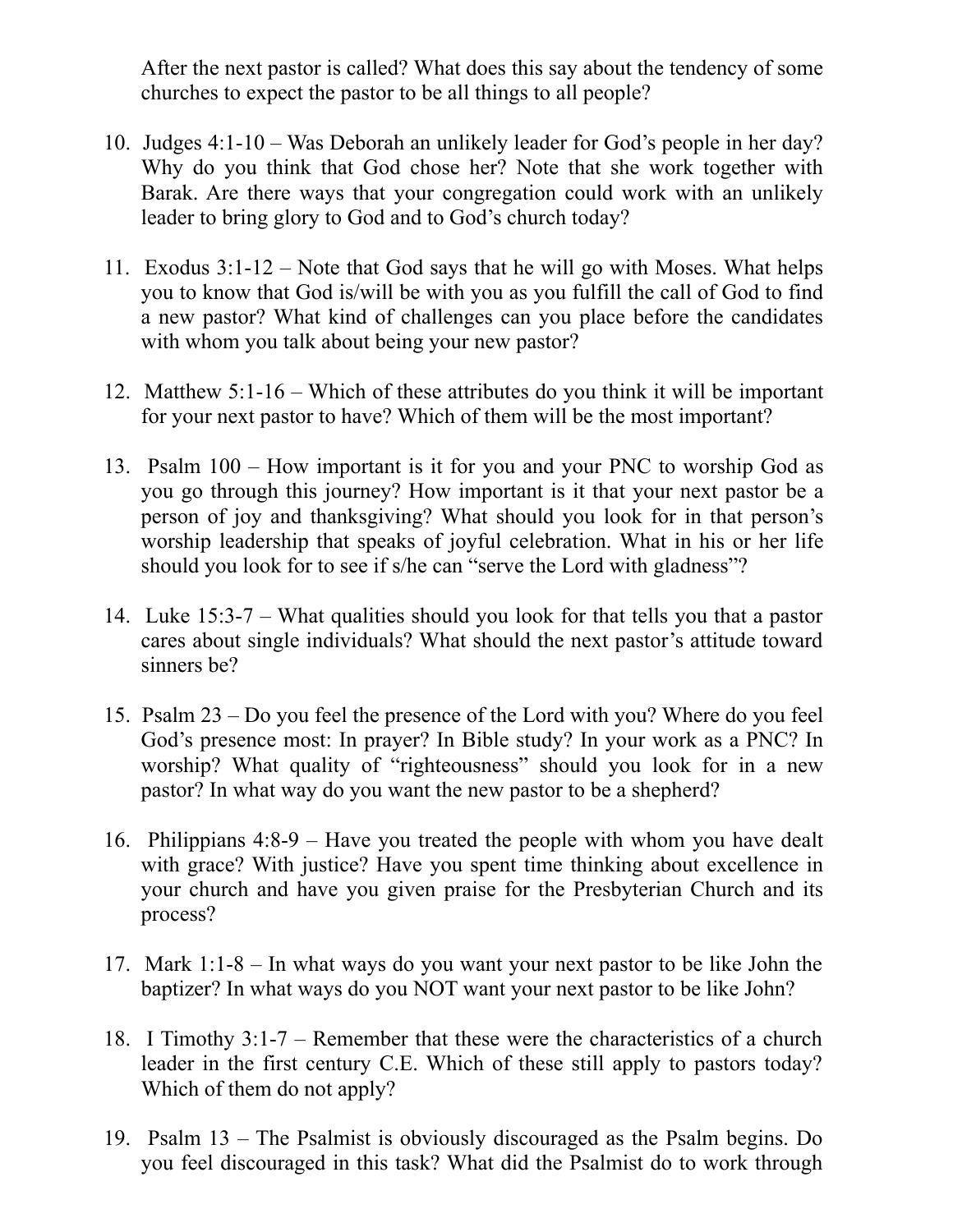After the next pastor is called? What does this say about the tendency of some churches to expect the pastor to be all things to all people?

10. Judges 4:1-10 – Was Deborah an unlikely leader for God's people in her day? Why do you think that God chose her? Note that she work together with Barak. Are there ways that your congregation could work with an unlikely leader to bring glory to God and to God's church today?

11. Exodus 3:1-12 – Note that God says that he will go with Moses. What helps you to know that God is/will be with you as you fulfill the call of God to find a new pastor? What kind of challenges can you place before the candidates with whom you talk about being your new pastor?

12. Matthew 5:1-16 – Which of these attributes do you think it will be important for your next pastor to have? Which of them will be the most important?

13. Psalm 100 – How important is it for you and your PNC to worship God as you go through this journey? How important is it that your next pastor be a person of joy and thanksgiving? What should you look for in that person's worship leadership that speaks of joyful celebration. What in his or her life should you look for to see if s/he can "serve the Lord with gladness"?

14. Luke 15:3-7 – What qualities should you look for that tells you that a pastor cares about single individuals? What should the next pastor's attitude toward sinners be?

15. Psalm 23 – Do you feel the presence of the Lord with you? Where do you feel God's presence most: In prayer? In Bible study? In your work as a PNC? In worship? What quality of "righteousness" should you look for in a new pastor? In what way do you want the new pastor to be a shepherd?

16. Philippians 4:8-9 – Have you treated the people with whom you have dealt with grace? With justice? Have you spent time thinking about excellence in your church and have you given praise for the Presbyterian Church and its process?

17. Mark 1:1-8 – In what ways do you want your next pastor to be like John the baptizer? In what ways do you NOT want your next pastor to be like John?

18. I Timothy 3:1-7 – Remember that these were the characteristics of a church leader in the first century C.E. Which of these still apply to pastors today? Which of them do not apply?

19. Psalm 13 – The Psalmist is obviously discouraged as the Psalm begins. Do you feel discouraged in this task? What did the Psalmist do to work through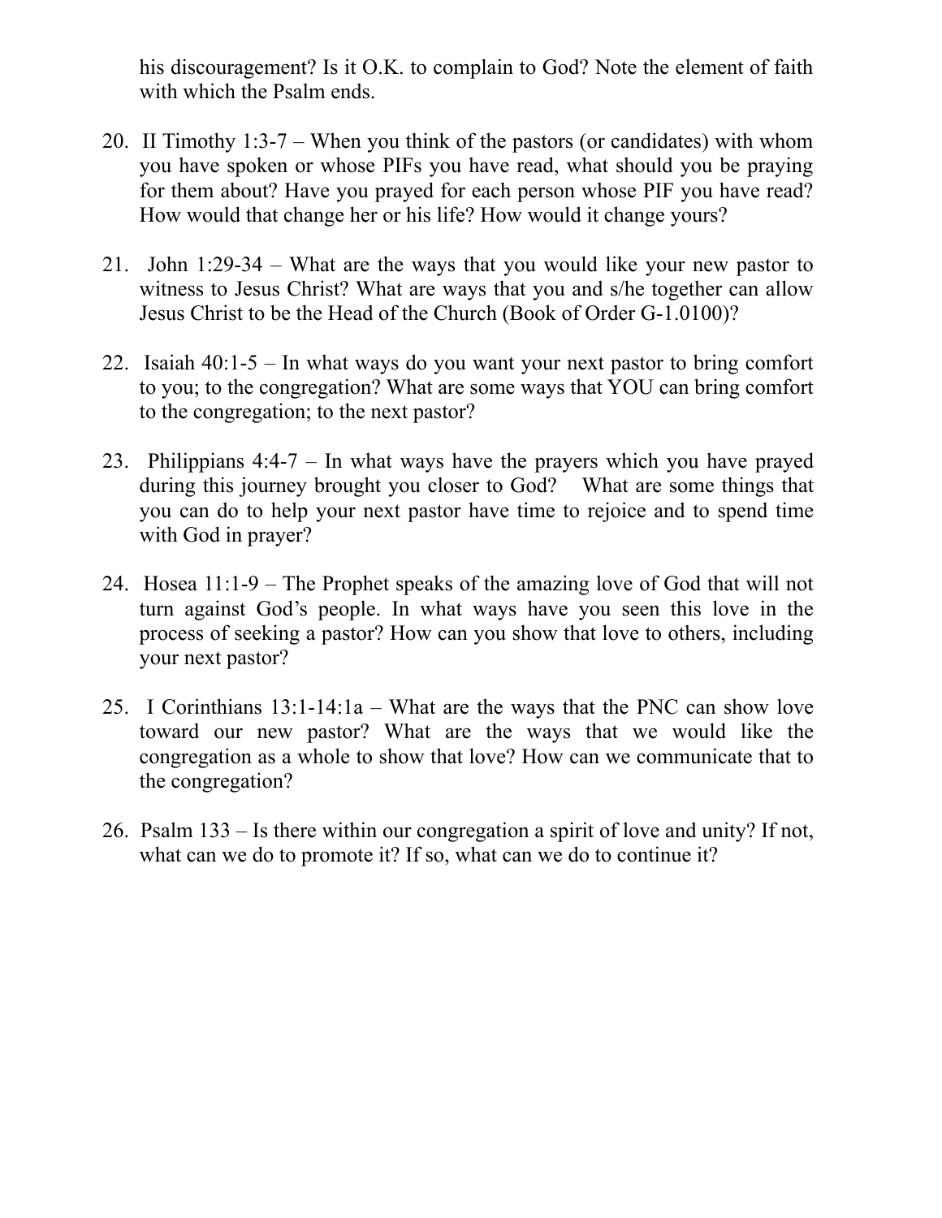his discouragement? Is it O.K. to complain to God? Note the element of faith with which the Psalm ends.

20. II Timothy 1:3-7 – When you think of the pastors (or candidates) with whom you have spoken or whose PIFs you have read, what should you be praying for them about? Have you prayed for each person whose PIF you have read? How would that change her or his life? How would it change yours?

21. John 1:29-34 – What are the ways that you would like your new pastor to witness to Jesus Christ? What are ways that you and s/he together can allow Jesus Christ to be the Head of the Church (Book of Order G-1.0100)?

22. Isaiah 40:1-5 – In what ways do you want your next pastor to bring comfort to you; to the congregation? What are some ways that YOU can bring comfort to the congregation; to the next pastor?

23. Philippians 4:4-7 – In what ways have the prayers which you have prayed during this journey brought you closer to God? What are some things that you can do to help your next pastor have time to rejoice and to spend time with God in prayer?

24. Hosea 11:1-9 – The Prophet speaks of the amazing love of God that will not turn against God's people. In what ways have you seen this love in the process of seeking a pastor? How can you show that love to others, including your next pastor?

25. I Corinthians 13:1-14:1a – What are the ways that the PNC can show love toward our new pastor? What are the ways that we would like the congregation as a whole to show that love? How can we communicate that to the congregation?

26. Psalm 133 – Is there within our congregation a spirit of love and unity? If not, what can we do to promote it? If so, what can we do to continue it?